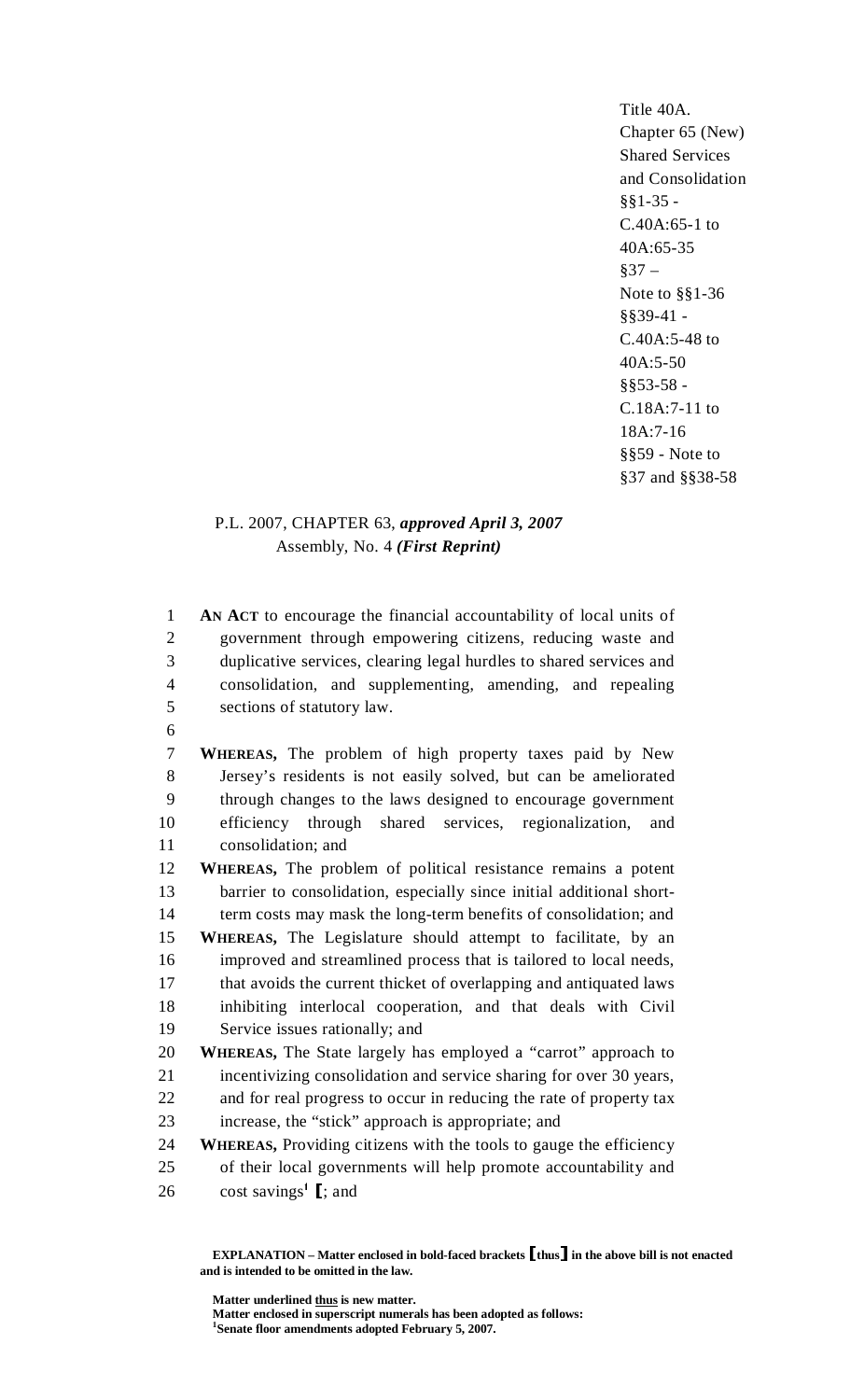Title 40A.
Chapter 65 (New)
Shared Services
and Consolidation
§§1-35 -
C.40A:65-1 to
40A:65-35
§37 –
Note to §§1-36
§§39-41 -
C.40A:5-48 to
40A:5-50
§§53-58 -
C.18A:7-11 to
18A:7-16
§§59 - Note to
§37 and §§38-58

P.L. 2007, CHAPTER 63, ***approved April 3, 2007***
Assembly, No. 4 ***(First Reprint)***

**AN ACT** to encourage the financial accountability of local units of government through empowering citizens, reducing waste and duplicative services, clearing legal hurdles to shared services and consolidation, and supplementing, amending, and repealing sections of statutory law.

**WHEREAS,** The problem of high property taxes paid by New Jersey's residents is not easily solved, but can be ameliorated through changes to the laws designed to encourage government efficiency through shared services, regionalization, and consolidation; and

**WHEREAS,** The problem of political resistance remains a potent barrier to consolidation, especially since initial additional short-term costs may mask the long-term benefits of consolidation; and

**WHEREAS,** The Legislature should attempt to facilitate, by an improved and streamlined process that is tailored to local needs, that avoids the current thicket of overlapping and antiquated laws inhibiting interlocal cooperation, and that deals with Civil Service issues rationally; and

**WHEREAS,** The State largely has employed a "carrot" approach to incentivizing consolidation and service sharing for over 30 years, and for real progress to occur in reducing the rate of property tax increase, the "stick" approach is appropriate; and

**WHEREAS,** Providing citizens with the tools to gauge the efficiency of their local governments will help promote accountability and cost savings[1] **[**; and

**EXPLANATION – Matter enclosed in bold-faced brackets [thus] in the above bill is not enacted and is intended to be omitted in the law.**

**Matter underlined thus is new matter.**
**Matter enclosed in superscript numerals has been adopted as follows:**
**[1]Senate floor amendments adopted February 5, 2007.**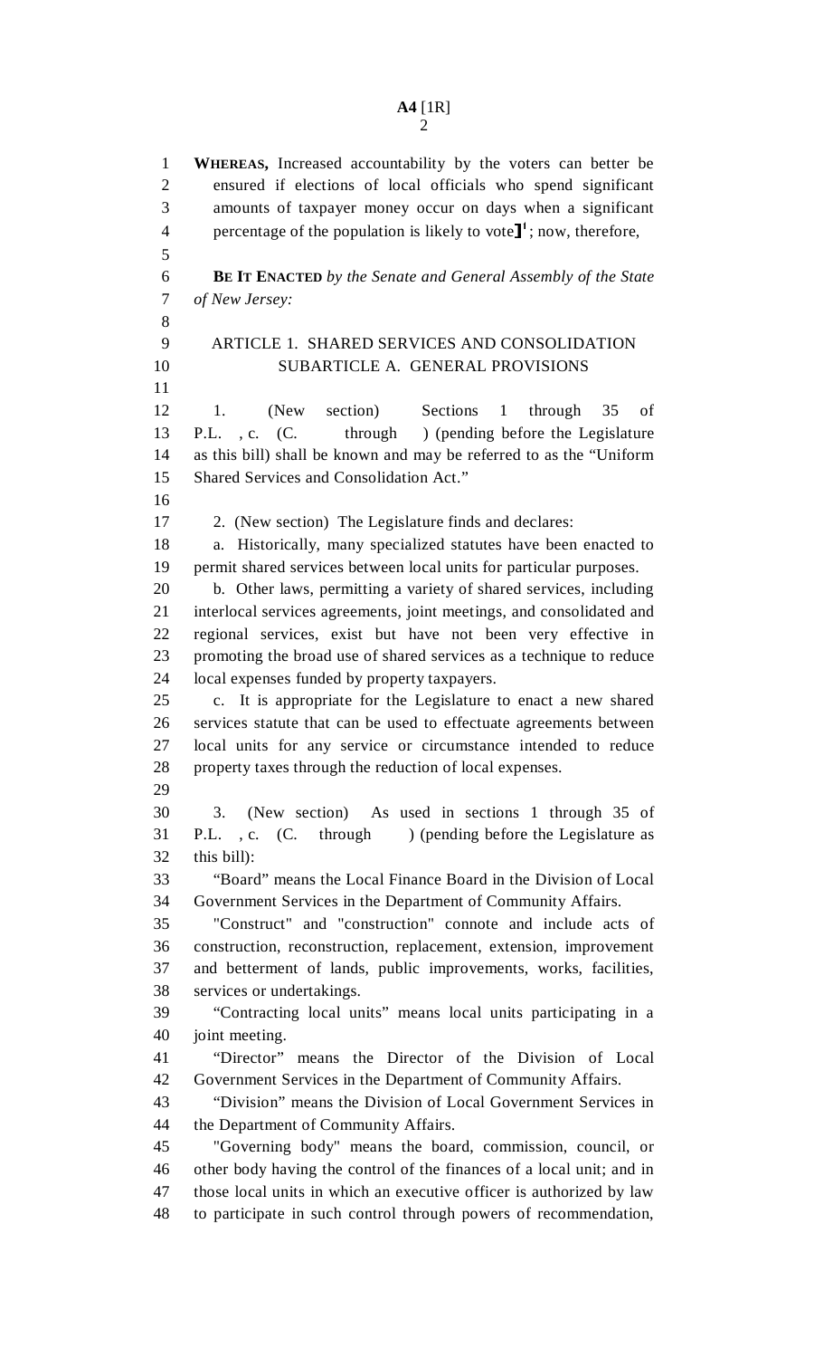**WHEREAS,** Increased accountability by the voters can better be ensured if elections of local officials who spend significant amounts of taxpayer money occur on days when a significant percentage of the population is likely to vote]¹; now, therefore,

**BE IT ENACTED** *by the Senate and General Assembly of the State of New Jersey:*

ARTICLE 1. SHARED SERVICES AND CONSOLIDATION

SUBARTICLE A. GENERAL PROVISIONS

1. (New section) Sections 1 through 35 of P.L. , c. (C. through ) (pending before the Legislature as this bill) shall be known and may be referred to as the "Uniform Shared Services and Consolidation Act."

2. (New section) The Legislature finds and declares:

a. Historically, many specialized statutes have been enacted to permit shared services between local units for particular purposes.

b. Other laws, permitting a variety of shared services, including interlocal services agreements, joint meetings, and consolidated and regional services, exist but have not been very effective in promoting the broad use of shared services as a technique to reduce local expenses funded by property taxpayers.

c. It is appropriate for the Legislature to enact a new shared services statute that can be used to effectuate agreements between local units for any service or circumstance intended to reduce property taxes through the reduction of local expenses.

3. (New section) As used in sections 1 through 35 of P.L. , c. (C. through ) (pending before the Legislature as this bill):

"Board" means the Local Finance Board in the Division of Local Government Services in the Department of Community Affairs.

"Construct" and "construction" connote and include acts of construction, reconstruction, replacement, extension, improvement and betterment of lands, public improvements, works, facilities, services or undertakings.

"Contracting local units" means local units participating in a joint meeting.

"Director" means the Director of the Division of Local Government Services in the Department of Community Affairs.

"Division" means the Division of Local Government Services in the Department of Community Affairs.

"Governing body" means the board, commission, council, or other body having the control of the finances of a local unit; and in those local units in which an executive officer is authorized by law to participate in such control through powers of recommendation,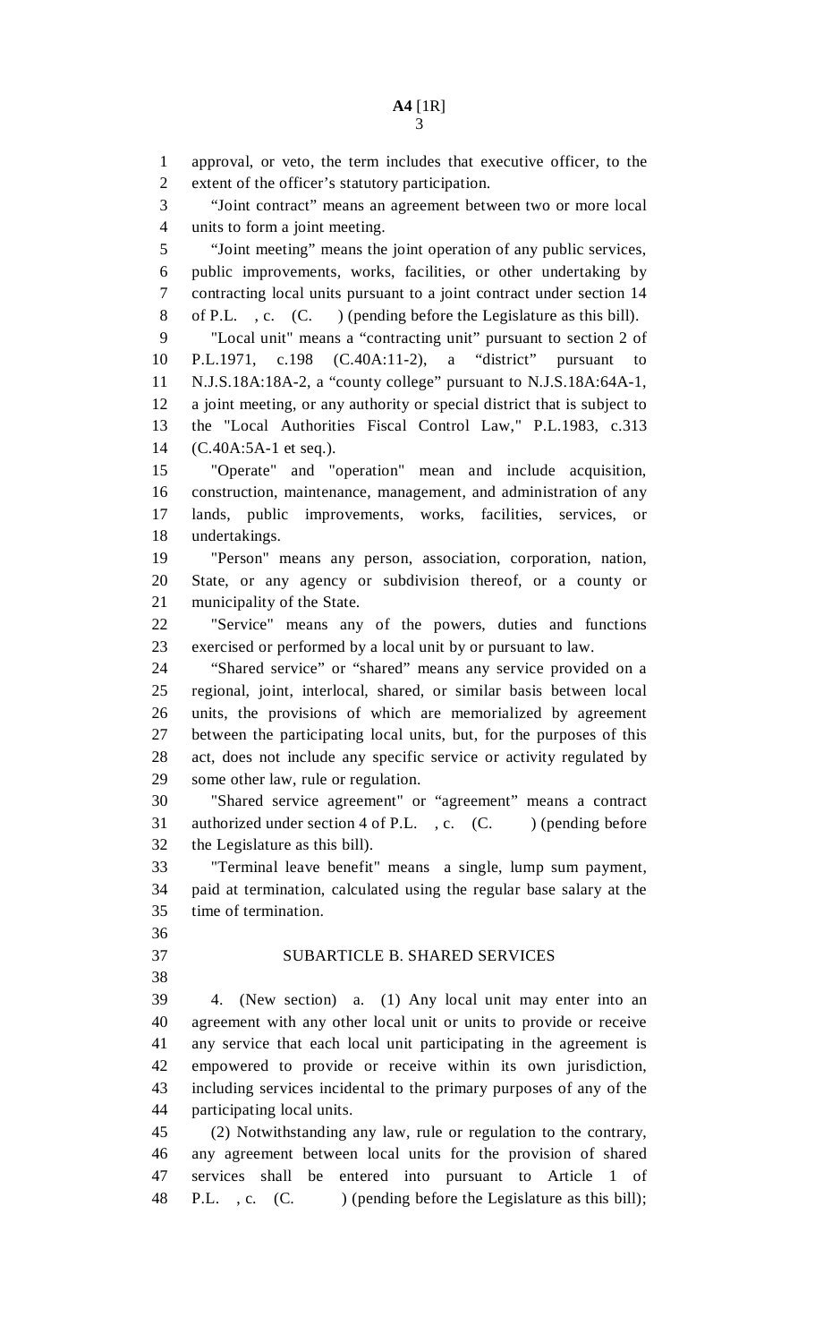approval, or veto, the term includes that executive officer, to the extent of the officer's statutory participation.

"Joint contract" means an agreement between two or more local units to form a joint meeting.

"Joint meeting" means the joint operation of any public services, public improvements, works, facilities, or other undertaking by contracting local units pursuant to a joint contract under section 14 of P.L. , c. (C. ) (pending before the Legislature as this bill).

"Local unit" means a "contracting unit" pursuant to section 2 of P.L.1971, c.198 (C.40A:11-2), a "district" pursuant to N.J.S.18A:18A-2, a "county college" pursuant to N.J.S.18A:64A-1, a joint meeting, or any authority or special district that is subject to the "Local Authorities Fiscal Control Law," P.L.1983, c.313 (C.40A:5A-1 et seq.).

"Operate" and "operation" mean and include acquisition, construction, maintenance, management, and administration of any lands, public improvements, works, facilities, services, or undertakings.

"Person" means any person, association, corporation, nation, State, or any agency or subdivision thereof, or a county or municipality of the State.

"Service" means any of the powers, duties and functions exercised or performed by a local unit by or pursuant to law.

"Shared service" or "shared" means any service provided on a regional, joint, interlocal, shared, or similar basis between local units, the provisions of which are memorialized by agreement between the participating local units, but, for the purposes of this act, does not include any specific service or activity regulated by some other law, rule or regulation.

"Shared service agreement" or "agreement" means a contract authorized under section 4 of P.L. , c. (C. ) (pending before the Legislature as this bill).

"Terminal leave benefit" means a single, lump sum payment, paid at termination, calculated using the regular base salary at the time of termination.

## SUBARTICLE B. SHARED SERVICES

4. (New section) a. (1) Any local unit may enter into an agreement with any other local unit or units to provide or receive any service that each local unit participating in the agreement is empowered to provide or receive within its own jurisdiction, including services incidental to the primary purposes of any of the participating local units.

(2) Notwithstanding any law, rule or regulation to the contrary, any agreement between local units for the provision of shared services shall be entered into pursuant to Article 1 of P.L. , c. (C. ) (pending before the Legislature as this bill);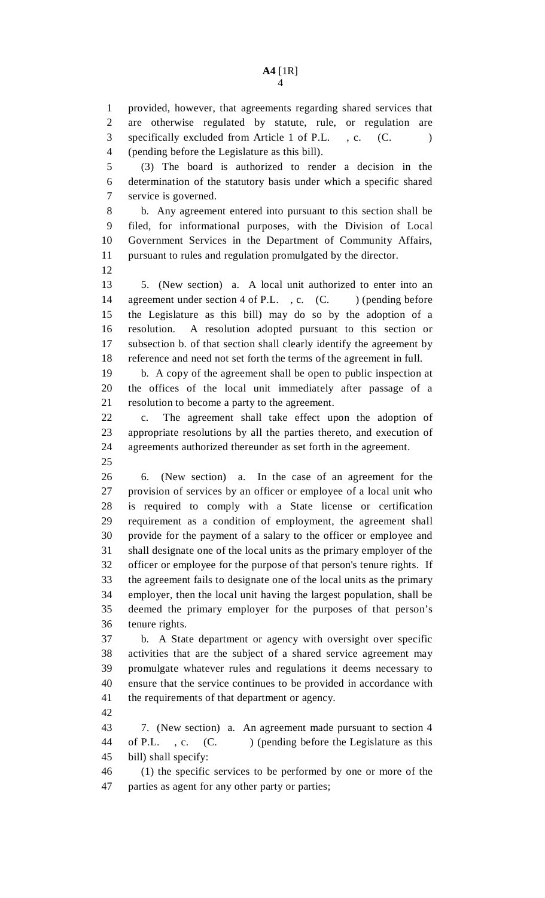provided, however, that agreements regarding shared services that are otherwise regulated by statute, rule, or regulation are specifically excluded from Article 1 of P.L. , c. (C. ) (pending before the Legislature as this bill).

(3) The board is authorized to render a decision in the determination of the statutory basis under which a specific shared service is governed.

b. Any agreement entered into pursuant to this section shall be filed, for informational purposes, with the Division of Local Government Services in the Department of Community Affairs, pursuant to rules and regulation promulgated by the director.

5. (New section) a. A local unit authorized to enter into an agreement under section 4 of P.L. , c. (C. ) (pending before the Legislature as this bill) may do so by the adoption of a resolution. A resolution adopted pursuant to this section or subsection b. of that section shall clearly identify the agreement by reference and need not set forth the terms of the agreement in full.

b. A copy of the agreement shall be open to public inspection at the offices of the local unit immediately after passage of a resolution to become a party to the agreement.

c. The agreement shall take effect upon the adoption of appropriate resolutions by all the parties thereto, and execution of agreements authorized thereunder as set forth in the agreement.

6. (New section) a. In the case of an agreement for the provision of services by an officer or employee of a local unit who is required to comply with a State license or certification requirement as a condition of employment, the agreement shall provide for the payment of a salary to the officer or employee and shall designate one of the local units as the primary employer of the officer or employee for the purpose of that person's tenure rights. If the agreement fails to designate one of the local units as the primary employer, then the local unit having the largest population, shall be deemed the primary employer for the purposes of that person's tenure rights.

b. A State department or agency with oversight over specific activities that are the subject of a shared service agreement may promulgate whatever rules and regulations it deems necessary to ensure that the service continues to be provided in accordance with the requirements of that department or agency.

7. (New section) a. An agreement made pursuant to section 4 of P.L. , c. (C. ) (pending before the Legislature as this bill) shall specify:

(1) the specific services to be performed by one or more of the parties as agent for any other party or parties;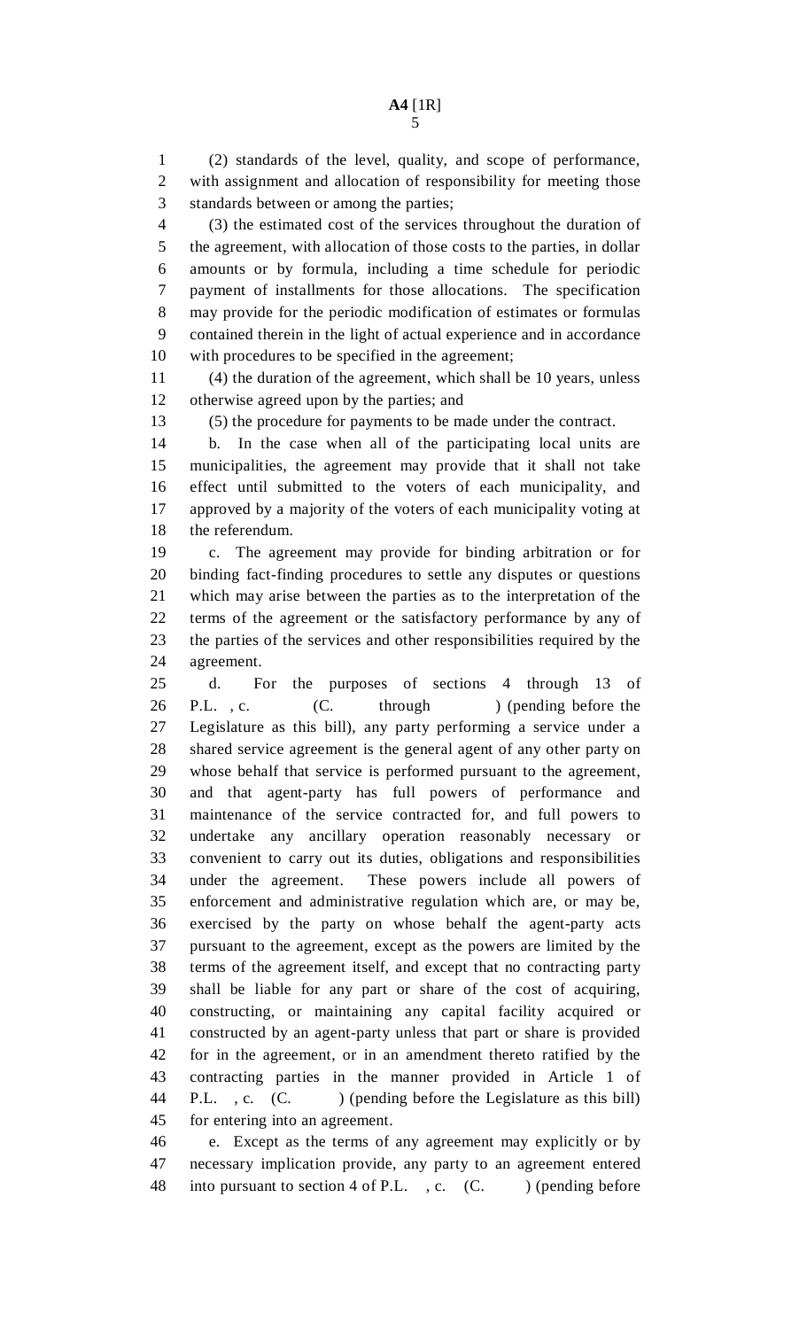(2) standards of the level, quality, and scope of performance, with assignment and allocation of responsibility for meeting those standards between or among the parties;

(3) the estimated cost of the services throughout the duration of the agreement, with allocation of those costs to the parties, in dollar amounts or by formula, including a time schedule for periodic payment of installments for those allocations. The specification may provide for the periodic modification of estimates or formulas contained therein in the light of actual experience and in accordance with procedures to be specified in the agreement;

(4) the duration of the agreement, which shall be 10 years, unless otherwise agreed upon by the parties; and

(5) the procedure for payments to be made under the contract.

b. In the case when all of the participating local units are municipalities, the agreement may provide that it shall not take effect until submitted to the voters of each municipality, and approved by a majority of the voters of each municipality voting at the referendum.

c. The agreement may provide for binding arbitration or for binding fact-finding procedures to settle any disputes or questions which may arise between the parties as to the interpretation of the terms of the agreement or the satisfactory performance by any of the parties of the services and other responsibilities required by the agreement.

d. For the purposes of sections 4 through 13 of P.L. , c. (C. through ) (pending before the Legislature as this bill), any party performing a service under a shared service agreement is the general agent of any other party on whose behalf that service is performed pursuant to the agreement, and that agent-party has full powers of performance and maintenance of the service contracted for, and full powers to undertake any ancillary operation reasonably necessary or convenient to carry out its duties, obligations and responsibilities under the agreement. These powers include all powers of enforcement and administrative regulation which are, or may be, exercised by the party on whose behalf the agent-party acts pursuant to the agreement, except as the powers are limited by the terms of the agreement itself, and except that no contracting party shall be liable for any part or share of the cost of acquiring, constructing, or maintaining any capital facility acquired or constructed by an agent-party unless that part or share is provided for in the agreement, or in an amendment thereto ratified by the contracting parties in the manner provided in Article 1 of P.L. , c. (C. ) (pending before the Legislature as this bill) for entering into an agreement.

e. Except as the terms of any agreement may explicitly or by necessary implication provide, any party to an agreement entered into pursuant to section 4 of P.L. , c. (C. ) (pending before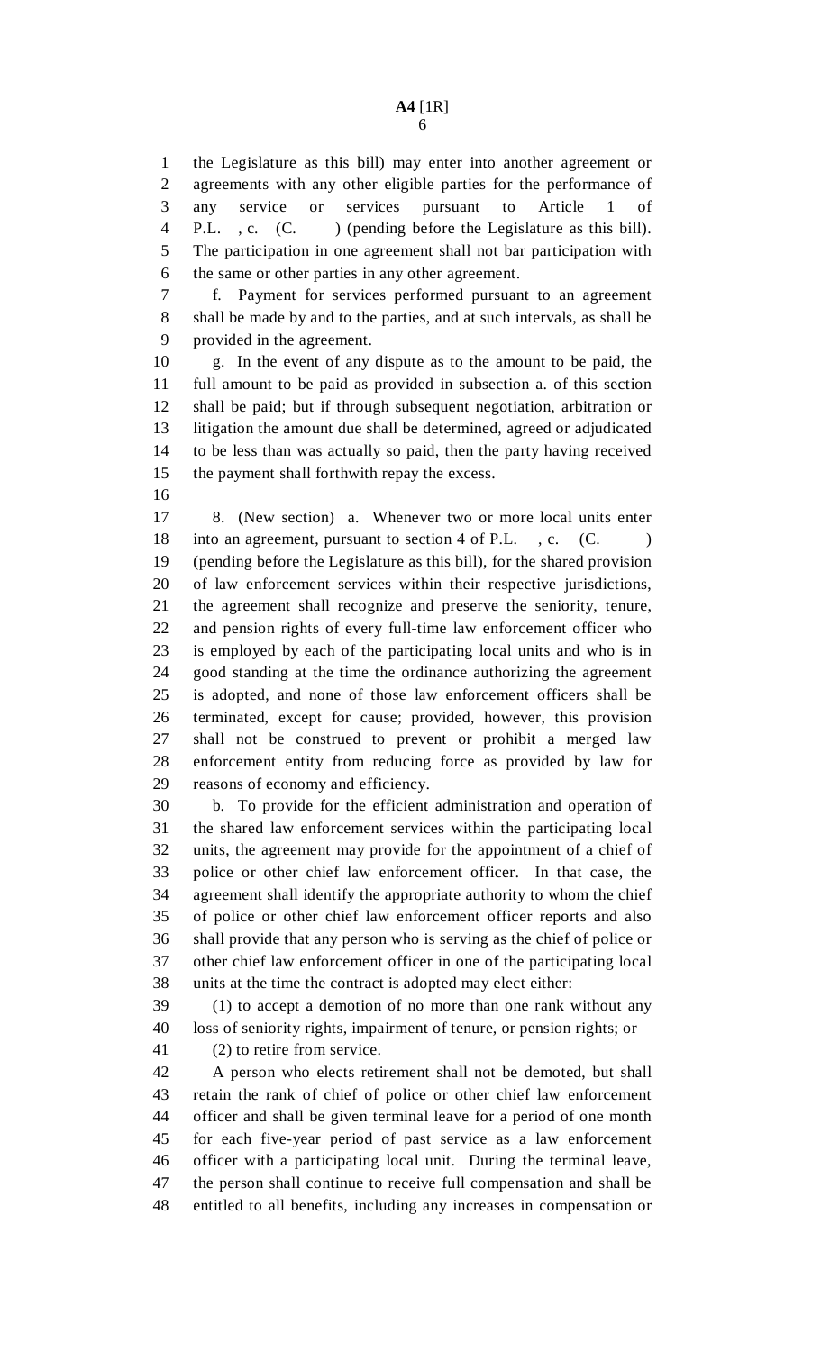the Legislature as this bill) may enter into another agreement or agreements with any other eligible parties for the performance of any service or services pursuant to Article 1 of P.L. , c. (C. ) (pending before the Legislature as this bill). The participation in one agreement shall not bar participation with the same or other parties in any other agreement.

f. Payment for services performed pursuant to an agreement shall be made by and to the parties, and at such intervals, as shall be provided in the agreement.

g. In the event of any dispute as to the amount to be paid, the full amount to be paid as provided in subsection a. of this section shall be paid; but if through subsequent negotiation, arbitration or litigation the amount due shall be determined, agreed or adjudicated to be less than was actually so paid, then the party having received the payment shall forthwith repay the excess.

8. (New section) a. Whenever two or more local units enter into an agreement, pursuant to section 4 of P.L. , c. (C. ) (pending before the Legislature as this bill), for the shared provision of law enforcement services within their respective jurisdictions, the agreement shall recognize and preserve the seniority, tenure, and pension rights of every full-time law enforcement officer who is employed by each of the participating local units and who is in good standing at the time the ordinance authorizing the agreement is adopted, and none of those law enforcement officers shall be terminated, except for cause; provided, however, this provision shall not be construed to prevent or prohibit a merged law enforcement entity from reducing force as provided by law for reasons of economy and efficiency.

b. To provide for the efficient administration and operation of the shared law enforcement services within the participating local units, the agreement may provide for the appointment of a chief of police or other chief law enforcement officer. In that case, the agreement shall identify the appropriate authority to whom the chief of police or other chief law enforcement officer reports and also shall provide that any person who is serving as the chief of police or other chief law enforcement officer in one of the participating local units at the time the contract is adopted may elect either:

(1) to accept a demotion of no more than one rank without any loss of seniority rights, impairment of tenure, or pension rights; or

(2) to retire from service.

A person who elects retirement shall not be demoted, but shall retain the rank of chief of police or other chief law enforcement officer and shall be given terminal leave for a period of one month for each five-year period of past service as a law enforcement officer with a participating local unit. During the terminal leave, the person shall continue to receive full compensation and shall be entitled to all benefits, including any increases in compensation or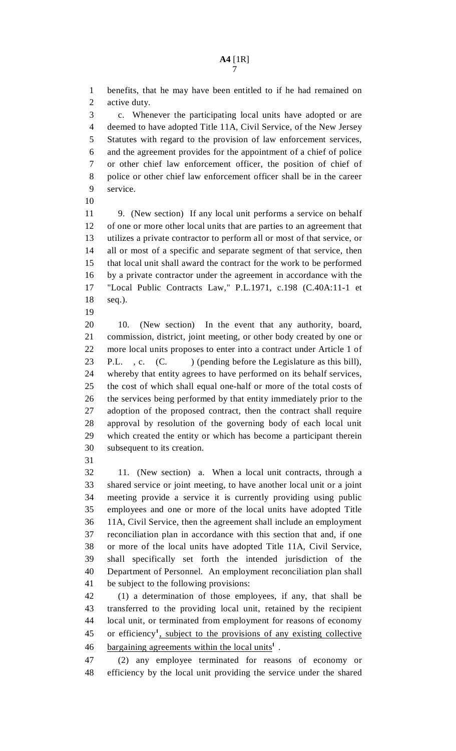benefits, that he may have been entitled to if he had remained on active duty.

c. Whenever the participating local units have adopted or are deemed to have adopted Title 11A, Civil Service, of the New Jersey Statutes with regard to the provision of law enforcement services, and the agreement provides for the appointment of a chief of police or other chief law enforcement officer, the position of chief of police or other chief law enforcement officer shall be in the career service.

9. (New section) If any local unit performs a service on behalf of one or more other local units that are parties to an agreement that utilizes a private contractor to perform all or most of that service, or all or most of a specific and separate segment of that service, then that local unit shall award the contract for the work to be performed by a private contractor under the agreement in accordance with the "Local Public Contracts Law," P.L.1971, c.198 (C.40A:11-1 et seq.).

10. (New section) In the event that any authority, board, commission, district, joint meeting, or other body created by one or more local units proposes to enter into a contract under Article 1 of P.L. , c. (C. ) (pending before the Legislature as this bill), whereby that entity agrees to have performed on its behalf services, the cost of which shall equal one-half or more of the total costs of the services being performed by that entity immediately prior to the adoption of the proposed contract, then the contract shall require approval by resolution of the governing body of each local unit which created the entity or which has become a participant therein subsequent to its creation.

11. (New section) a. When a local unit contracts, through a shared service or joint meeting, to have another local unit or a joint meeting provide a service it is currently providing using public employees and one or more of the local units have adopted Title 11A, Civil Service, then the agreement shall include an employment reconciliation plan in accordance with this section that and, if one or more of the local units have adopted Title 11A, Civil Service, shall specifically set forth the intended jurisdiction of the Department of Personnel. An employment reconciliation plan shall be subject to the following provisions:

(1) a determination of those employees, if any, that shall be transferred to the providing local unit, retained by the recipient local unit, or terminated from employment for reasons of economy or efficiency[1], subject to the provisions of any existing collective bargaining agreements within the local units[1] .

(2) any employee terminated for reasons of economy or efficiency by the local unit providing the service under the shared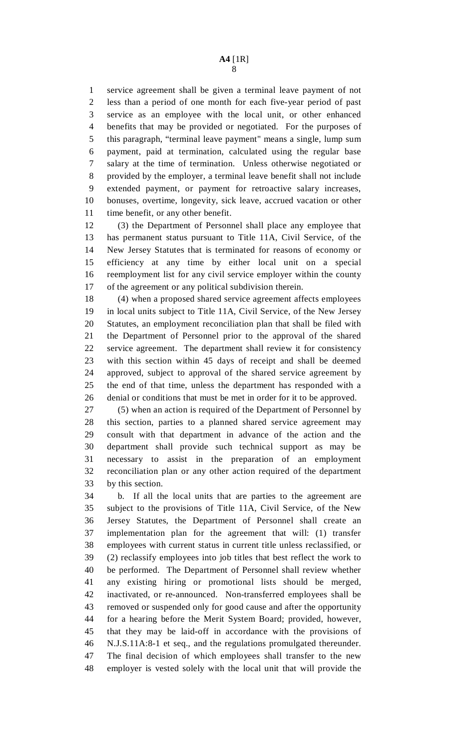service agreement shall be given a terminal leave payment of not less than a period of one month for each five-year period of past service as an employee with the local unit, or other enhanced benefits that may be provided or negotiated. For the purposes of this paragraph, "terminal leave payment" means a single, lump sum payment, paid at termination, calculated using the regular base salary at the time of termination. Unless otherwise negotiated or provided by the employer, a terminal leave benefit shall not include extended payment, or payment for retroactive salary increases, bonuses, overtime, longevity, sick leave, accrued vacation or other time benefit, or any other benefit.

(3) the Department of Personnel shall place any employee that has permanent status pursuant to Title 11A, Civil Service, of the New Jersey Statutes that is terminated for reasons of economy or efficiency at any time by either local unit on a special reemployment list for any civil service employer within the county of the agreement or any political subdivision therein.

(4) when a proposed shared service agreement affects employees in local units subject to Title 11A, Civil Service, of the New Jersey Statutes, an employment reconciliation plan that shall be filed with the Department of Personnel prior to the approval of the shared service agreement. The department shall review it for consistency with this section within 45 days of receipt and shall be deemed approved, subject to approval of the shared service agreement by the end of that time, unless the department has responded with a denial or conditions that must be met in order for it to be approved.

(5) when an action is required of the Department of Personnel by this section, parties to a planned shared service agreement may consult with that department in advance of the action and the department shall provide such technical support as may be necessary to assist in the preparation of an employment reconciliation plan or any other action required of the department by this section.

b. If all the local units that are parties to the agreement are subject to the provisions of Title 11A, Civil Service, of the New Jersey Statutes, the Department of Personnel shall create an implementation plan for the agreement that will: (1) transfer employees with current status in current title unless reclassified, or (2) reclassify employees into job titles that best reflect the work to be performed. The Department of Personnel shall review whether any existing hiring or promotional lists should be merged, inactivated, or re-announced. Non-transferred employees shall be removed or suspended only for good cause and after the opportunity for a hearing before the Merit System Board; provided, however, that they may be laid-off in accordance with the provisions of N.J.S.11A:8-1 et seq., and the regulations promulgated thereunder. The final decision of which employees shall transfer to the new employer is vested solely with the local unit that will provide the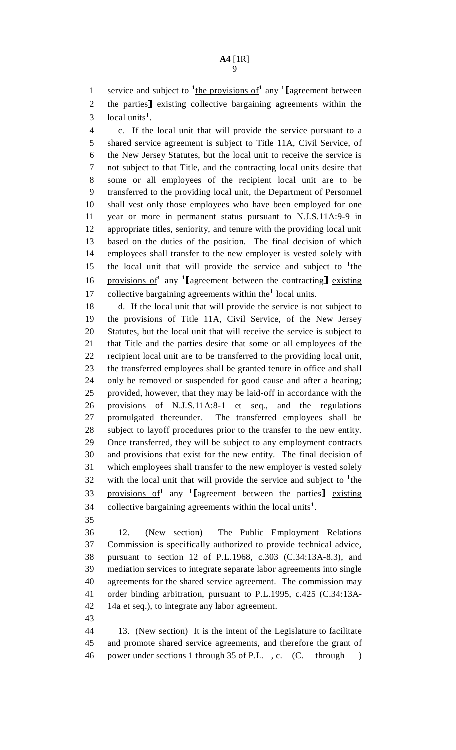service and subject to [1]the provisions of[1] any [1]⟦agreement between the parties⟧ existing collective bargaining agreements within the local units[1].

c. If the local unit that will provide the service pursuant to a shared service agreement is subject to Title 11A, Civil Service, of the New Jersey Statutes, but the local unit to receive the service is not subject to that Title, and the contracting local units desire that some or all employees of the recipient local unit are to be transferred to the providing local unit, the Department of Personnel shall vest only those employees who have been employed for one year or more in permanent status pursuant to N.J.S.11A:9-9 in appropriate titles, seniority, and tenure with the providing local unit based on the duties of the position. The final decision of which employees shall transfer to the new employer is vested solely with the local unit that will provide the service and subject to [1]the provisions of[1] any [1]⟦agreement between the contracting⟧ existing collective bargaining agreements within the[1] local units.

d. If the local unit that will provide the service is not subject to the provisions of Title 11A, Civil Service, of the New Jersey Statutes, but the local unit that will receive the service is subject to that Title and the parties desire that some or all employees of the recipient local unit are to be transferred to the providing local unit, the transferred employees shall be granted tenure in office and shall only be removed or suspended for good cause and after a hearing; provided, however, that they may be laid-off in accordance with the provisions of N.J.S.11A:8-1 et seq., and the regulations promulgated thereunder. The transferred employees shall be subject to layoff procedures prior to the transfer to the new entity. Once transferred, they will be subject to any employment contracts and provisions that exist for the new entity. The final decision of which employees shall transfer to the new employer is vested solely with the local unit that will provide the service and subject to [1]the provisions of[1] any [1]⟦agreement between the parties⟧ existing collective bargaining agreements within the local units[1].

12. (New section) The Public Employment Relations Commission is specifically authorized to provide technical advice, pursuant to section 12 of P.L.1968, c.303 (C.34:13A-8.3), and mediation services to integrate separate labor agreements into single agreements for the shared service agreement. The commission may order binding arbitration, pursuant to P.L.1995, c.425 (C.34:13A-14a et seq.), to integrate any labor agreement.

13. (New section) It is the intent of the Legislature to facilitate and promote shared service agreements, and therefore the grant of power under sections 1 through 35 of P.L. , c. (C. through )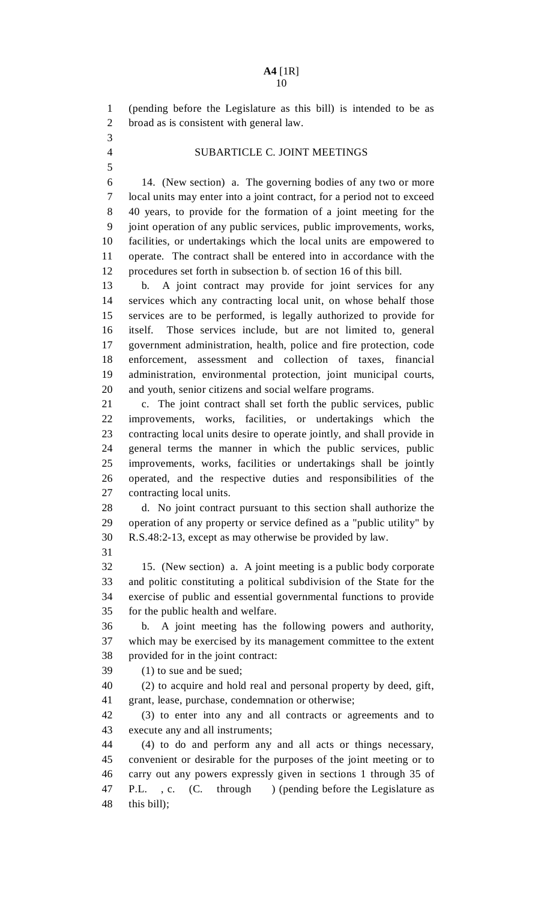(pending before the Legislature as this bill) is intended to be as broad as is consistent with general law.

## SUBARTICLE C. JOINT MEETINGS

14. (New section) a. The governing bodies of any two or more local units may enter into a joint contract, for a period not to exceed 40 years, to provide for the formation of a joint meeting for the joint operation of any public services, public improvements, works, facilities, or undertakings which the local units are empowered to operate. The contract shall be entered into in accordance with the procedures set forth in subsection b. of section 16 of this bill.

b. A joint contract may provide for joint services for any services which any contracting local unit, on whose behalf those services are to be performed, is legally authorized to provide for itself. Those services include, but are not limited to, general government administration, health, police and fire protection, code enforcement, assessment and collection of taxes, financial administration, environmental protection, joint municipal courts, and youth, senior citizens and social welfare programs.

c. The joint contract shall set forth the public services, public improvements, works, facilities, or undertakings which the contracting local units desire to operate jointly, and shall provide in general terms the manner in which the public services, public improvements, works, facilities or undertakings shall be jointly operated, and the respective duties and responsibilities of the contracting local units.

d. No joint contract pursuant to this section shall authorize the operation of any property or service defined as a "public utility" by R.S.48:2-13, except as may otherwise be provided by law.

15. (New section) a. A joint meeting is a public body corporate and politic constituting a political subdivision of the State for the exercise of public and essential governmental functions to provide for the public health and welfare.

b. A joint meeting has the following powers and authority, which may be exercised by its management committee to the extent provided for in the joint contract:

(1) to sue and be sued;

(2) to acquire and hold real and personal property by deed, gift, grant, lease, purchase, condemnation or otherwise;

(3) to enter into any and all contracts or agreements and to execute any and all instruments;

(4) to do and perform any and all acts or things necessary, convenient or desirable for the purposes of the joint meeting or to carry out any powers expressly given in sections 1 through 35 of P.L. , c. (C. through ) (pending before the Legislature as this bill);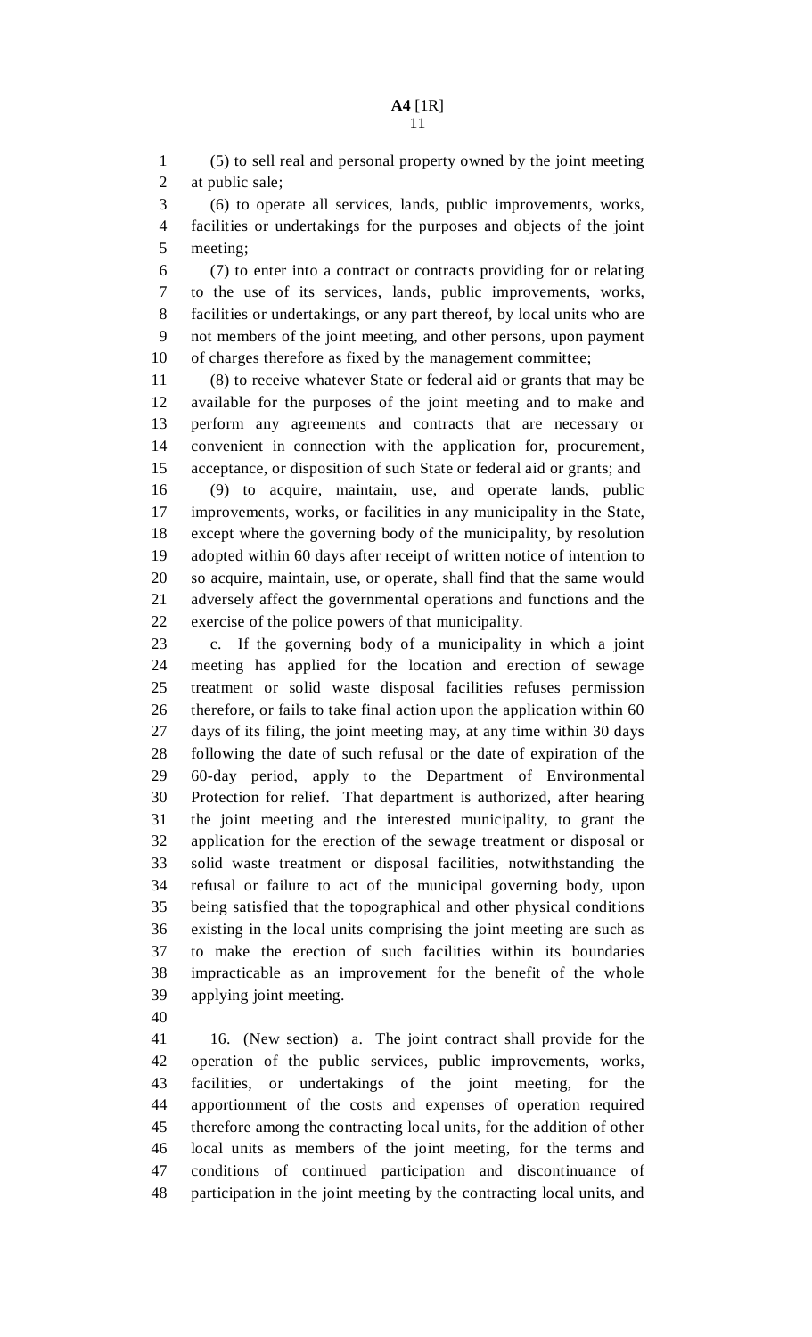(5) to sell real and personal property owned by the joint meeting at public sale;

(6) to operate all services, lands, public improvements, works, facilities or undertakings for the purposes and objects of the joint meeting;

(7) to enter into a contract or contracts providing for or relating to the use of its services, lands, public improvements, works, facilities or undertakings, or any part thereof, by local units who are not members of the joint meeting, and other persons, upon payment of charges therefore as fixed by the management committee;

(8) to receive whatever State or federal aid or grants that may be available for the purposes of the joint meeting and to make and perform any agreements and contracts that are necessary or convenient in connection with the application for, procurement, acceptance, or disposition of such State or federal aid or grants; and

(9) to acquire, maintain, use, and operate lands, public improvements, works, or facilities in any municipality in the State, except where the governing body of the municipality, by resolution adopted within 60 days after receipt of written notice of intention to so acquire, maintain, use, or operate, shall find that the same would adversely affect the governmental operations and functions and the exercise of the police powers of that municipality.

c. If the governing body of a municipality in which a joint meeting has applied for the location and erection of sewage treatment or solid waste disposal facilities refuses permission therefore, or fails to take final action upon the application within 60 days of its filing, the joint meeting may, at any time within 30 days following the date of such refusal or the date of expiration of the 60-day period, apply to the Department of Environmental Protection for relief. That department is authorized, after hearing the joint meeting and the interested municipality, to grant the application for the erection of the sewage treatment or disposal or solid waste treatment or disposal facilities, notwithstanding the refusal or failure to act of the municipal governing body, upon being satisfied that the topographical and other physical conditions existing in the local units comprising the joint meeting are such as to make the erection of such facilities within its boundaries impracticable as an improvement for the benefit of the whole applying joint meeting.

16. (New section) a. The joint contract shall provide for the operation of the public services, public improvements, works, facilities, or undertakings of the joint meeting, for the apportionment of the costs and expenses of operation required therefore among the contracting local units, for the addition of other local units as members of the joint meeting, for the terms and conditions of continued participation and discontinuance of participation in the joint meeting by the contracting local units, and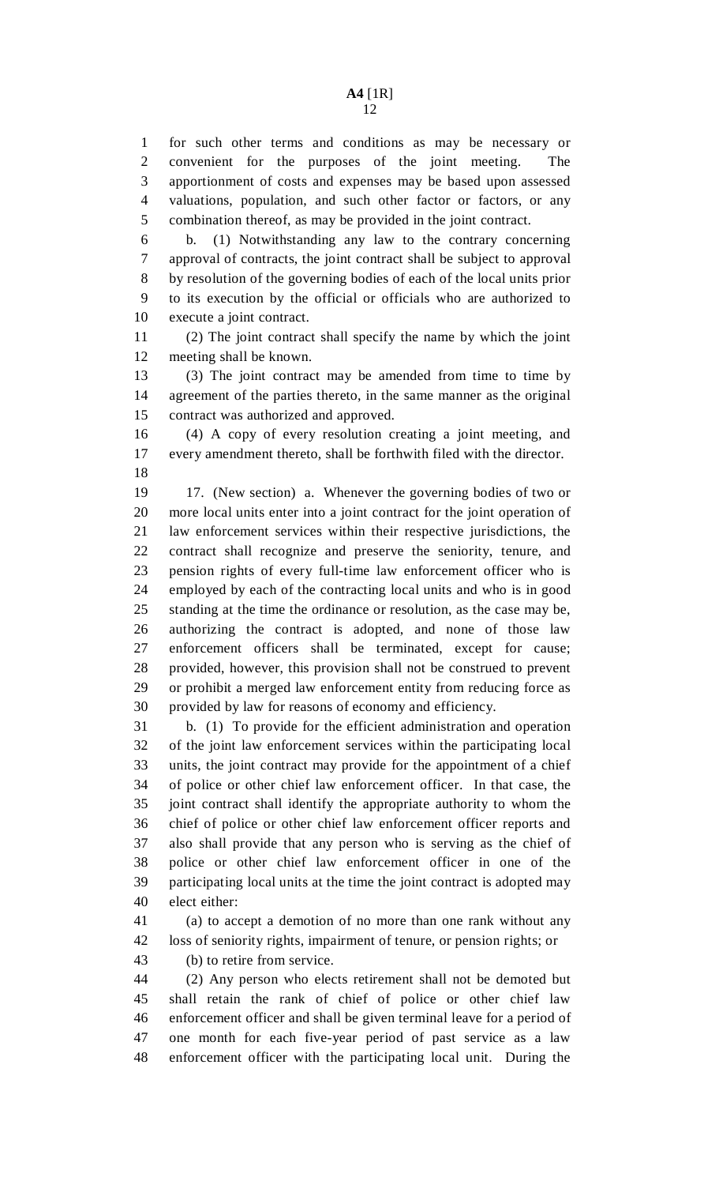for such other terms and conditions as may be necessary or convenient for the purposes of the joint meeting. The apportionment of costs and expenses may be based upon assessed valuations, population, and such other factor or factors, or any combination thereof, as may be provided in the joint contract.

b. (1) Notwithstanding any law to the contrary concerning approval of contracts, the joint contract shall be subject to approval by resolution of the governing bodies of each of the local units prior to its execution by the official or officials who are authorized to execute a joint contract.

(2) The joint contract shall specify the name by which the joint meeting shall be known.

(3) The joint contract may be amended from time to time by agreement of the parties thereto, in the same manner as the original contract was authorized and approved.

(4) A copy of every resolution creating a joint meeting, and every amendment thereto, shall be forthwith filed with the director.

17. (New section) a. Whenever the governing bodies of two or more local units enter into a joint contract for the joint operation of law enforcement services within their respective jurisdictions, the contract shall recognize and preserve the seniority, tenure, and pension rights of every full-time law enforcement officer who is employed by each of the contracting local units and who is in good standing at the time the ordinance or resolution, as the case may be, authorizing the contract is adopted, and none of those law enforcement officers shall be terminated, except for cause; provided, however, this provision shall not be construed to prevent or prohibit a merged law enforcement entity from reducing force as provided by law for reasons of economy and efficiency.

b. (1) To provide for the efficient administration and operation of the joint law enforcement services within the participating local units, the joint contract may provide for the appointment of a chief of police or other chief law enforcement officer. In that case, the joint contract shall identify the appropriate authority to whom the chief of police or other chief law enforcement officer reports and also shall provide that any person who is serving as the chief of police or other chief law enforcement officer in one of the participating local units at the time the joint contract is adopted may elect either:

(a) to accept a demotion of no more than one rank without any loss of seniority rights, impairment of tenure, or pension rights; or

(b) to retire from service.

(2) Any person who elects retirement shall not be demoted but shall retain the rank of chief of police or other chief law enforcement officer and shall be given terminal leave for a period of one month for each five-year period of past service as a law enforcement officer with the participating local unit. During the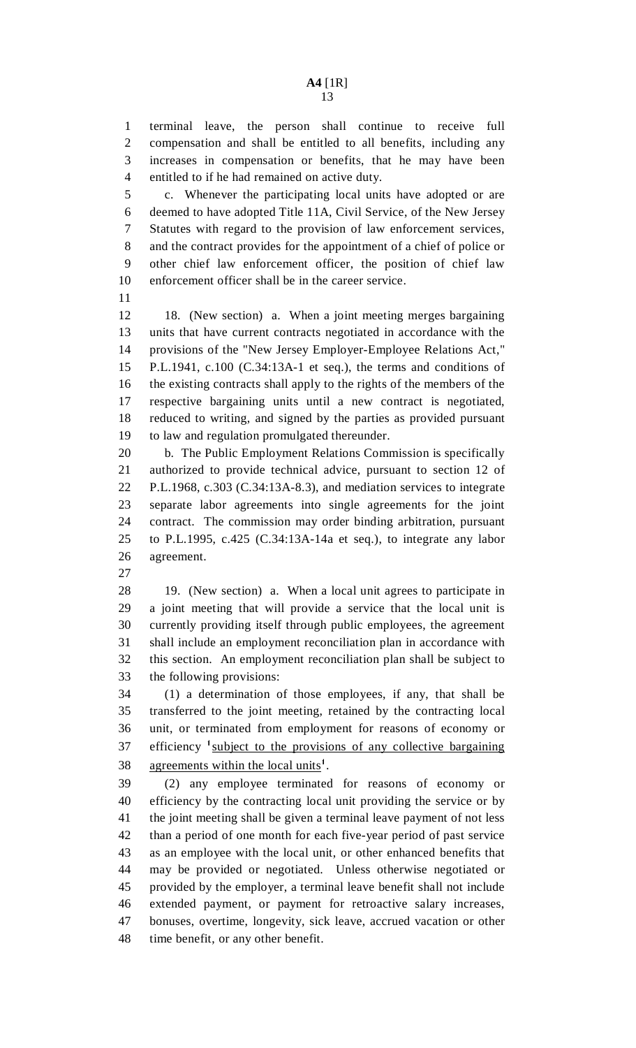terminal leave, the person shall continue to receive full compensation and shall be entitled to all benefits, including any increases in compensation or benefits, that he may have been entitled to if he had remained on active duty.

c. Whenever the participating local units have adopted or are deemed to have adopted Title 11A, Civil Service, of the New Jersey Statutes with regard to the provision of law enforcement services, and the contract provides for the appointment of a chief of police or other chief law enforcement officer, the position of chief law enforcement officer shall be in the career service.

18. (New section) a. When a joint meeting merges bargaining units that have current contracts negotiated in accordance with the provisions of the "New Jersey Employer-Employee Relations Act," P.L.1941, c.100 (C.34:13A-1 et seq.), the terms and conditions of the existing contracts shall apply to the rights of the members of the respective bargaining units until a new contract is negotiated, reduced to writing, and signed by the parties as provided pursuant to law and regulation promulgated thereunder.

b. The Public Employment Relations Commission is specifically authorized to provide technical advice, pursuant to section 12 of P.L.1968, c.303 (C.34:13A-8.3), and mediation services to integrate separate labor agreements into single agreements for the joint contract. The commission may order binding arbitration, pursuant to P.L.1995, c.425 (C.34:13A-14a et seq.), to integrate any labor agreement.

19. (New section) a. When a local unit agrees to participate in a joint meeting that will provide a service that the local unit is currently providing itself through public employees, the agreement shall include an employment reconciliation plan in accordance with this section. An employment reconciliation plan shall be subject to the following provisions:

(1) a determination of those employees, if any, that shall be transferred to the joint meeting, retained by the contracting local unit, or terminated from employment for reasons of economy or efficiency [1]<u>subject to the provisions of any collective bargaining agreements within the local units</u>[1].

(2) any employee terminated for reasons of economy or efficiency by the contracting local unit providing the service or by the joint meeting shall be given a terminal leave payment of not less than a period of one month for each five-year period of past service as an employee with the local unit, or other enhanced benefits that may be provided or negotiated. Unless otherwise negotiated or provided by the employer, a terminal leave benefit shall not include extended payment, or payment for retroactive salary increases, bonuses, overtime, longevity, sick leave, accrued vacation or other time benefit, or any other benefit.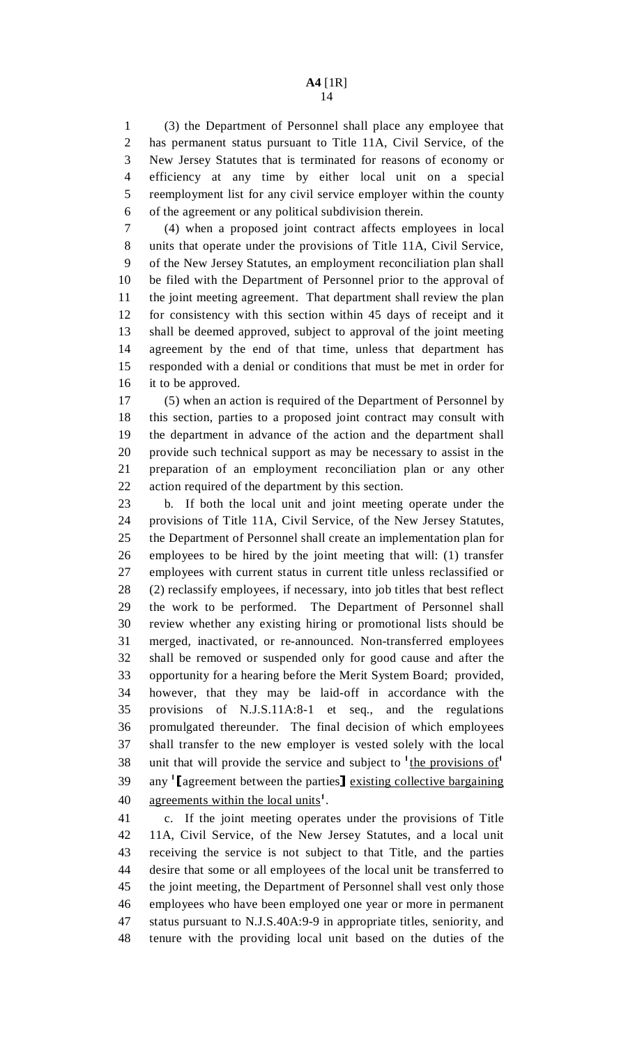(3) the Department of Personnel shall place any employee that has permanent status pursuant to Title 11A, Civil Service, of the New Jersey Statutes that is terminated for reasons of economy or efficiency at any time by either local unit on a special reemployment list for any civil service employer within the county of the agreement or any political subdivision therein.

(4) when a proposed joint contract affects employees in local units that operate under the provisions of Title 11A, Civil Service, of the New Jersey Statutes, an employment reconciliation plan shall be filed with the Department of Personnel prior to the approval of the joint meeting agreement. That department shall review the plan for consistency with this section within 45 days of receipt and it shall be deemed approved, subject to approval of the joint meeting agreement by the end of that time, unless that department has responded with a denial or conditions that must be met in order for it to be approved.

(5) when an action is required of the Department of Personnel by this section, parties to a proposed joint contract may consult with the department in advance of the action and the department shall provide such technical support as may be necessary to assist in the preparation of an employment reconciliation plan or any other action required of the department by this section.

b. If both the local unit and joint meeting operate under the provisions of Title 11A, Civil Service, of the New Jersey Statutes, the Department of Personnel shall create an implementation plan for employees to be hired by the joint meeting that will: (1) transfer employees with current status in current title unless reclassified or (2) reclassify employees, if necessary, into job titles that best reflect the work to be performed. The Department of Personnel shall review whether any existing hiring or promotional lists should be merged, inactivated, or re-announced. Non-transferred employees shall be removed or suspended only for good cause and after the opportunity for a hearing before the Merit System Board; provided, however, that they may be laid-off in accordance with the provisions of N.J.S.11A:8-1 et seq., and the regulations promulgated thereunder. The final decision of which employees shall transfer to the new employer is vested solely with the local unit that will provide the service and subject to [1]<u>the provisions of</u>[1] any [1]⟦agreement between the parties⟧ <u>existing collective bargaining agreements within the local units</u>[1].

c. If the joint meeting operates under the provisions of Title 11A, Civil Service, of the New Jersey Statutes, and a local unit receiving the service is not subject to that Title, and the parties desire that some or all employees of the local unit be transferred to the joint meeting, the Department of Personnel shall vest only those employees who have been employed one year or more in permanent status pursuant to N.J.S.40A:9-9 in appropriate titles, seniority, and tenure with the providing local unit based on the duties of the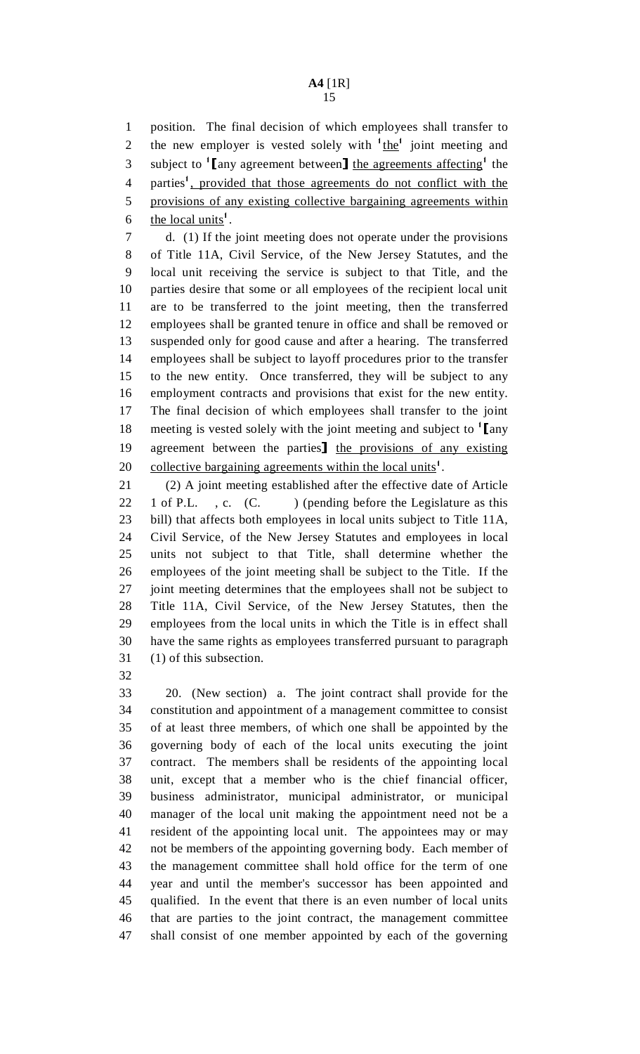position. The final decision of which employees shall transfer to the new employer is vested solely with [1]the[1] joint meeting and subject to [1]【any agreement between】 the agreements affecting[1] the parties[1], provided that those agreements do not conflict with the provisions of any existing collective bargaining agreements within the local units[1].

d. (1) If the joint meeting does not operate under the provisions of Title 11A, Civil Service, of the New Jersey Statutes, and the local unit receiving the service is subject to that Title, and the parties desire that some or all employees of the recipient local unit are to be transferred to the joint meeting, then the transferred employees shall be granted tenure in office and shall be removed or suspended only for good cause and after a hearing. The transferred employees shall be subject to layoff procedures prior to the transfer to the new entity. Once transferred, they will be subject to any employment contracts and provisions that exist for the new entity. The final decision of which employees shall transfer to the joint meeting is vested solely with the joint meeting and subject to [1]【any agreement between the parties】 the provisions of any existing collective bargaining agreements within the local units[1].

(2) A joint meeting established after the effective date of Article 1 of P.L. , c. (C. ) (pending before the Legislature as this bill) that affects both employees in local units subject to Title 11A, Civil Service, of the New Jersey Statutes and employees in local units not subject to that Title, shall determine whether the employees of the joint meeting shall be subject to the Title. If the joint meeting determines that the employees shall not be subject to Title 11A, Civil Service, of the New Jersey Statutes, then the employees from the local units in which the Title is in effect shall have the same rights as employees transferred pursuant to paragraph (1) of this subsection.

20. (New section) a. The joint contract shall provide for the constitution and appointment of a management committee to consist of at least three members, of which one shall be appointed by the governing body of each of the local units executing the joint contract. The members shall be residents of the appointing local unit, except that a member who is the chief financial officer, business administrator, municipal administrator, or municipal manager of the local unit making the appointment need not be a resident of the appointing local unit. The appointees may or may not be members of the appointing governing body. Each member of the management committee shall hold office for the term of one year and until the member's successor has been appointed and qualified. In the event that there is an even number of local units that are parties to the joint contract, the management committee shall consist of one member appointed by each of the governing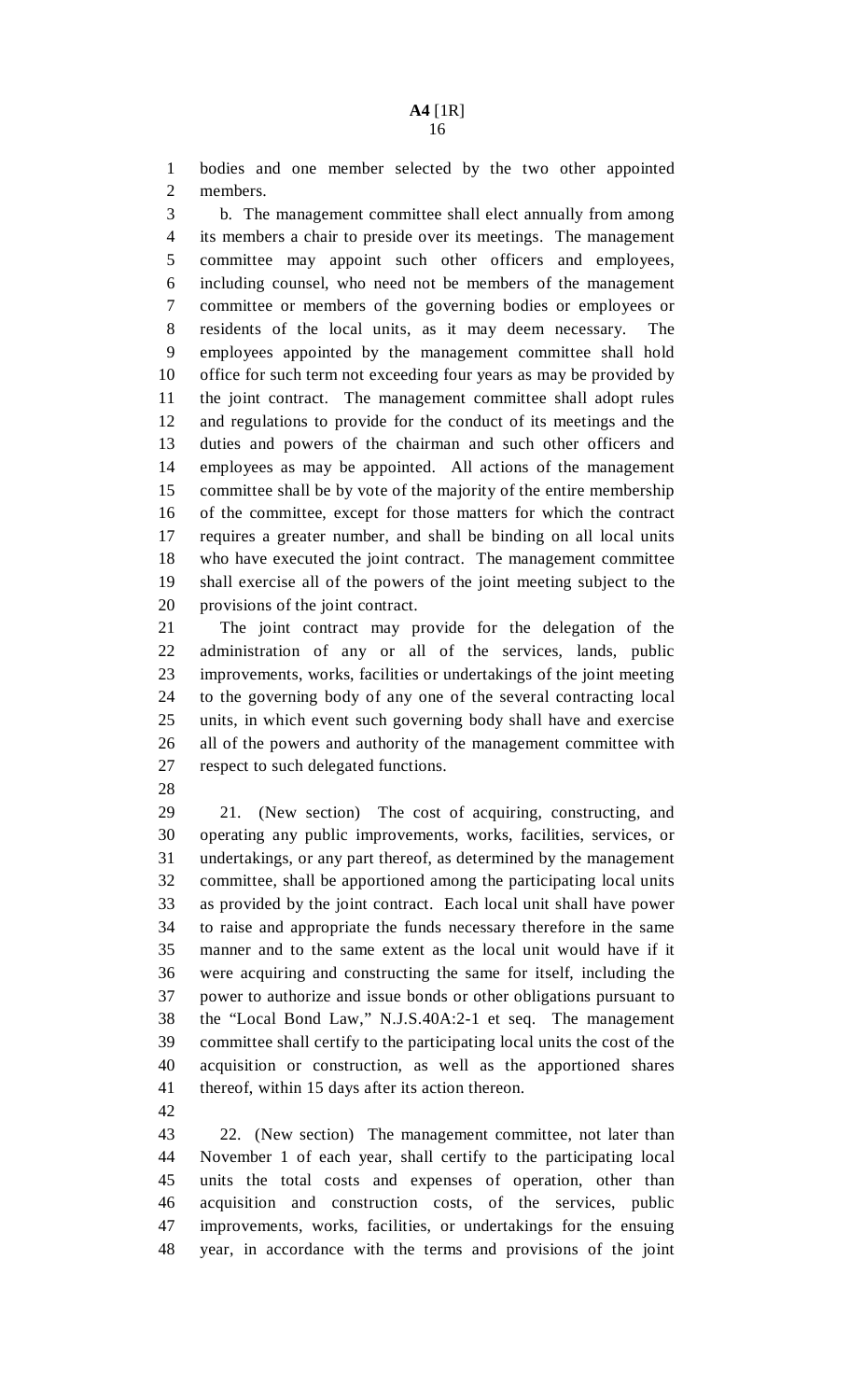bodies and one member selected by the two other appointed members.

b. The management committee shall elect annually from among its members a chair to preside over its meetings. The management committee may appoint such other officers and employees, including counsel, who need not be members of the management committee or members of the governing bodies or employees or residents of the local units, as it may deem necessary. The employees appointed by the management committee shall hold office for such term not exceeding four years as may be provided by the joint contract. The management committee shall adopt rules and regulations to provide for the conduct of its meetings and the duties and powers of the chairman and such other officers and employees as may be appointed. All actions of the management committee shall be by vote of the majority of the entire membership of the committee, except for those matters for which the contract requires a greater number, and shall be binding on all local units who have executed the joint contract. The management committee shall exercise all of the powers of the joint meeting subject to the provisions of the joint contract.

The joint contract may provide for the delegation of the administration of any or all of the services, lands, public improvements, works, facilities or undertakings of the joint meeting to the governing body of any one of the several contracting local units, in which event such governing body shall have and exercise all of the powers and authority of the management committee with respect to such delegated functions.

21. (New section) The cost of acquiring, constructing, and operating any public improvements, works, facilities, services, or undertakings, or any part thereof, as determined by the management committee, shall be apportioned among the participating local units as provided by the joint contract. Each local unit shall have power to raise and appropriate the funds necessary therefore in the same manner and to the same extent as the local unit would have if it were acquiring and constructing the same for itself, including the power to authorize and issue bonds or other obligations pursuant to the "Local Bond Law," N.J.S.40A:2-1 et seq. The management committee shall certify to the participating local units the cost of the acquisition or construction, as well as the apportioned shares thereof, within 15 days after its action thereon.

22. (New section) The management committee, not later than November 1 of each year, shall certify to the participating local units the total costs and expenses of operation, other than acquisition and construction costs, of the services, public improvements, works, facilities, or undertakings for the ensuing year, in accordance with the terms and provisions of the joint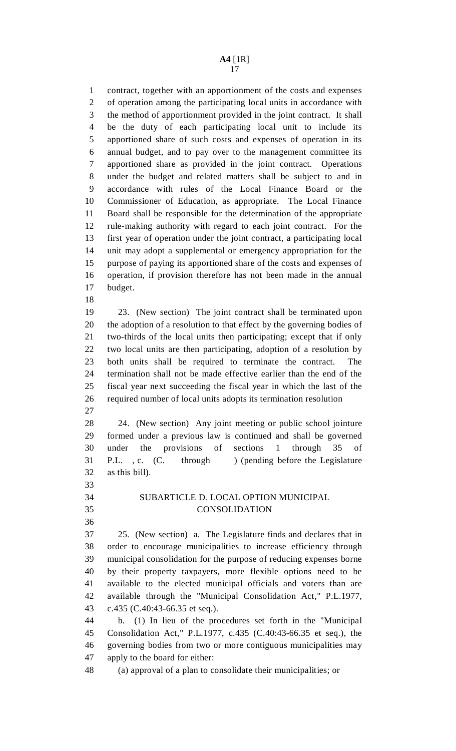contract, together with an apportionment of the costs and expenses of operation among the participating local units in accordance with the method of apportionment provided in the joint contract. It shall be the duty of each participating local unit to include its apportioned share of such costs and expenses of operation in its annual budget, and to pay over to the management committee its apportioned share as provided in the joint contract. Operations under the budget and related matters shall be subject to and in accordance with rules of the Local Finance Board or the Commissioner of Education, as appropriate. The Local Finance Board shall be responsible for the determination of the appropriate rule-making authority with regard to each joint contract. For the first year of operation under the joint contract, a participating local unit may adopt a supplemental or emergency appropriation for the purpose of paying its apportioned share of the costs and expenses of operation, if provision therefore has not been made in the annual budget.

23. (New section) The joint contract shall be terminated upon the adoption of a resolution to that effect by the governing bodies of two-thirds of the local units then participating; except that if only two local units are then participating, adoption of a resolution by both units shall be required to terminate the contract. The termination shall not be made effective earlier than the end of the fiscal year next succeeding the fiscal year in which the last of the required number of local units adopts its termination resolution

24. (New section) Any joint meeting or public school jointure formed under a previous law is continued and shall be governed under the provisions of sections 1 through 35 of P.L. , c. (C. through ) (pending before the Legislature as this bill).

## SUBARTICLE D. LOCAL OPTION MUNICIPAL CONSOLIDATION

25. (New section) a. The Legislature finds and declares that in order to encourage municipalities to increase efficiency through municipal consolidation for the purpose of reducing expenses borne by their property taxpayers, more flexible options need to be available to the elected municipal officials and voters than are available through the "Municipal Consolidation Act," P.L.1977, c.435 (C.40:43-66.35 et seq.).

b. (1) In lieu of the procedures set forth in the "Municipal Consolidation Act," P.L.1977, c.435 (C.40:43-66.35 et seq.), the governing bodies from two or more contiguous municipalities may apply to the board for either:

(a) approval of a plan to consolidate their municipalities; or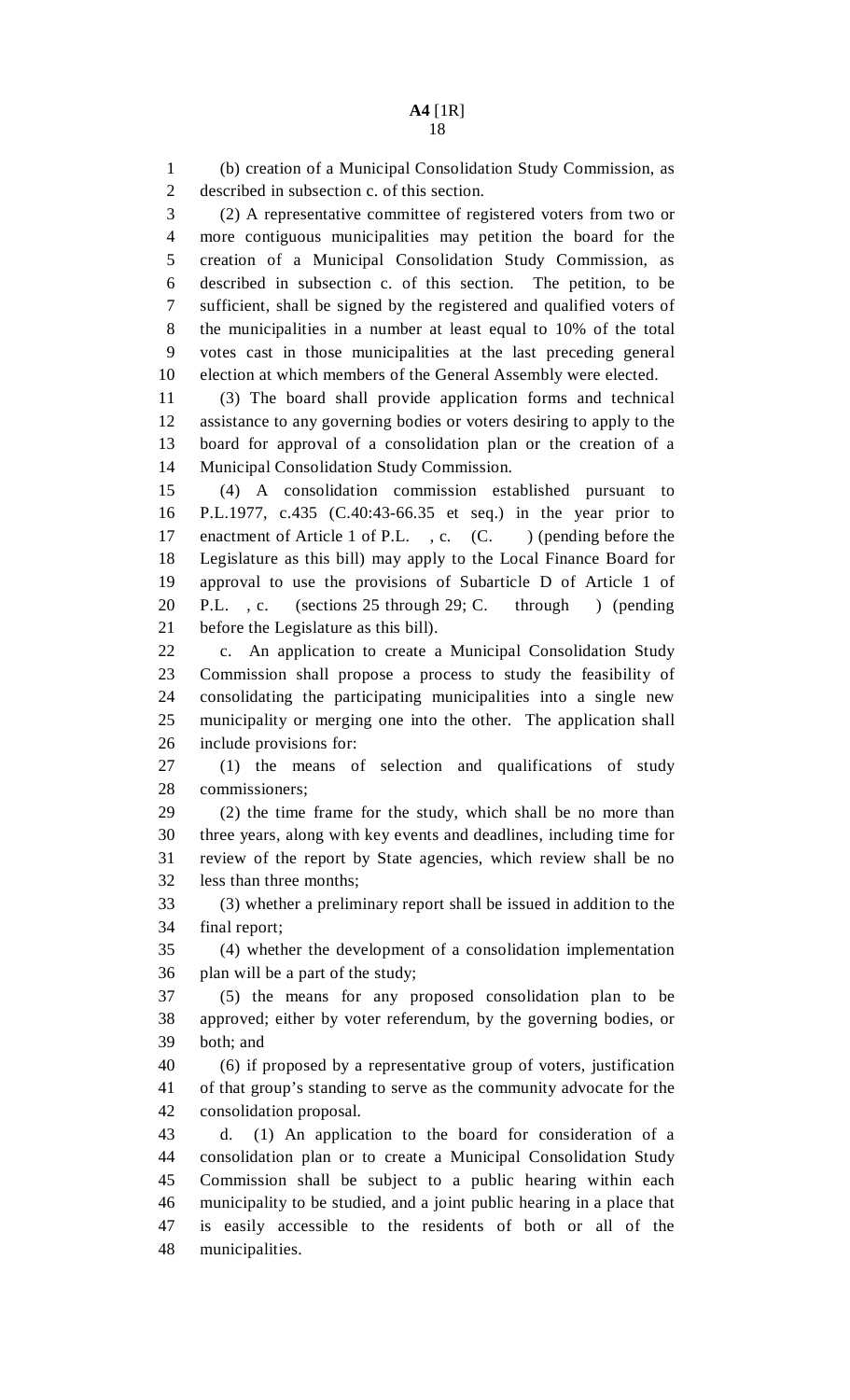(b) creation of a Municipal Consolidation Study Commission, as described in subsection c. of this section.

(2) A representative committee of registered voters from two or more contiguous municipalities may petition the board for the creation of a Municipal Consolidation Study Commission, as described in subsection c. of this section. The petition, to be sufficient, shall be signed by the registered and qualified voters of the municipalities in a number at least equal to 10% of the total votes cast in those municipalities at the last preceding general election at which members of the General Assembly were elected.

(3) The board shall provide application forms and technical assistance to any governing bodies or voters desiring to apply to the board for approval of a consolidation plan or the creation of a Municipal Consolidation Study Commission.

(4) A consolidation commission established pursuant to P.L.1977, c.435 (C.40:43-66.35 et seq.) in the year prior to enactment of Article 1 of P.L. , c. (C. ) (pending before the Legislature as this bill) may apply to the Local Finance Board for approval to use the provisions of Subarticle D of Article 1 of P.L. , c. (sections 25 through 29; C. through ) (pending before the Legislature as this bill).

c. An application to create a Municipal Consolidation Study Commission shall propose a process to study the feasibility of consolidating the participating municipalities into a single new municipality or merging one into the other. The application shall include provisions for:

(1) the means of selection and qualifications of study commissioners;

(2) the time frame for the study, which shall be no more than three years, along with key events and deadlines, including time for review of the report by State agencies, which review shall be no less than three months;

(3) whether a preliminary report shall be issued in addition to the final report;

(4) whether the development of a consolidation implementation plan will be a part of the study;

(5) the means for any proposed consolidation plan to be approved; either by voter referendum, by the governing bodies, or both; and

(6) if proposed by a representative group of voters, justification of that group's standing to serve as the community advocate for the consolidation proposal.

d. (1) An application to the board for consideration of a consolidation plan or to create a Municipal Consolidation Study Commission shall be subject to a public hearing within each municipality to be studied, and a joint public hearing in a place that is easily accessible to the residents of both or all of the municipalities.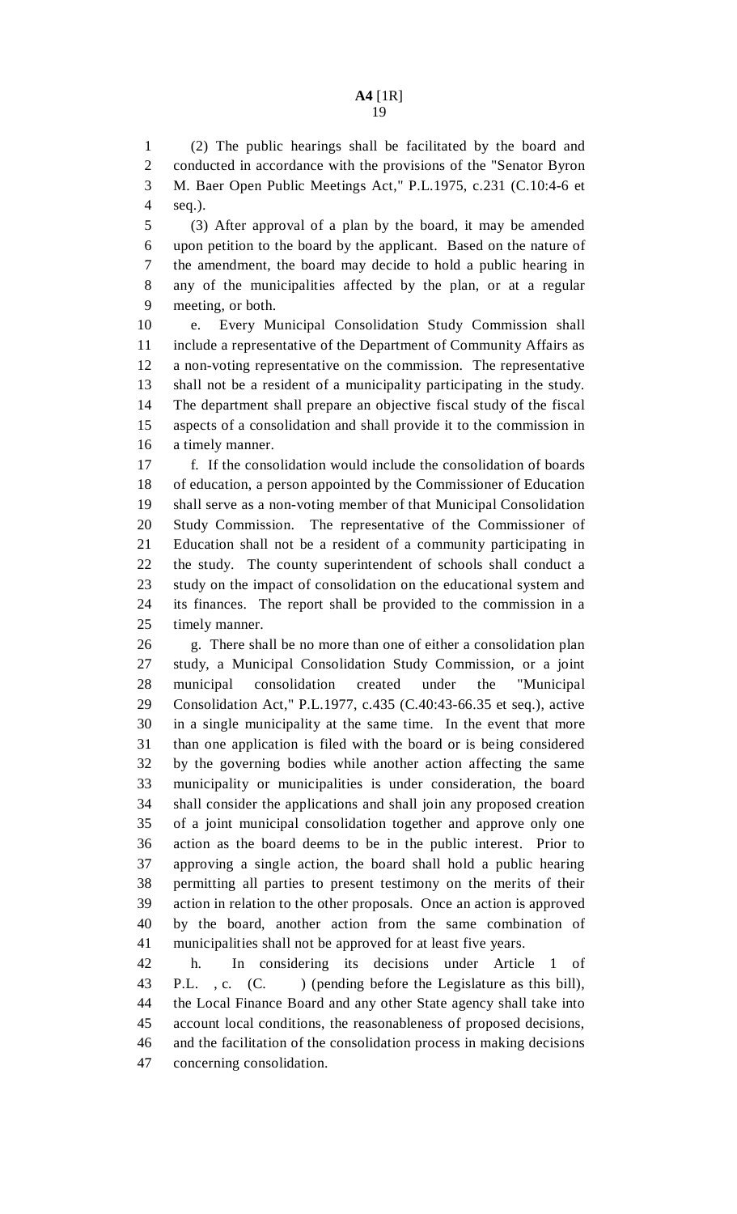(2) The public hearings shall be facilitated by the board and conducted in accordance with the provisions of the "Senator Byron M. Baer Open Public Meetings Act," P.L.1975, c.231 (C.10:4-6 et seq.).

(3) After approval of a plan by the board, it may be amended upon petition to the board by the applicant. Based on the nature of the amendment, the board may decide to hold a public hearing in any of the municipalities affected by the plan, or at a regular meeting, or both.

e. Every Municipal Consolidation Study Commission shall include a representative of the Department of Community Affairs as a non-voting representative on the commission. The representative shall not be a resident of a municipality participating in the study. The department shall prepare an objective fiscal study of the fiscal aspects of a consolidation and shall provide it to the commission in a timely manner.

f. If the consolidation would include the consolidation of boards of education, a person appointed by the Commissioner of Education shall serve as a non-voting member of that Municipal Consolidation Study Commission. The representative of the Commissioner of Education shall not be a resident of a community participating in the study. The county superintendent of schools shall conduct a study on the impact of consolidation on the educational system and its finances. The report shall be provided to the commission in a timely manner.

g. There shall be no more than one of either a consolidation plan study, a Municipal Consolidation Study Commission, or a joint municipal consolidation created under the "Municipal Consolidation Act," P.L.1977, c.435 (C.40:43-66.35 et seq.), active in a single municipality at the same time. In the event that more than one application is filed with the board or is being considered by the governing bodies while another action affecting the same municipality or municipalities is under consideration, the board shall consider the applications and shall join any proposed creation of a joint municipal consolidation together and approve only one action as the board deems to be in the public interest. Prior to approving a single action, the board shall hold a public hearing permitting all parties to present testimony on the merits of their action in relation to the other proposals. Once an action is approved by the board, another action from the same combination of municipalities shall not be approved for at least five years.

h. In considering its decisions under Article 1 of P.L. , c. (C. ) (pending before the Legislature as this bill), the Local Finance Board and any other State agency shall take into account local conditions, the reasonableness of proposed decisions, and the facilitation of the consolidation process in making decisions concerning consolidation.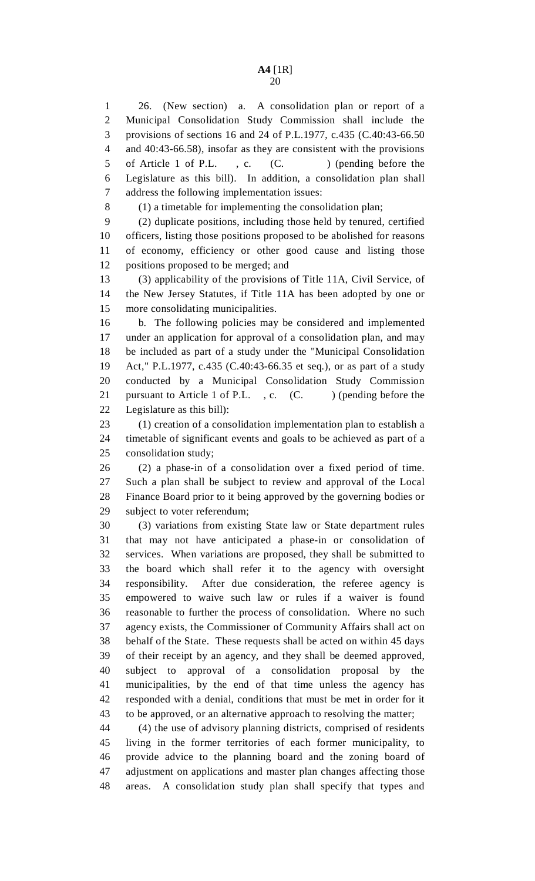26. (New section) a. A consolidation plan or report of a Municipal Consolidation Study Commission shall include the provisions of sections 16 and 24 of P.L.1977, c.435 (C.40:43-66.50 and 40:43-66.58), insofar as they are consistent with the provisions of Article 1 of P.L. , c. (C. ) (pending before the Legislature as this bill). In addition, a consolidation plan shall address the following implementation issues:

(1) a timetable for implementing the consolidation plan;

(2) duplicate positions, including those held by tenured, certified officers, listing those positions proposed to be abolished for reasons of economy, efficiency or other good cause and listing those positions proposed to be merged; and

(3) applicability of the provisions of Title 11A, Civil Service, of the New Jersey Statutes, if Title 11A has been adopted by one or more consolidating municipalities.

b. The following policies may be considered and implemented under an application for approval of a consolidation plan, and may be included as part of a study under the "Municipal Consolidation Act," P.L.1977, c.435 (C.40:43-66.35 et seq.), or as part of a study conducted by a Municipal Consolidation Study Commission pursuant to Article 1 of P.L. , c. (C. ) (pending before the Legislature as this bill):

(1) creation of a consolidation implementation plan to establish a timetable of significant events and goals to be achieved as part of a consolidation study;

(2) a phase-in of a consolidation over a fixed period of time. Such a plan shall be subject to review and approval of the Local Finance Board prior to it being approved by the governing bodies or subject to voter referendum;

(3) variations from existing State law or State department rules that may not have anticipated a phase-in or consolidation of services. When variations are proposed, they shall be submitted to the board which shall refer it to the agency with oversight responsibility. After due consideration, the referee agency is empowered to waive such law or rules if a waiver is found reasonable to further the process of consolidation. Where no such agency exists, the Commissioner of Community Affairs shall act on behalf of the State. These requests shall be acted on within 45 days of their receipt by an agency, and they shall be deemed approved, subject to approval of a consolidation proposal by the municipalities, by the end of that time unless the agency has responded with a denial, conditions that must be met in order for it to be approved, or an alternative approach to resolving the matter;

(4) the use of advisory planning districts, comprised of residents living in the former territories of each former municipality, to provide advice to the planning board and the zoning board of adjustment on applications and master plan changes affecting those areas. A consolidation study plan shall specify that types and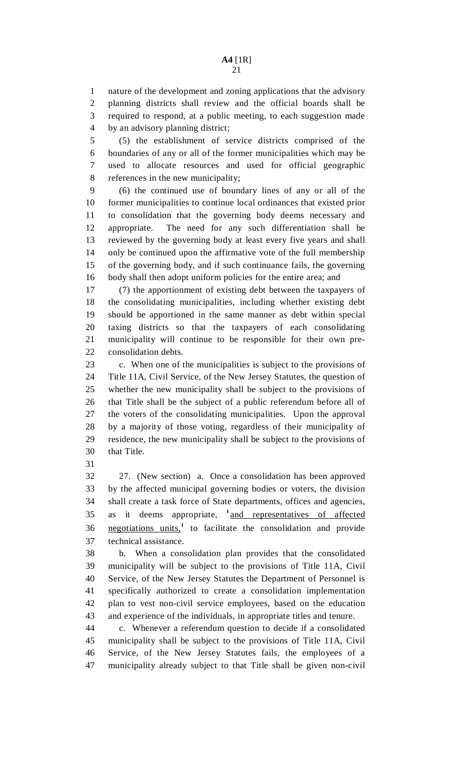nature of the development and zoning applications that the advisory planning districts shall review and the official boards shall be required to respond, at a public meeting, to each suggestion made by an advisory planning district;

(5) the establishment of service districts comprised of the boundaries of any or all of the former municipalities which may be used to allocate resources and used for official geographic references in the new municipality;

(6) the continued use of boundary lines of any or all of the former municipalities to continue local ordinances that existed prior to consolidation that the governing body deems necessary and appropriate. The need for any such differentiation shall be reviewed by the governing body at least every five years and shall only be continued upon the affirmative vote of the full membership of the governing body, and if such continuance fails, the governing body shall then adopt uniform policies for the entire area; and

(7) the apportionment of existing debt between the taxpayers of the consolidating municipalities, including whether existing debt should be apportioned in the same manner as debt within special taxing districts so that the taxpayers of each consolidating municipality will continue to be responsible for their own pre-consolidation debts.

c. When one of the municipalities is subject to the provisions of Title 11A, Civil Service, of the New Jersey Statutes, the question of whether the new municipality shall be subject to the provisions of that Title shall be the subject of a public referendum before all of the voters of the consolidating municipalities. Upon the approval by a majority of those voting, regardless of their municipality of residence, the new municipality shall be subject to the provisions of that Title.

27. (New section) a. Once a consolidation has been approved by the affected municipal governing bodies or voters, the division shall create a task force of State departments, offices and agencies, as it deems appropriate, [1]<u>and representatives of affected negotiations units,</u>[1] to facilitate the consolidation and provide technical assistance.

b. When a consolidation plan provides that the consolidated municipality will be subject to the provisions of Title 11A, Civil Service, of the New Jersey Statutes the Department of Personnel is specifically authorized to create a consolidation implementation plan to vest non-civil service employees, based on the education and experience of the individuals, in appropriate titles and tenure.

c. Whenever a referendum question to decide if a consolidated municipality shall be subject to the provisions of Title 11A, Civil Service, of the New Jersey Statutes fails, the employees of a municipality already subject to that Title shall be given non-civil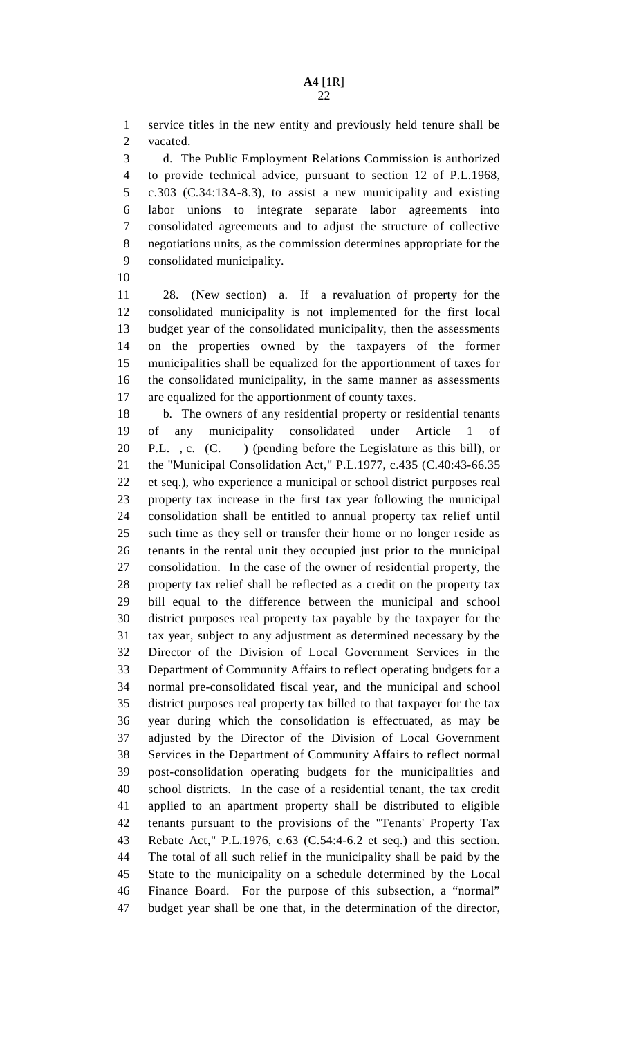service titles in the new entity and previously held tenure shall be vacated.

d. The Public Employment Relations Commission is authorized to provide technical advice, pursuant to section 12 of P.L.1968, c.303 (C.34:13A-8.3), to assist a new municipality and existing labor unions to integrate separate labor agreements into consolidated agreements and to adjust the structure of collective negotiations units, as the commission determines appropriate for the consolidated municipality.

28. (New section) a. If a revaluation of property for the consolidated municipality is not implemented for the first local budget year of the consolidated municipality, then the assessments on the properties owned by the taxpayers of the former municipalities shall be equalized for the apportionment of taxes for the consolidated municipality, in the same manner as assessments are equalized for the apportionment of county taxes.

b. The owners of any residential property or residential tenants of any municipality consolidated under Article 1 of P.L. , c. (C. ) (pending before the Legislature as this bill), or the "Municipal Consolidation Act," P.L.1977, c.435 (C.40:43-66.35 et seq.), who experience a municipal or school district purposes real property tax increase in the first tax year following the municipal consolidation shall be entitled to annual property tax relief until such time as they sell or transfer their home or no longer reside as tenants in the rental unit they occupied just prior to the municipal consolidation. In the case of the owner of residential property, the property tax relief shall be reflected as a credit on the property tax bill equal to the difference between the municipal and school district purposes real property tax payable by the taxpayer for the tax year, subject to any adjustment as determined necessary by the Director of the Division of Local Government Services in the Department of Community Affairs to reflect operating budgets for a normal pre-consolidated fiscal year, and the municipal and school district purposes real property tax billed to that taxpayer for the tax year during which the consolidation is effectuated, as may be adjusted by the Director of the Division of Local Government Services in the Department of Community Affairs to reflect normal post-consolidation operating budgets for the municipalities and school districts. In the case of a residential tenant, the tax credit applied to an apartment property shall be distributed to eligible tenants pursuant to the provisions of the "Tenants' Property Tax Rebate Act," P.L.1976, c.63 (C.54:4-6.2 et seq.) and this section. The total of all such relief in the municipality shall be paid by the State to the municipality on a schedule determined by the Local Finance Board. For the purpose of this subsection, a "normal" budget year shall be one that, in the determination of the director,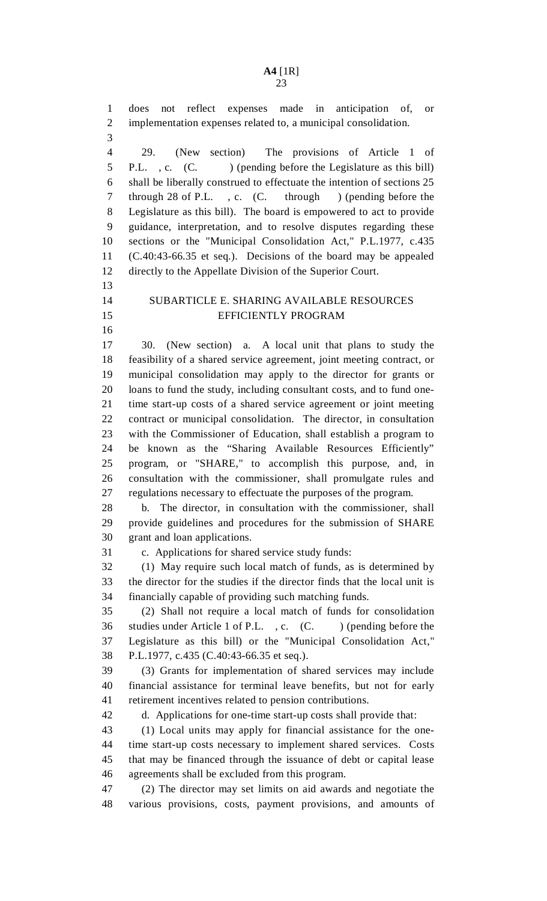does not reflect expenses made in anticipation of, or implementation expenses related to, a municipal consolidation.

29. (New section) The provisions of Article 1 of P.L. , c. (C. ) (pending before the Legislature as this bill) shall be liberally construed to effectuate the intention of sections 25 through 28 of P.L. , c. (C. through ) (pending before the Legislature as this bill). The board is empowered to act to provide guidance, interpretation, and to resolve disputes regarding these sections or the "Municipal Consolidation Act," P.L.1977, c.435 (C.40:43-66.35 et seq.). Decisions of the board may be appealed directly to the Appellate Division of the Superior Court.

## SUBARTICLE E. SHARING AVAILABLE RESOURCES EFFICIENTLY PROGRAM

30. (New section) a. A local unit that plans to study the feasibility of a shared service agreement, joint meeting contract, or municipal consolidation may apply to the director for grants or loans to fund the study, including consultant costs, and to fund one-time start-up costs of a shared service agreement or joint meeting contract or municipal consolidation. The director, in consultation with the Commissioner of Education, shall establish a program to be known as the "Sharing Available Resources Efficiently" program, or "SHARE," to accomplish this purpose, and, in consultation with the commissioner, shall promulgate rules and regulations necessary to effectuate the purposes of the program.

b. The director, in consultation with the commissioner, shall provide guidelines and procedures for the submission of SHARE grant and loan applications.

c. Applications for shared service study funds:

(1) May require such local match of funds, as is determined by the director for the studies if the director finds that the local unit is financially capable of providing such matching funds.

(2) Shall not require a local match of funds for consolidation studies under Article 1 of P.L. , c. (C. ) (pending before the Legislature as this bill) or the "Municipal Consolidation Act," P.L.1977, c.435 (C.40:43-66.35 et seq.).

(3) Grants for implementation of shared services may include financial assistance for terminal leave benefits, but not for early retirement incentives related to pension contributions.

d. Applications for one-time start-up costs shall provide that:

(1) Local units may apply for financial assistance for the one-time start-up costs necessary to implement shared services. Costs that may be financed through the issuance of debt or capital lease agreements shall be excluded from this program.

(2) The director may set limits on aid awards and negotiate the various provisions, costs, payment provisions, and amounts of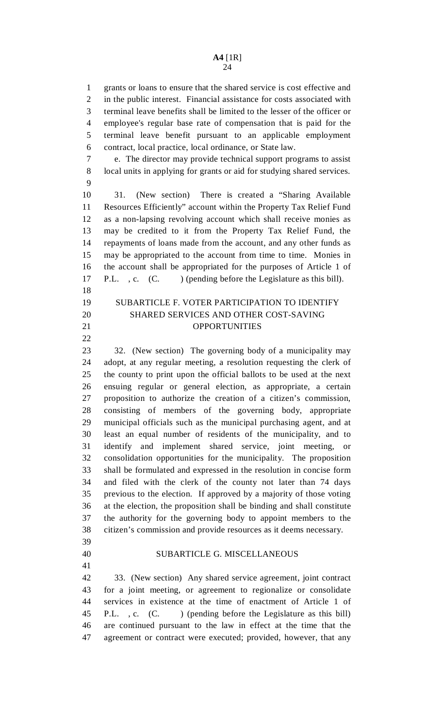grants or loans to ensure that the shared service is cost effective and in the public interest. Financial assistance for costs associated with terminal leave benefits shall be limited to the lesser of the officer or employee's regular base rate of compensation that is paid for the terminal leave benefit pursuant to an applicable employment contract, local practice, local ordinance, or State law.

e. The director may provide technical support programs to assist local units in applying for grants or aid for studying shared services.

31. (New section) There is created a "Sharing Available Resources Efficiently" account within the Property Tax Relief Fund as a non-lapsing revolving account which shall receive monies as may be credited to it from the Property Tax Relief Fund, the repayments of loans made from the account, and any other funds as may be appropriated to the account from time to time. Monies in the account shall be appropriated for the purposes of Article 1 of P.L. , c. (C. ) (pending before the Legislature as this bill).

## SUBARTICLE F. VOTER PARTICIPATION TO IDENTIFY SHARED SERVICES AND OTHER COST-SAVING OPPORTUNITIES

32. (New section) The governing body of a municipality may adopt, at any regular meeting, a resolution requesting the clerk of the county to print upon the official ballots to be used at the next ensuing regular or general election, as appropriate, a certain proposition to authorize the creation of a citizen's commission, consisting of members of the governing body, appropriate municipal officials such as the municipal purchasing agent, and at least an equal number of residents of the municipality, and to identify and implement shared service, joint meeting, or consolidation opportunities for the municipality. The proposition shall be formulated and expressed in the resolution in concise form and filed with the clerk of the county not later than 74 days previous to the election. If approved by a majority of those voting at the election, the proposition shall be binding and shall constitute the authority for the governing body to appoint members to the citizen's commission and provide resources as it deems necessary.

## SUBARTICLE G. MISCELLANEOUS

33. (New section) Any shared service agreement, joint contract for a joint meeting, or agreement to regionalize or consolidate services in existence at the time of enactment of Article 1 of P.L. , c. (C. ) (pending before the Legislature as this bill) are continued pursuant to the law in effect at the time that the agreement or contract were executed; provided, however, that any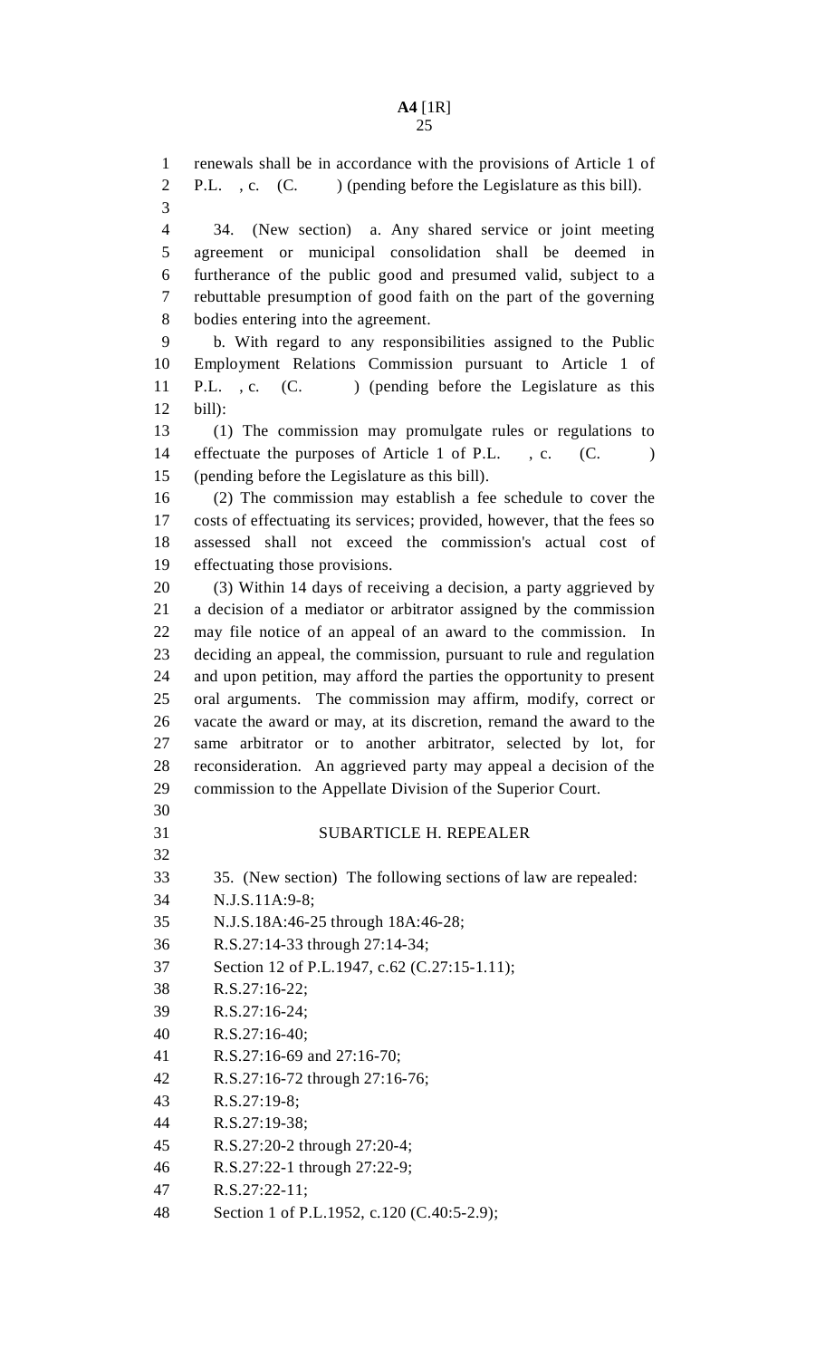renewals shall be in accordance with the provisions of Article 1 of P.L. , c. (C. ) (pending before the Legislature as this bill).

34. (New section) a. Any shared service or joint meeting agreement or municipal consolidation shall be deemed in furtherance of the public good and presumed valid, subject to a rebuttable presumption of good faith on the part of the governing bodies entering into the agreement.

b. With regard to any responsibilities assigned to the Public Employment Relations Commission pursuant to Article 1 of P.L. , c. (C. ) (pending before the Legislature as this bill):

(1) The commission may promulgate rules or regulations to effectuate the purposes of Article 1 of P.L. , c. (C. ) (pending before the Legislature as this bill).

(2) The commission may establish a fee schedule to cover the costs of effectuating its services; provided, however, that the fees so assessed shall not exceed the commission's actual cost of effectuating those provisions.

(3) Within 14 days of receiving a decision, a party aggrieved by a decision of a mediator or arbitrator assigned by the commission may file notice of an appeal of an award to the commission. In deciding an appeal, the commission, pursuant to rule and regulation and upon petition, may afford the parties the opportunity to present oral arguments. The commission may affirm, modify, correct or vacate the award or may, at its discretion, remand the award to the same arbitrator or to another arbitrator, selected by lot, for reconsideration. An aggrieved party may appeal a decision of the commission to the Appellate Division of the Superior Court.

## SUBARTICLE H. REPEALER

35. (New section) The following sections of law are repealed:

N.J.S.11A:9-8;

N.J.S.18A:46-25 through 18A:46-28;

R.S.27:14-33 through 27:14-34;

Section 12 of P.L.1947, c.62 (C.27:15-1.11);

R.S.27:16-22;

R.S.27:16-24;

R.S.27:16-40;

R.S.27:16-69 and 27:16-70;

R.S.27:16-72 through 27:16-76;

R.S.27:19-8;

R.S.27:19-38;

R.S.27:20-2 through 27:20-4;

R.S.27:22-1 through 27:22-9;

R.S.27:22-11;

Section 1 of P.L.1952, c.120 (C.40:5-2.9);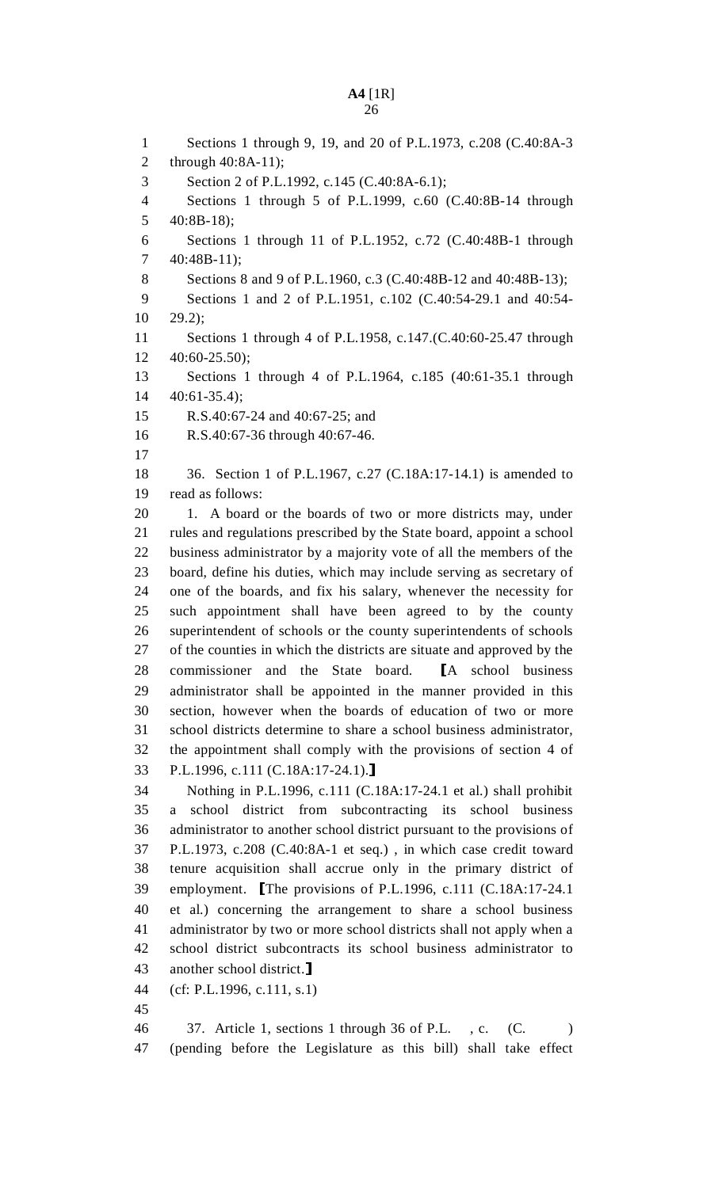Sections 1 through 9, 19, and 20 of P.L.1973, c.208 (C.40:8A-3 through 40:8A-11);

Section 2 of P.L.1992, c.145 (C.40:8A-6.1);

Sections 1 through 5 of P.L.1999, c.60 (C.40:8B-14 through 40:8B-18);

Sections 1 through 11 of P.L.1952, c.72 (C.40:48B-1 through 40:48B-11);

Sections 8 and 9 of P.L.1960, c.3 (C.40:48B-12 and 40:48B-13);

Sections 1 and 2 of P.L.1951, c.102 (C.40:54-29.1 and 40:54-29.2);

Sections 1 through 4 of P.L.1958, c.147.(C.40:60-25.47 through 40:60-25.50);

Sections 1 through 4 of P.L.1964, c.185 (40:61-35.1 through 40:61-35.4);

R.S.40:67-24 and 40:67-25; and

R.S.40:67-36 through 40:67-46.

36. Section 1 of P.L.1967, c.27 (C.18A:17-14.1) is amended to read as follows:

1. A board or the boards of two or more districts may, under rules and regulations prescribed by the State board, appoint a school business administrator by a majority vote of all the members of the board, define his duties, which may include serving as secretary of one of the boards, and fix his salary, whenever the necessity for such appointment shall have been agreed to by the county superintendent of schools or the county superintendents of schools of the counties in which the districts are situate and approved by the commissioner and the State board. ⟦A school business administrator shall be appointed in the manner provided in this section, however when the boards of education of two or more school districts determine to share a school business administrator, the appointment shall comply with the provisions of section 4 of P.L.1996, c.111 (C.18A:17-24.1).⟧

Nothing in P.L.1996, c.111 (C.18A:17-24.1 et al.) shall prohibit a school district from subcontracting its school business administrator to another school district pursuant to the provisions of P.L.1973, c.208 (C.40:8A-1 et seq.) , in which case credit toward tenure acquisition shall accrue only in the primary district of employment. ⟦The provisions of P.L.1996, c.111 (C.18A:17-24.1 et al.) concerning the arrangement to share a school business administrator by two or more school districts shall not apply when a school district subcontracts its school business administrator to another school district.⟧

(cf: P.L.1996, c.111, s.1)

37. Article 1, sections 1 through 36 of P.L. , c. (C. ) (pending before the Legislature as this bill) shall take effect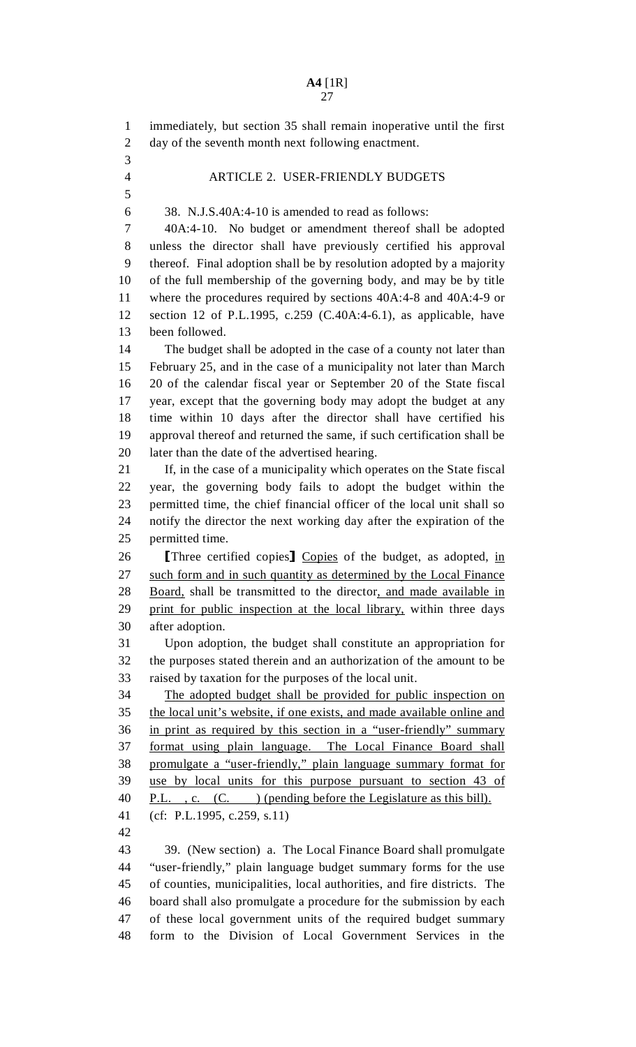immediately, but section 35 shall remain inoperative until the first day of the seventh month next following enactment.

ARTICLE 2. USER-FRIENDLY BUDGETS

38. N.J.S.40A:4-10 is amended to read as follows:

40A:4-10. No budget or amendment thereof shall be adopted unless the director shall have previously certified his approval thereof. Final adoption shall be by resolution adopted by a majority of the full membership of the governing body, and may be by title where the procedures required by sections 40A:4-8 and 40A:4-9 or section 12 of P.L.1995, c.259 (C.40A:4-6.1), as applicable, have been followed.

The budget shall be adopted in the case of a county not later than February 25, and in the case of a municipality not later than March 20 of the calendar fiscal year or September 20 of the State fiscal year, except that the governing body may adopt the budget at any time within 10 days after the director shall have certified his approval thereof and returned the same, if such certification shall be later than the date of the advertised hearing.

If, in the case of a municipality which operates on the State fiscal year, the governing body fails to adopt the budget within the permitted time, the chief financial officer of the local unit shall so notify the director the next working day after the expiration of the permitted time.

[Three certified copies] <u>Copies</u> of the budget, as adopted, <u>in such form and in such quantity as determined by the Local Finance Board,</u> shall be transmitted to the director<u>, and made available in print for public inspection at the local library,</u> within three days after adoption.

Upon adoption, the budget shall constitute an appropriation for the purposes stated therein and an authorization of the amount to be raised by taxation for the purposes of the local unit.

<u>The adopted budget shall be provided for public inspection on the local unit's website, if one exists, and made available online and in print as required by this section in a "user-friendly" summary format using plain language. The Local Finance Board shall promulgate a "user-friendly," plain language summary format for use by local units for this purpose pursuant to section 43 of P.L. , c. (C. ) (pending before the Legislature as this bill).</u>

(cf: P.L.1995, c.259, s.11)

39. (New section) a. The Local Finance Board shall promulgate "user-friendly," plain language budget summary forms for the use of counties, municipalities, local authorities, and fire districts. The board shall also promulgate a procedure for the submission by each of these local government units of the required budget summary form to the Division of Local Government Services in the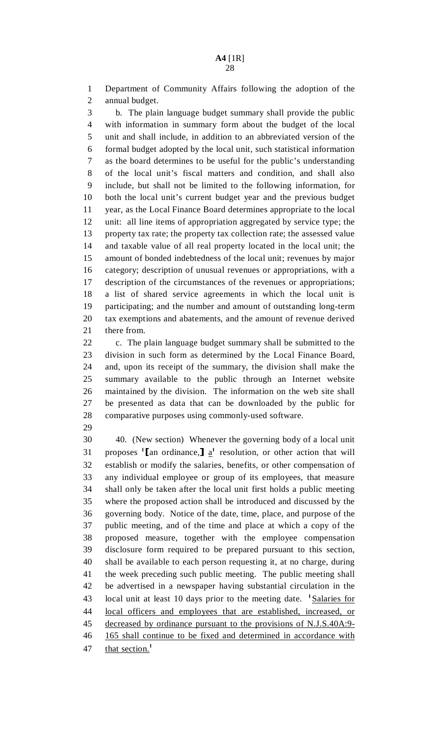Department of Community Affairs following the adoption of the annual budget.

b. The plain language budget summary shall provide the public with information in summary form about the budget of the local unit and shall include, in addition to an abbreviated version of the formal budget adopted by the local unit, such statistical information as the board determines to be useful for the public's understanding of the local unit's fiscal matters and condition, and shall also include, but shall not be limited to the following information, for both the local unit's current budget year and the previous budget year, as the Local Finance Board determines appropriate to the local unit: all line items of appropriation aggregated by service type; the property tax rate; the property tax collection rate; the assessed value and taxable value of all real property located in the local unit; the amount of bonded indebtedness of the local unit; revenues by major category; description of unusual revenues or appropriations, with a description of the circumstances of the revenues or appropriations; a list of shared service agreements in which the local unit is participating; and the number and amount of outstanding long-term tax exemptions and abatements, and the amount of revenue derived there from.

c. The plain language budget summary shall be submitted to the division in such form as determined by the Local Finance Board, and, upon its receipt of the summary, the division shall make the summary available to the public through an Internet website maintained by the division. The information on the web site shall be presented as data that can be downloaded by the public for comparative purposes using commonly-used software.

40. (New section) Whenever the governing body of a local unit proposes [1]⟦an ordinance,⟧ a[1] resolution, or other action that will establish or modify the salaries, benefits, or other compensation of any individual employee or group of its employees, that measure shall only be taken after the local unit first holds a public meeting where the proposed action shall be introduced and discussed by the governing body. Notice of the date, time, place, and purpose of the public meeting, and of the time and place at which a copy of the proposed measure, together with the employee compensation disclosure form required to be prepared pursuant to this section, shall be available to each person requesting it, at no charge, during the week preceding such public meeting. The public meeting shall be advertised in a newspaper having substantial circulation in the local unit at least 10 days prior to the meeting date. [1]Salaries for local officers and employees that are established, increased, or decreased by ordinance pursuant to the provisions of N.J.S.40A:9-165 shall continue to be fixed and determined in accordance with that section.[1]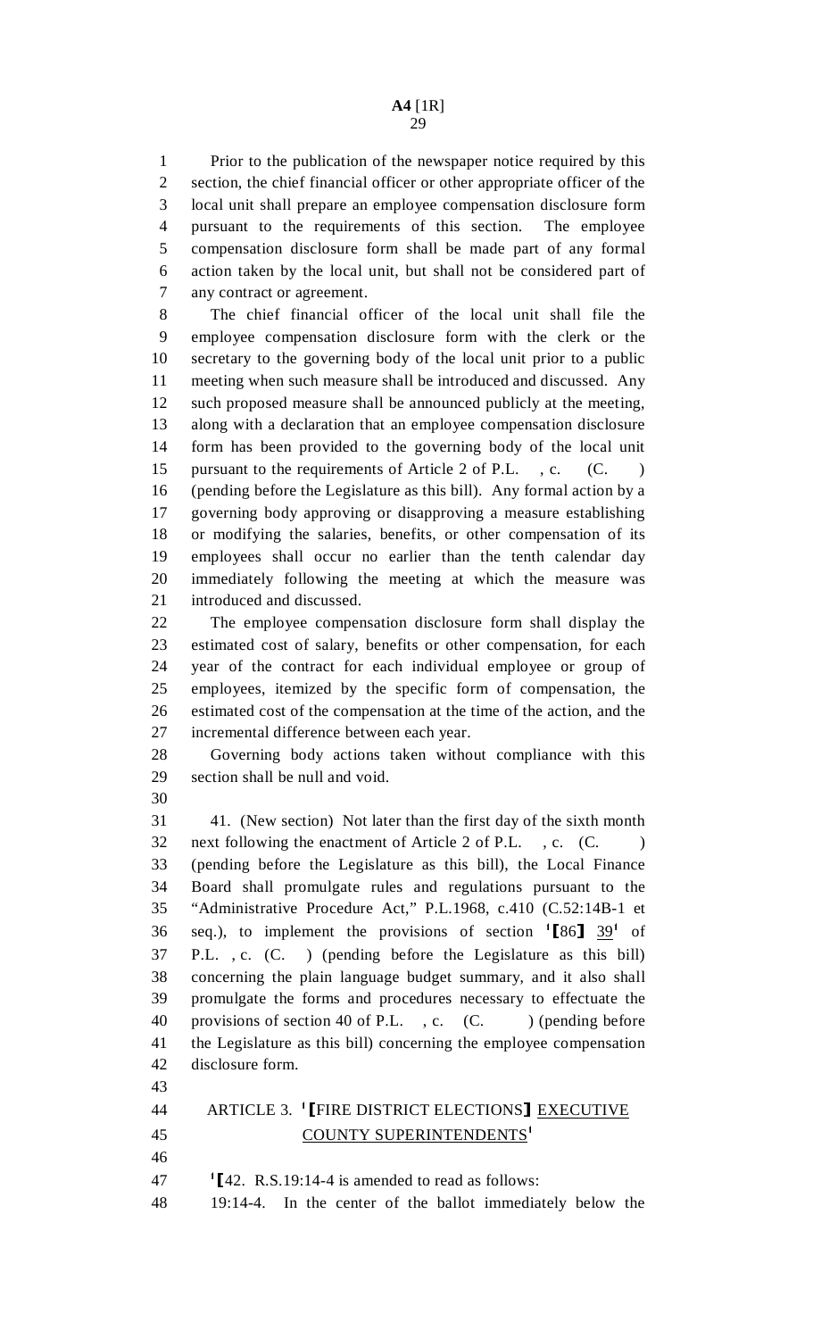Prior to the publication of the newspaper notice required by this section, the chief financial officer or other appropriate officer of the local unit shall prepare an employee compensation disclosure form pursuant to the requirements of this section. The employee compensation disclosure form shall be made part of any formal action taken by the local unit, but shall not be considered part of any contract or agreement.

The chief financial officer of the local unit shall file the employee compensation disclosure form with the clerk or the secretary to the governing body of the local unit prior to a public meeting when such measure shall be introduced and discussed. Any such proposed measure shall be announced publicly at the meeting, along with a declaration that an employee compensation disclosure form has been provided to the governing body of the local unit pursuant to the requirements of Article 2 of P.L. , c. (C. ) (pending before the Legislature as this bill). Any formal action by a governing body approving or disapproving a measure establishing or modifying the salaries, benefits, or other compensation of its employees shall occur no earlier than the tenth calendar day immediately following the meeting at which the measure was introduced and discussed.

The employee compensation disclosure form shall display the estimated cost of salary, benefits or other compensation, for each year of the contract for each individual employee or group of employees, itemized by the specific form of compensation, the estimated cost of the compensation at the time of the action, and the incremental difference between each year.

Governing body actions taken without compliance with this section shall be null and void.

41. (New section) Not later than the first day of the sixth month next following the enactment of Article 2 of P.L. , c. (C. ) (pending before the Legislature as this bill), the Local Finance Board shall promulgate rules and regulations pursuant to the "Administrative Procedure Act," P.L.1968, c.410 (C.52:14B-1 et seq.), to implement the provisions of section [1]⟦86⟧ 39[1] of P.L. , c. (C. ) (pending before the Legislature as this bill) concerning the plain language budget summary, and it also shall promulgate the forms and procedures necessary to effectuate the provisions of section 40 of P.L. , c. (C. ) (pending before the Legislature as this bill) concerning the employee compensation disclosure form.

ARTICLE 3. [1]⟦FIRE DISTRICT ELECTIONS⟧ EXECUTIVE COUNTY SUPERINTENDENTS[1]

[1]⟦42. R.S.19:14-4 is amended to read as follows:

19:14-4. In the center of the ballot immediately below the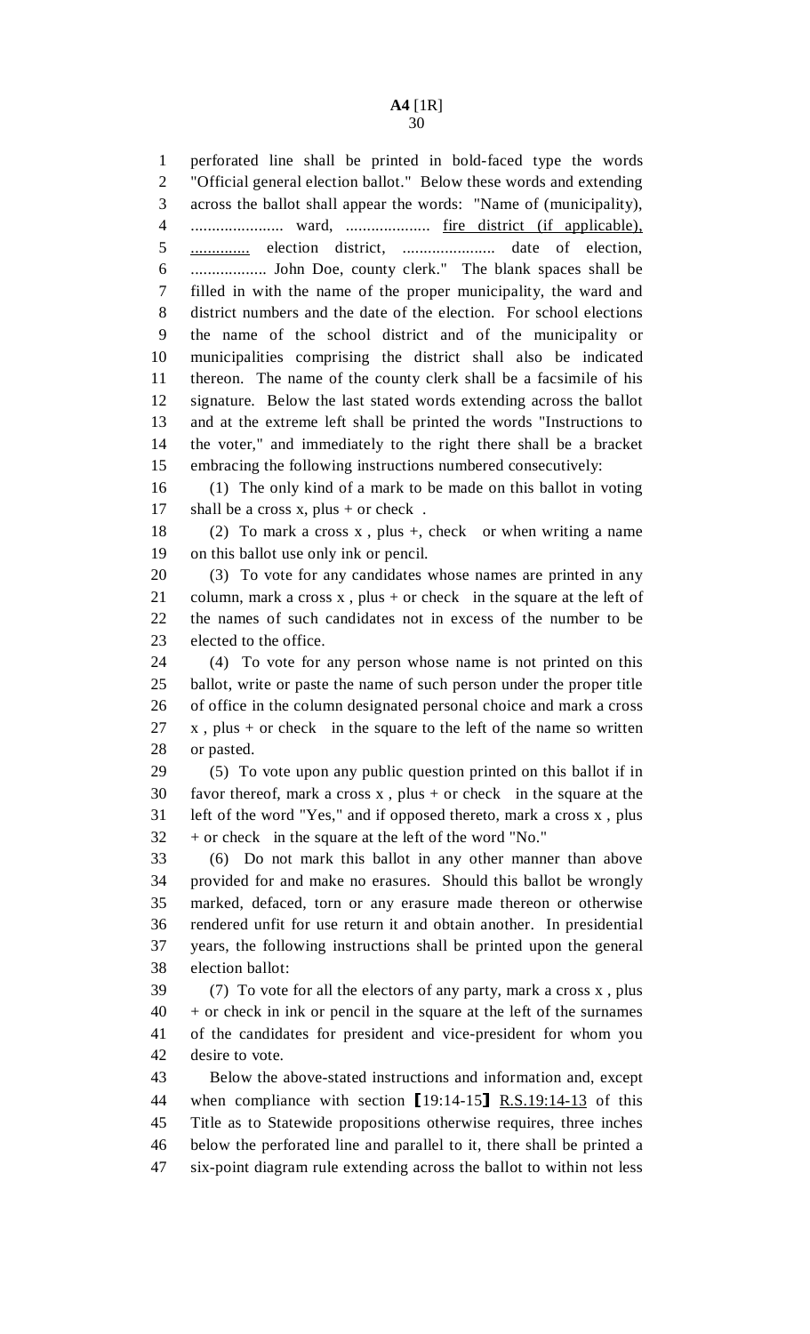perforated line shall be printed in bold-faced type the words "Official general election ballot." Below these words and extending across the ballot shall appear the words: "Name of (municipality), ...................... ward, .................... fire district (if applicable), .............. election district, ...................... date of election, .................. John Doe, county clerk." The blank spaces shall be filled in with the name of the proper municipality, the ward and district numbers and the date of the election. For school elections the name of the school district and of the municipality or municipalities comprising the district shall also be indicated thereon. The name of the county clerk shall be a facsimile of his signature. Below the last stated words extending across the ballot and at the extreme left shall be printed the words "Instructions to the voter," and immediately to the right there shall be a bracket embracing the following instructions numbered consecutively:

(1) The only kind of a mark to be made on this ballot in voting shall be a cross x, plus + or check .

(2) To mark a cross x , plus +, check or when writing a name on this ballot use only ink or pencil.

(3) To vote for any candidates whose names are printed in any column, mark a cross x , plus + or check in the square at the left of the names of such candidates not in excess of the number to be elected to the office.

(4) To vote for any person whose name is not printed on this ballot, write or paste the name of such person under the proper title of office in the column designated personal choice and mark a cross x , plus + or check in the square to the left of the name so written or pasted.

(5) To vote upon any public question printed on this ballot if in favor thereof, mark a cross x , plus + or check in the square at the left of the word "Yes," and if opposed thereto, mark a cross x , plus + or check in the square at the left of the word "No."

(6) Do not mark this ballot in any other manner than above provided for and make no erasures. Should this ballot be wrongly marked, defaced, torn or any erasure made thereon or otherwise rendered unfit for use return it and obtain another. In presidential years, the following instructions shall be printed upon the general election ballot:

(7) To vote for all the electors of any party, mark a cross x , plus + or check in ink or pencil in the square at the left of the surnames of the candidates for president and vice-president for whom you desire to vote.

Below the above-stated instructions and information and, except when compliance with section [19:14-15] R.S.19:14-13 of this Title as to Statewide propositions otherwise requires, three inches below the perforated line and parallel to it, there shall be printed a six-point diagram rule extending across the ballot to within not less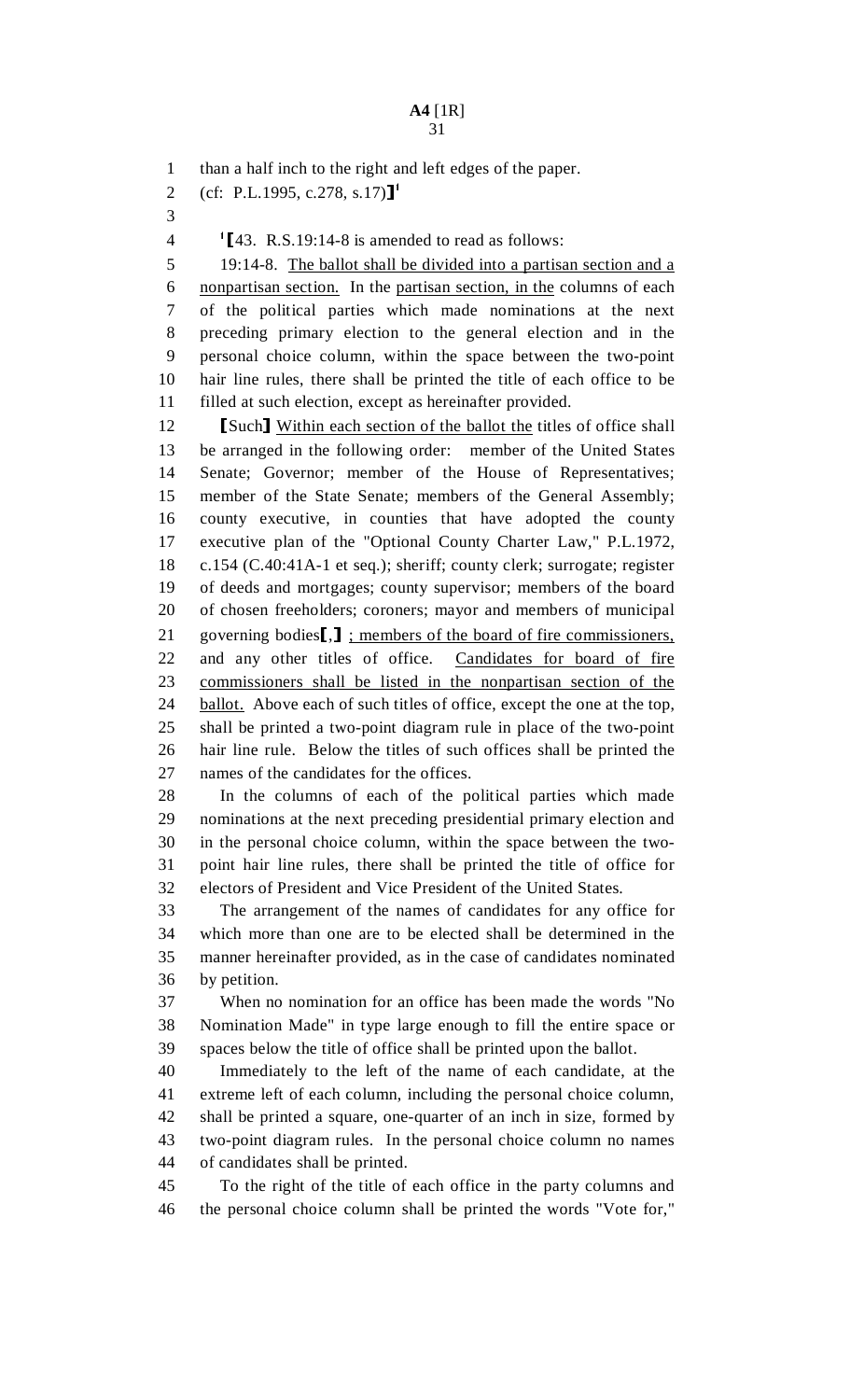than a half inch to the right and left edges of the paper.

(cf: P.L.1995, c.278, s.17)⟧[1]

[1]⟦43. R.S.19:14-8 is amended to read as follows:

19:14-8. The ballot shall be divided into a partisan section and a nonpartisan section. In the partisan section, in the columns of each of the political parties which made nominations at the next preceding primary election to the general election and in the personal choice column, within the space between the two-point hair line rules, there shall be printed the title of each office to be filled at such election, except as hereinafter provided.

⟦Such⟧ Within each section of the ballot the titles of office shall be arranged in the following order: member of the United States Senate; Governor; member of the House of Representatives; member of the State Senate; members of the General Assembly; county executive, in counties that have adopted the county executive plan of the "Optional County Charter Law," P.L.1972, c.154 (C.40:41A-1 et seq.); sheriff; county clerk; surrogate; register of deeds and mortgages; county supervisor; members of the board of chosen freeholders; coroners; mayor and members of municipal governing bodies⟦,⟧ ; members of the board of fire commissioners, and any other titles of office. Candidates for board of fire commissioners shall be listed in the nonpartisan section of the ballot. Above each of such titles of office, except the one at the top, shall be printed a two-point diagram rule in place of the two-point hair line rule. Below the titles of such offices shall be printed the names of the candidates for the offices.

In the columns of each of the political parties which made nominations at the next preceding presidential primary election and in the personal choice column, within the space between the two-point hair line rules, there shall be printed the title of office for electors of President and Vice President of the United States.

The arrangement of the names of candidates for any office for which more than one are to be elected shall be determined in the manner hereinafter provided, as in the case of candidates nominated by petition.

When no nomination for an office has been made the words "No Nomination Made" in type large enough to fill the entire space or spaces below the title of office shall be printed upon the ballot.

Immediately to the left of the name of each candidate, at the extreme left of each column, including the personal choice column, shall be printed a square, one-quarter of an inch in size, formed by two-point diagram rules. In the personal choice column no names of candidates shall be printed.

To the right of the title of each office in the party columns and the personal choice column shall be printed the words "Vote for,"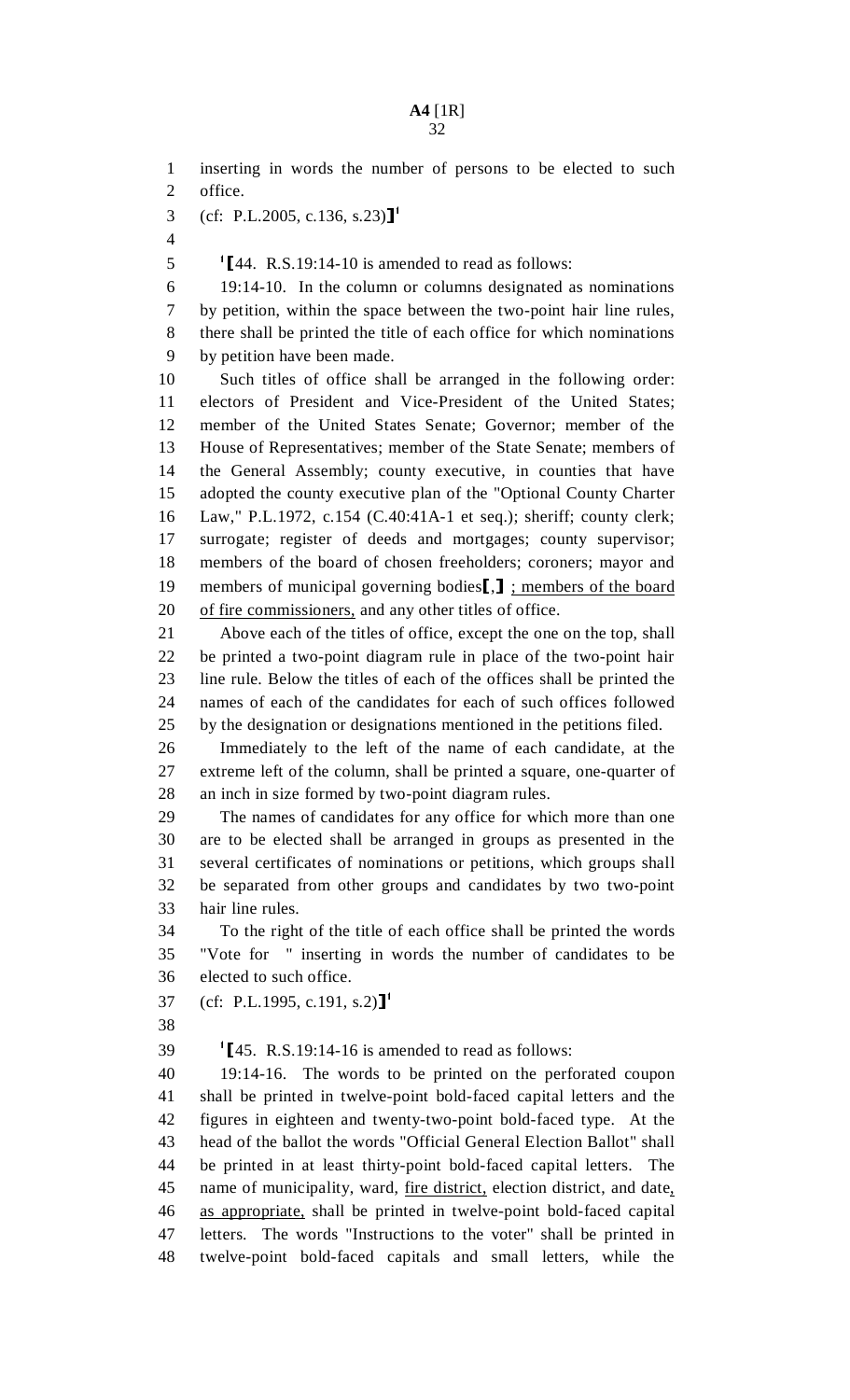inserting in words the number of persons to be elected to such office.

(cf: P.L.2005, c.136, s.23)]¹

¹[44. R.S.19:14-10 is amended to read as follows:

19:14-10. In the column or columns designated as nominations by petition, within the space between the two-point hair line rules, there shall be printed the title of each office for which nominations by petition have been made.

Such titles of office shall be arranged in the following order: electors of President and Vice-President of the United States; member of the United States Senate; Governor; member of the House of Representatives; member of the State Senate; members of the General Assembly; county executive, in counties that have adopted the county executive plan of the "Optional County Charter Law," P.L.1972, c.154 (C.40:41A-1 et seq.); sheriff; county clerk; surrogate; register of deeds and mortgages; county supervisor; members of the board of chosen freeholders; coroners; mayor and members of municipal governing bodies[,] <u>; members of the board of fire commissioners,</u> and any other titles of office.

Above each of the titles of office, except the one on the top, shall be printed a two-point diagram rule in place of the two-point hair line rule. Below the titles of each of the offices shall be printed the names of each of the candidates for each of such offices followed by the designation or designations mentioned in the petitions filed.

Immediately to the left of the name of each candidate, at the extreme left of the column, shall be printed a square, one-quarter of an inch in size formed by two-point diagram rules.

The names of candidates for any office for which more than one are to be elected shall be arranged in groups as presented in the several certificates of nominations or petitions, which groups shall be separated from other groups and candidates by two two-point hair line rules.

To the right of the title of each office shall be printed the words "Vote for " inserting in words the number of candidates to be elected to such office.

(cf: P.L.1995, c.191, s.2)]¹

¹[45. R.S.19:14-16 is amended to read as follows:

19:14-16. The words to be printed on the perforated coupon shall be printed in twelve-point bold-faced capital letters and the figures in eighteen and twenty-two-point bold-faced type. At the head of the ballot the words "Official General Election Ballot" shall be printed in at least thirty-point bold-faced capital letters. The name of municipality, ward, <u>fire district,</u> election district, and date<u>, as appropriate,</u> shall be printed in twelve-point bold-faced capital letters. The words "Instructions to the voter" shall be printed in twelve-point bold-faced capitals and small letters, while the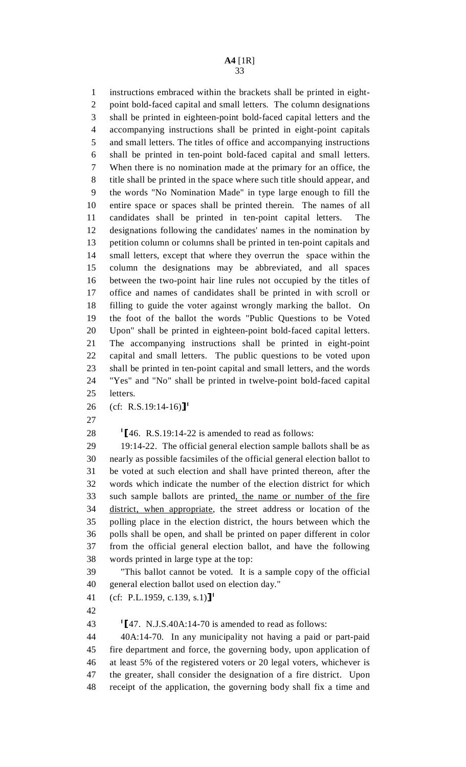instructions embraced within the brackets shall be printed in eight-point bold-faced capital and small letters. The column designations shall be printed in eighteen-point bold-faced capital letters and the accompanying instructions shall be printed in eight-point capitals and small letters. The titles of office and accompanying instructions shall be printed in ten-point bold-faced capital and small letters. When there is no nomination made at the primary for an office, the title shall be printed in the space where such title should appear, and the words "No Nomination Made" in type large enough to fill the entire space or spaces shall be printed therein. The names of all candidates shall be printed in ten-point capital letters. The designations following the candidates' names in the nomination by petition column or columns shall be printed in ten-point capitals and small letters, except that where they overrun the space within the column the designations may be abbreviated, and all spaces between the two-point hair line rules not occupied by the titles of office and names of candidates shall be printed in with scroll or filling to guide the voter against wrongly marking the ballot. On the foot of the ballot the words "Public Questions to be Voted Upon" shall be printed in eighteen-point bold-faced capital letters. The accompanying instructions shall be printed in eight-point capital and small letters. The public questions to be voted upon shall be printed in ten-point capital and small letters, and the words "Yes" and "No" shall be printed in twelve-point bold-faced capital letters.

(cf: R.S.19:14-16)]1

1[46. R.S.19:14-22 is amended to read as follows:

19:14-22. The official general election sample ballots shall be as nearly as possible facsimiles of the official general election ballot to be voted at such election and shall have printed thereon, after the words which indicate the number of the election district for which such sample ballots are printed<u>, the name or number of the fire district, when appropriate</u>, the street address or location of the polling place in the election district, the hours between which the polls shall be open, and shall be printed on paper different in color from the official general election ballot, and have the following words printed in large type at the top:

"This ballot cannot be voted. It is a sample copy of the official general election ballot used on election day."

(cf: P.L.1959, c.139, s.1)]1

1[47. N.J.S.40A:14-70 is amended to read as follows:

40A:14-70. In any municipality not having a paid or part-paid fire department and force, the governing body, upon application of at least 5% of the registered voters or 20 legal voters, whichever is the greater, shall consider the designation of a fire district. Upon receipt of the application, the governing body shall fix a time and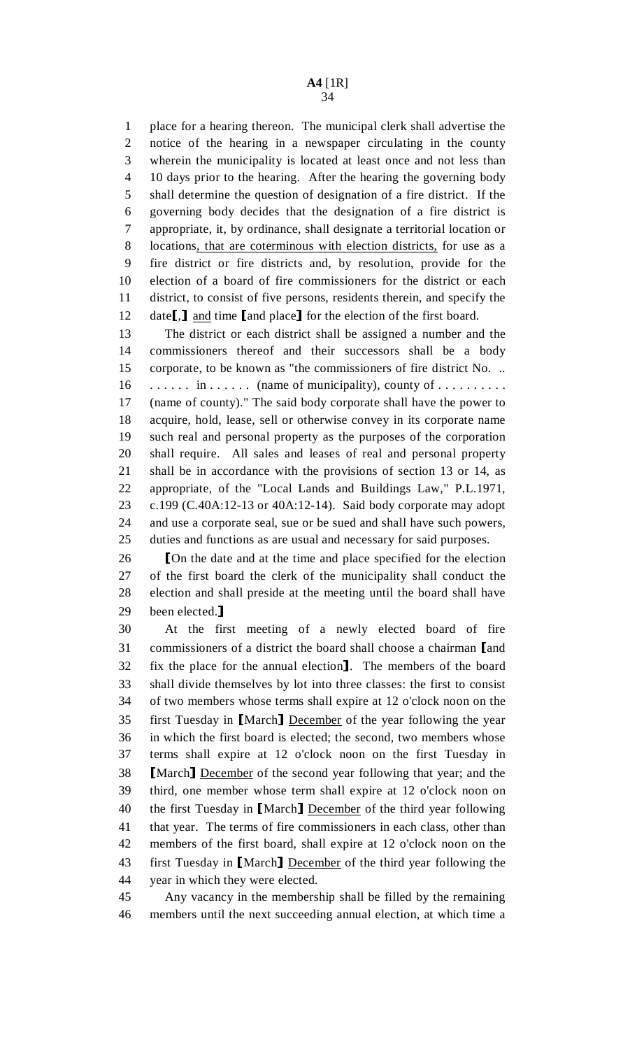place for a hearing thereon. The municipal clerk shall advertise the notice of the hearing in a newspaper circulating in the county wherein the municipality is located at least once and not less than 10 days prior to the hearing. After the hearing the governing body shall determine the question of designation of a fire district. If the governing body decides that the designation of a fire district is appropriate, it, by ordinance, shall designate a territorial location or locations, that are coterminous with election districts, for use as a fire district or fire districts and, by resolution, provide for the election of a board of fire commissioners for the district or each district, to consist of five persons, residents therein, and specify the date[,] and time [and place] for the election of the first board.

The district or each district shall be assigned a number and the commissioners thereof and their successors shall be a body corporate, to be known as "the commissioners of fire district No. .. . . . . . . in . . . . . . (name of municipality), county of . . . . . . . . . . (name of county)." The said body corporate shall have the power to acquire, hold, lease, sell or otherwise convey in its corporate name such real and personal property as the purposes of the corporation shall require. All sales and leases of real and personal property shall be in accordance with the provisions of section 13 or 14, as appropriate, of the "Local Lands and Buildings Law," P.L.1971, c.199 (C.40A:12-13 or 40A:12-14). Said body corporate may adopt and use a corporate seal, sue or be sued and shall have such powers, duties and functions as are usual and necessary for said purposes.

[On the date and at the time and place specified for the election of the first board the clerk of the municipality shall conduct the election and shall preside at the meeting until the board shall have been elected.]

At the first meeting of a newly elected board of fire commissioners of a district the board shall choose a chairman [and fix the place for the annual election]. The members of the board shall divide themselves by lot into three classes: the first to consist of two members whose terms shall expire at 12 o'clock noon on the first Tuesday in [March] December of the year following the year in which the first board is elected; the second, two members whose terms shall expire at 12 o'clock noon on the first Tuesday in [March] December of the second year following that year; and the third, one member whose term shall expire at 12 o'clock noon on the first Tuesday in [March] December of the third year following that year. The terms of fire commissioners in each class, other than members of the first board, shall expire at 12 o'clock noon on the first Tuesday in [March] December of the third year following the year in which they were elected.

Any vacancy in the membership shall be filled by the remaining members until the next succeeding annual election, at which time a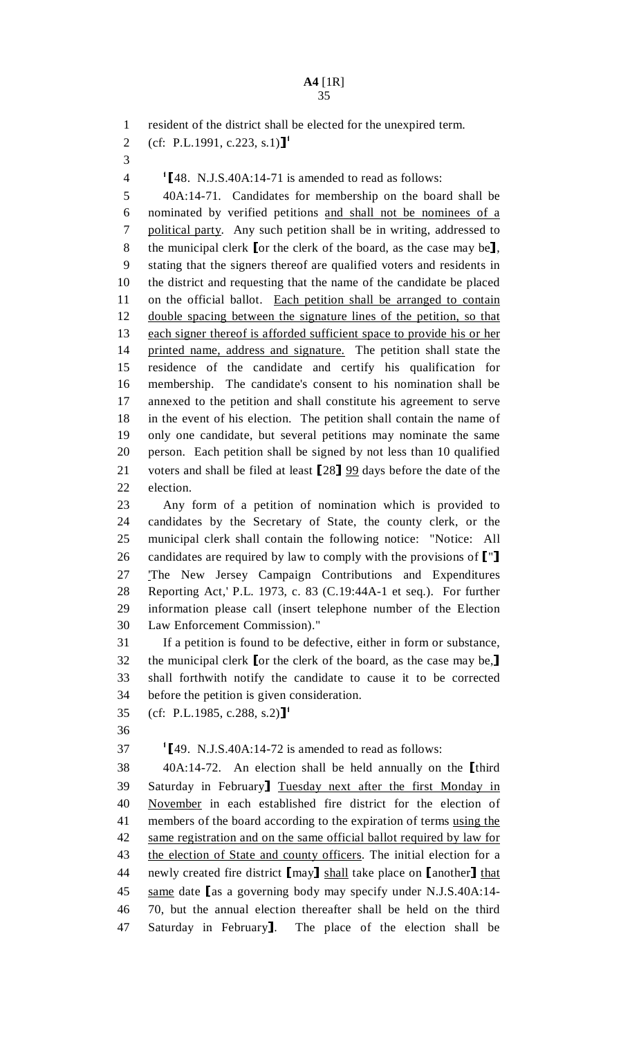resident of the district shall be elected for the unexpired term.

(cf: P.L.1991, c.223, s.1)]¹

¹[48. N.J.S.40A:14-71 is amended to read as follows:

40A:14-71. Candidates for membership on the board shall be nominated by verified petitions and shall not be nominees of a political party. Any such petition shall be in writing, addressed to the municipal clerk [or the clerk of the board, as the case may be], stating that the signers thereof are qualified voters and residents in the district and requesting that the name of the candidate be placed on the official ballot. Each petition shall be arranged to contain double spacing between the signature lines of the petition, so that each signer thereof is afforded sufficient space to provide his or her printed name, address and signature. The petition shall state the residence of the candidate and certify his qualification for membership. The candidate's consent to his nomination shall be annexed to the petition and shall constitute his agreement to serve in the event of his election. The petition shall contain the name of only one candidate, but several petitions may nominate the same person. Each petition shall be signed by not less than 10 qualified voters and shall be filed at least [28] 99 days before the date of the election.

Any form of a petition of nomination which is provided to candidates by the Secretary of State, the county clerk, or the municipal clerk shall contain the following notice: "Notice: All candidates are required by law to comply with the provisions of ["] 'The New Jersey Campaign Contributions and Expenditures Reporting Act,' P.L. 1973, c. 83 (C.19:44A-1 et seq.). For further information please call (insert telephone number of the Election Law Enforcement Commission)."

If a petition is found to be defective, either in form or substance, the municipal clerk [or the clerk of the board, as the case may be,] shall forthwith notify the candidate to cause it to be corrected before the petition is given consideration.

(cf: P.L.1985, c.288, s.2)]¹

¹[49. N.J.S.40A:14-72 is amended to read as follows:

40A:14-72. An election shall be held annually on the [third Saturday in February] Tuesday next after the first Monday in November in each established fire district for the election of members of the board according to the expiration of terms using the same registration and on the same official ballot required by law for the election of State and county officers. The initial election for a newly created fire district [may] shall take place on [another] that same date [as a governing body may specify under N.J.S.40A:14-70, but the annual election thereafter shall be held on the third Saturday in February]. The place of the election shall be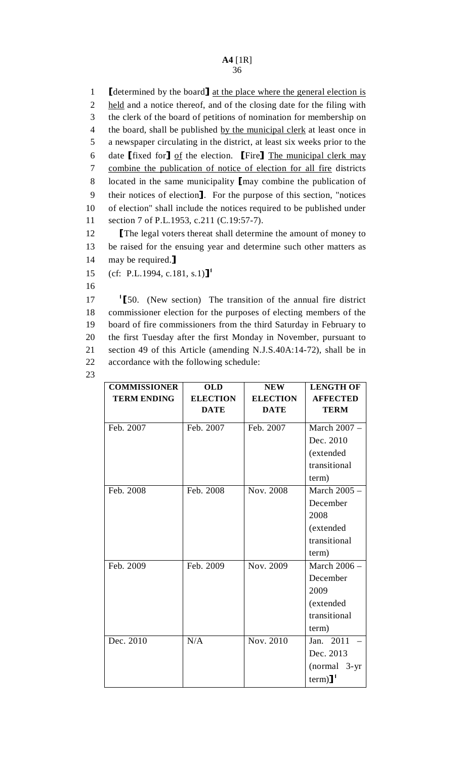⟦determined by the board⟧ at the place where the general election is held and a notice thereof, and of the closing date for the filing with the clerk of the board of petitions of nomination for membership on the board, shall be published by the municipal clerk at least once in a newspaper circulating in the district, at least six weeks prior to the date ⟦fixed for⟧ of the election. ⟦Fire⟧ The municipal clerk may combine the publication of notice of election for all fire districts located in the same municipality ⟦may combine the publication of their notices of election⟧. For the purpose of this section, "notices of election" shall include the notices required to be published under section 7 of P.L.1953, c.211 (C.19:57-7).

⟦The legal voters thereat shall determine the amount of money to be raised for the ensuing year and determine such other matters as may be required.⟧

(cf: P.L.1994, c.181, s.1)⟧[1]

[1]⟦50. (New section) The transition of the annual fire district commissioner election for the purposes of electing members of the board of fire commissioners from the third Saturday in February to the first Tuesday after the first Monday in November, pursuant to section 49 of this Article (amending N.J.S.40A:14-72), shall be in accordance with the following schedule:

| COMMISSIONER TERM ENDING | OLD ELECTION DATE | NEW ELECTION DATE | LENGTH OF AFFECTED TERM |
|---|---|---|---|
| Feb. 2007 | Feb. 2007 | Feb. 2007 | March 2007 – Dec. 2010 (extended transitional term) |
| Feb. 2008 | Feb. 2008 | Nov. 2008 | March 2005 – December 2008 (extended transitional term) |
| Feb. 2009 | Feb. 2009 | Nov. 2009 | March 2006 – December 2009 (extended transitional term) |
| Dec. 2010 | N/A | Nov. 2010 | Jan. 2011 – Dec. 2013 (normal 3-yr term)⟧[1] |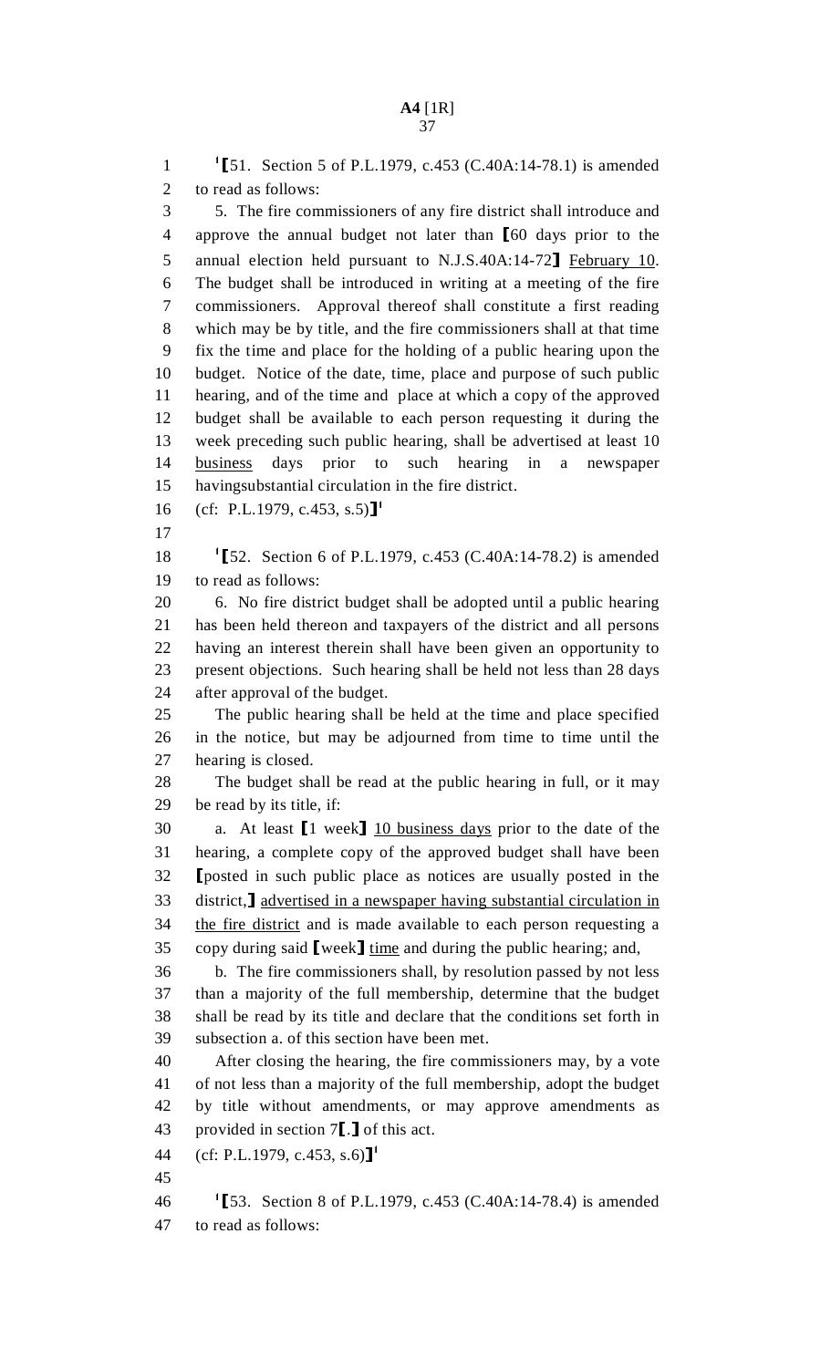[1]⟦51. Section 5 of P.L.1979, c.453 (C.40A:14-78.1) is amended to read as follows:

5. The fire commissioners of any fire district shall introduce and approve the annual budget not later than ⟦60 days prior to the annual election held pursuant to N.J.S.40A:14-72⟧ February 10. The budget shall be introduced in writing at a meeting of the fire commissioners. Approval thereof shall constitute a first reading which may be by title, and the fire commissioners shall at that time fix the time and place for the holding of a public hearing upon the budget. Notice of the date, time, place and purpose of such public hearing, and of the time and place at which a copy of the approved budget shall be available to each person requesting it during the week preceding such public hearing, shall be advertised at least 10 business days prior to such hearing in a newspaper havingsubstantial circulation in the fire district.

(cf: P.L.1979, c.453, s.5)⟧[1]

[1]⟦52. Section 6 of P.L.1979, c.453 (C.40A:14-78.2) is amended to read as follows:

6. No fire district budget shall be adopted until a public hearing has been held thereon and taxpayers of the district and all persons having an interest therein shall have been given an opportunity to present objections. Such hearing shall be held not less than 28 days after approval of the budget.

The public hearing shall be held at the time and place specified in the notice, but may be adjourned from time to time until the hearing is closed.

The budget shall be read at the public hearing in full, or it may be read by its title, if:

a. At least ⟦1 week⟧ 10 business days prior to the date of the hearing, a complete copy of the approved budget shall have been ⟦posted in such public place as notices are usually posted in the district,⟧ advertised in a newspaper having substantial circulation in the fire district and is made available to each person requesting a copy during said ⟦week⟧ time and during the public hearing; and,

b. The fire commissioners shall, by resolution passed by not less than a majority of the full membership, determine that the budget shall be read by its title and declare that the conditions set forth in subsection a. of this section have been met.

After closing the hearing, the fire commissioners may, by a vote of not less than a majority of the full membership, adopt the budget by title without amendments, or may approve amendments as provided in section 7⟦.⟧ of this act.

(cf: P.L.1979, c.453, s.6)⟧[1]

[1]⟦53. Section 8 of P.L.1979, c.453 (C.40A:14-78.4) is amended to read as follows: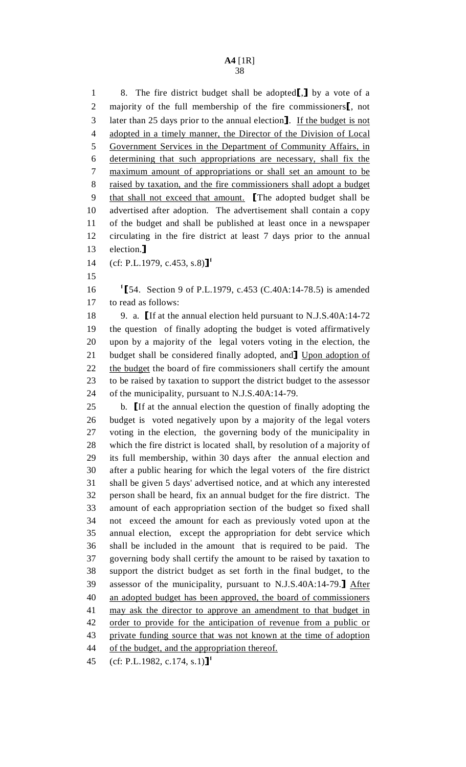8. The fire district budget shall be adopted[,] by a vote of a majority of the full membership of the fire commissioners[, not later than 25 days prior to the annual election]. If the budget is not adopted in a timely manner, the Director of the Division of Local Government Services in the Department of Community Affairs, in determining that such appropriations are necessary, shall fix the maximum amount of appropriations or shall set an amount to be raised by taxation, and the fire commissioners shall adopt a budget that shall not exceed that amount. [The adopted budget shall be advertised after adoption. The advertisement shall contain a copy of the budget and shall be published at least once in a newspaper circulating in the fire district at least 7 days prior to the annual election.]

(cf: P.L.1979, c.453, s.8)][1]

[1][54. Section 9 of P.L.1979, c.453 (C.40A:14-78.5) is amended to read as follows:

9. a. [If at the annual election held pursuant to N.J.S.40A:14-72 the question of finally adopting the budget is voted affirmatively upon by a majority of the legal voters voting in the election, the budget shall be considered finally adopted, and] Upon adoption of the budget the board of fire commissioners shall certify the amount to be raised by taxation to support the district budget to the assessor of the municipality, pursuant to N.J.S.40A:14-79.

b. [If at the annual election the question of finally adopting the budget is voted negatively upon by a majority of the legal voters voting in the election, the governing body of the municipality in which the fire district is located shall, by resolution of a majority of its full membership, within 30 days after the annual election and after a public hearing for which the legal voters of the fire district shall be given 5 days' advertised notice, and at which any interested person shall be heard, fix an annual budget for the fire district. The amount of each appropriation section of the budget so fixed shall not exceed the amount for each as previously voted upon at the annual election, except the appropriation for debt service which shall be included in the amount that is required to be paid. The governing body shall certify the amount to be raised by taxation to support the district budget as set forth in the final budget, to the assessor of the municipality, pursuant to N.J.S.40A:14-79.] After an adopted budget has been approved, the board of commissioners may ask the director to approve an amendment to that budget in order to provide for the anticipation of revenue from a public or private funding source that was not known at the time of adoption of the budget, and the appropriation thereof.

(cf: P.L.1982, c.174, s.1)][1]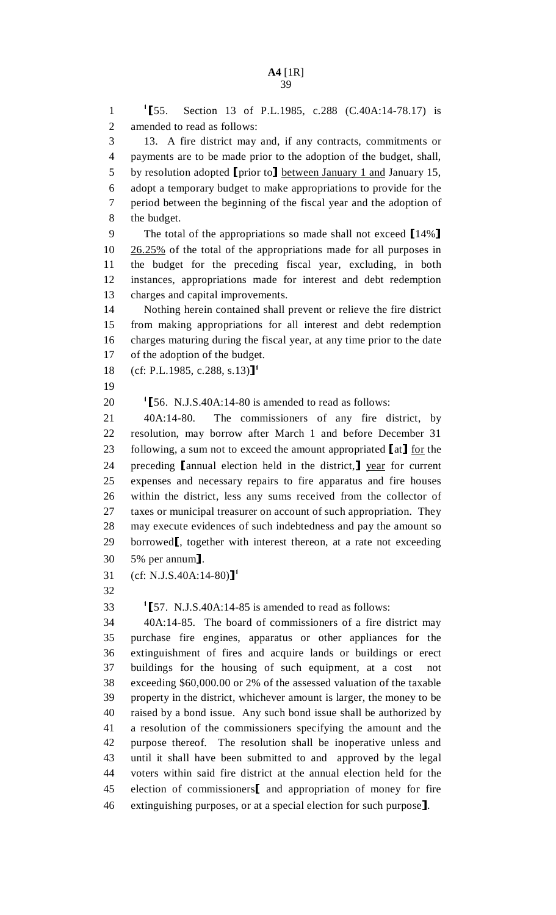[1]⟦55. Section 13 of P.L.1985, c.288 (C.40A:14-78.17) is amended to read as follows:

13. A fire district may and, if any contracts, commitments or payments are to be made prior to the adoption of the budget, shall, by resolution adopted ⟦prior to⟧ between January 1 and January 15, adopt a temporary budget to make appropriations to provide for the period between the beginning of the fiscal year and the adoption of the budget.

The total of the appropriations so made shall not exceed ⟦14%⟧ 26.25% of the total of the appropriations made for all purposes in the budget for the preceding fiscal year, excluding, in both instances, appropriations made for interest and debt redemption charges and capital improvements.

Nothing herein contained shall prevent or relieve the fire district from making appropriations for all interest and debt redemption charges maturing during the fiscal year, at any time prior to the date of the adoption of the budget.

(cf: P.L.1985, c.288, s.13)⟧[1]

[1]⟦56. N.J.S.40A:14-80 is amended to read as follows:

40A:14-80. The commissioners of any fire district, by resolution, may borrow after March 1 and before December 31 following, a sum not to exceed the amount appropriated ⟦at⟧ for the preceding ⟦annual election held in the district,⟧ year for current expenses and necessary repairs to fire apparatus and fire houses within the district, less any sums received from the collector of taxes or municipal treasurer on account of such appropriation. They may execute evidences of such indebtedness and pay the amount so borrowed⟦, together with interest thereon, at a rate not exceeding 5% per annum⟧.

(cf: N.J.S.40A:14-80)⟧[1]

[1]⟦57. N.J.S.40A:14-85 is amended to read as follows:

40A:14-85. The board of commissioners of a fire district may purchase fire engines, apparatus or other appliances for the extinguishment of fires and acquire lands or buildings or erect buildings for the housing of such equipment, at a cost not exceeding $60,000.00 or 2% of the assessed valuation of the taxable property in the district, whichever amount is larger, the money to be raised by a bond issue. Any such bond issue shall be authorized by a resolution of the commissioners specifying the amount and the purpose thereof. The resolution shall be inoperative unless and until it shall have been submitted to and approved by the legal voters within said fire district at the annual election held for the election of commissioners⟦ and appropriation of money for fire extinguishing purposes, or at a special election for such purpose⟧.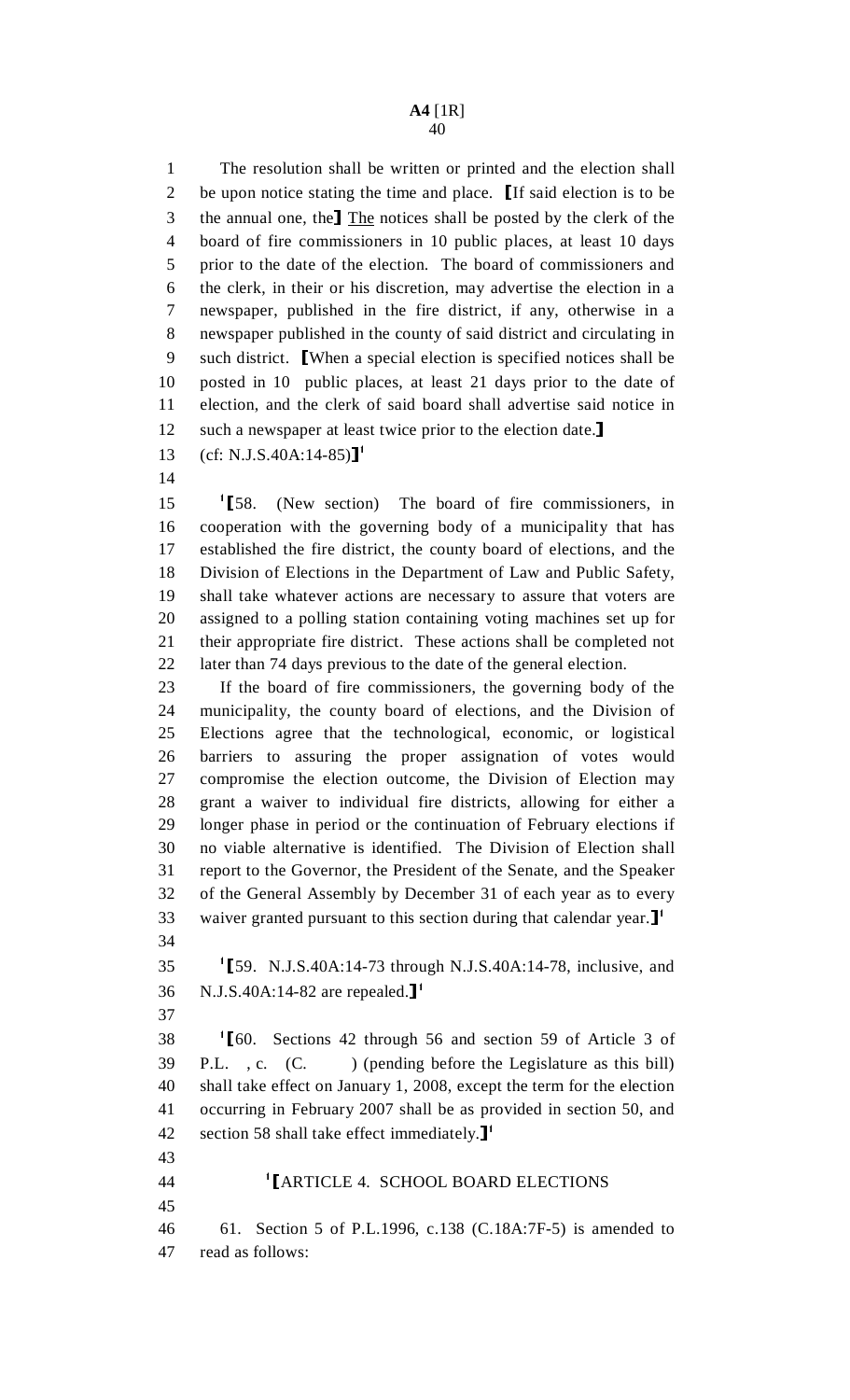The resolution shall be written or printed and the election shall be upon notice stating the time and place. [If said election is to be the annual one, the] The notices shall be posted by the clerk of the board of fire commissioners in 10 public places, at least 10 days prior to the date of the election. The board of commissioners and the clerk, in their or his discretion, may advertise the election in a newspaper, published in the fire district, if any, otherwise in a newspaper published in the county of said district and circulating in such district. [When a special election is specified notices shall be posted in 10 public places, at least 21 days prior to the date of election, and the clerk of said board shall advertise said notice in such a newspaper at least twice prior to the election date.]

(cf: N.J.S.40A:14-85)][1]

[1][58. (New section) The board of fire commissioners, in cooperation with the governing body of a municipality that has established the fire district, the county board of elections, and the Division of Elections in the Department of Law and Public Safety, shall take whatever actions are necessary to assure that voters are assigned to a polling station containing voting machines set up for their appropriate fire district. These actions shall be completed not later than 74 days previous to the date of the general election.

If the board of fire commissioners, the governing body of the municipality, the county board of elections, and the Division of Elections agree that the technological, economic, or logistical barriers to assuring the proper assignation of votes would compromise the election outcome, the Division of Election may grant a waiver to individual fire districts, allowing for either a longer phase in period or the continuation of February elections if no viable alternative is identified. The Division of Election shall report to the Governor, the President of the Senate, and the Speaker of the General Assembly by December 31 of each year as to every waiver granted pursuant to this section during that calendar year.][1]

[1][59. N.J.S.40A:14-73 through N.J.S.40A:14-78, inclusive, and N.J.S.40A:14-82 are repealed.][1]

[1][60. Sections 42 through 56 and section 59 of Article 3 of P.L. , c. (C. ) (pending before the Legislature as this bill) shall take effect on January 1, 2008, except the term for the election occurring in February 2007 shall be as provided in section 50, and section 58 shall take effect immediately.][1]

[1][ARTICLE 4. SCHOOL BOARD ELECTIONS

61. Section 5 of P.L.1996, c.138 (C.18A:7F-5) is amended to read as follows: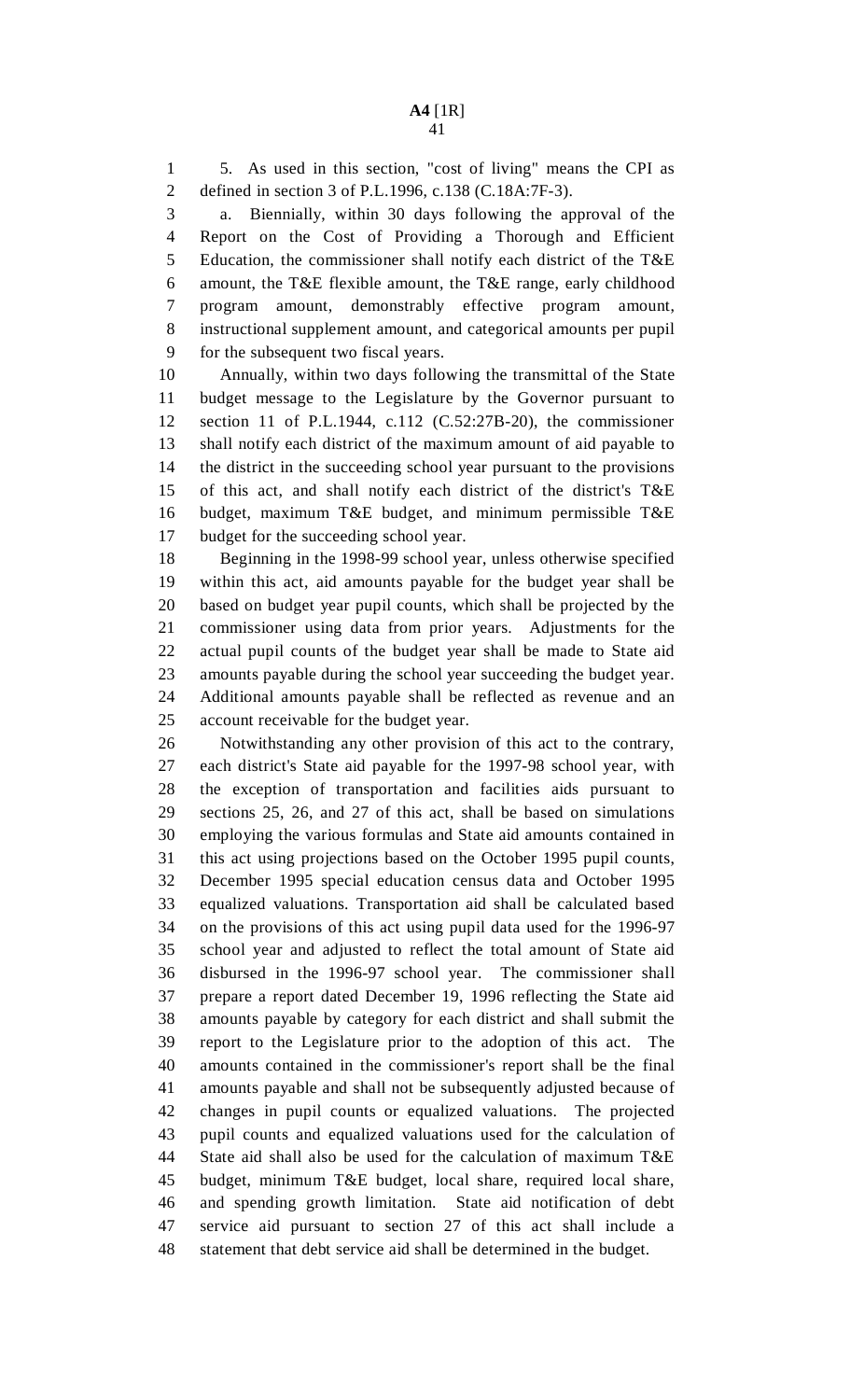5. As used in this section, "cost of living" means the CPI as defined in section 3 of P.L.1996, c.138 (C.18A:7F-3).

a. Biennially, within 30 days following the approval of the Report on the Cost of Providing a Thorough and Efficient Education, the commissioner shall notify each district of the T&E amount, the T&E flexible amount, the T&E range, early childhood program amount, demonstrably effective program amount, instructional supplement amount, and categorical amounts per pupil for the subsequent two fiscal years.

Annually, within two days following the transmittal of the State budget message to the Legislature by the Governor pursuant to section 11 of P.L.1944, c.112 (C.52:27B-20), the commissioner shall notify each district of the maximum amount of aid payable to the district in the succeeding school year pursuant to the provisions of this act, and shall notify each district of the district's T&E budget, maximum T&E budget, and minimum permissible T&E budget for the succeeding school year.

Beginning in the 1998-99 school year, unless otherwise specified within this act, aid amounts payable for the budget year shall be based on budget year pupil counts, which shall be projected by the commissioner using data from prior years. Adjustments for the actual pupil counts of the budget year shall be made to State aid amounts payable during the school year succeeding the budget year. Additional amounts payable shall be reflected as revenue and an account receivable for the budget year.

Notwithstanding any other provision of this act to the contrary, each district's State aid payable for the 1997-98 school year, with the exception of transportation and facilities aids pursuant to sections 25, 26, and 27 of this act, shall be based on simulations employing the various formulas and State aid amounts contained in this act using projections based on the October 1995 pupil counts, December 1995 special education census data and October 1995 equalized valuations. Transportation aid shall be calculated based on the provisions of this act using pupil data used for the 1996-97 school year and adjusted to reflect the total amount of State aid disbursed in the 1996-97 school year. The commissioner shall prepare a report dated December 19, 1996 reflecting the State aid amounts payable by category for each district and shall submit the report to the Legislature prior to the adoption of this act. The amounts contained in the commissioner's report shall be the final amounts payable and shall not be subsequently adjusted because of changes in pupil counts or equalized valuations. The projected pupil counts and equalized valuations used for the calculation of State aid shall also be used for the calculation of maximum T&E budget, minimum T&E budget, local share, required local share, and spending growth limitation. State aid notification of debt service aid pursuant to section 27 of this act shall include a statement that debt service aid shall be determined in the budget.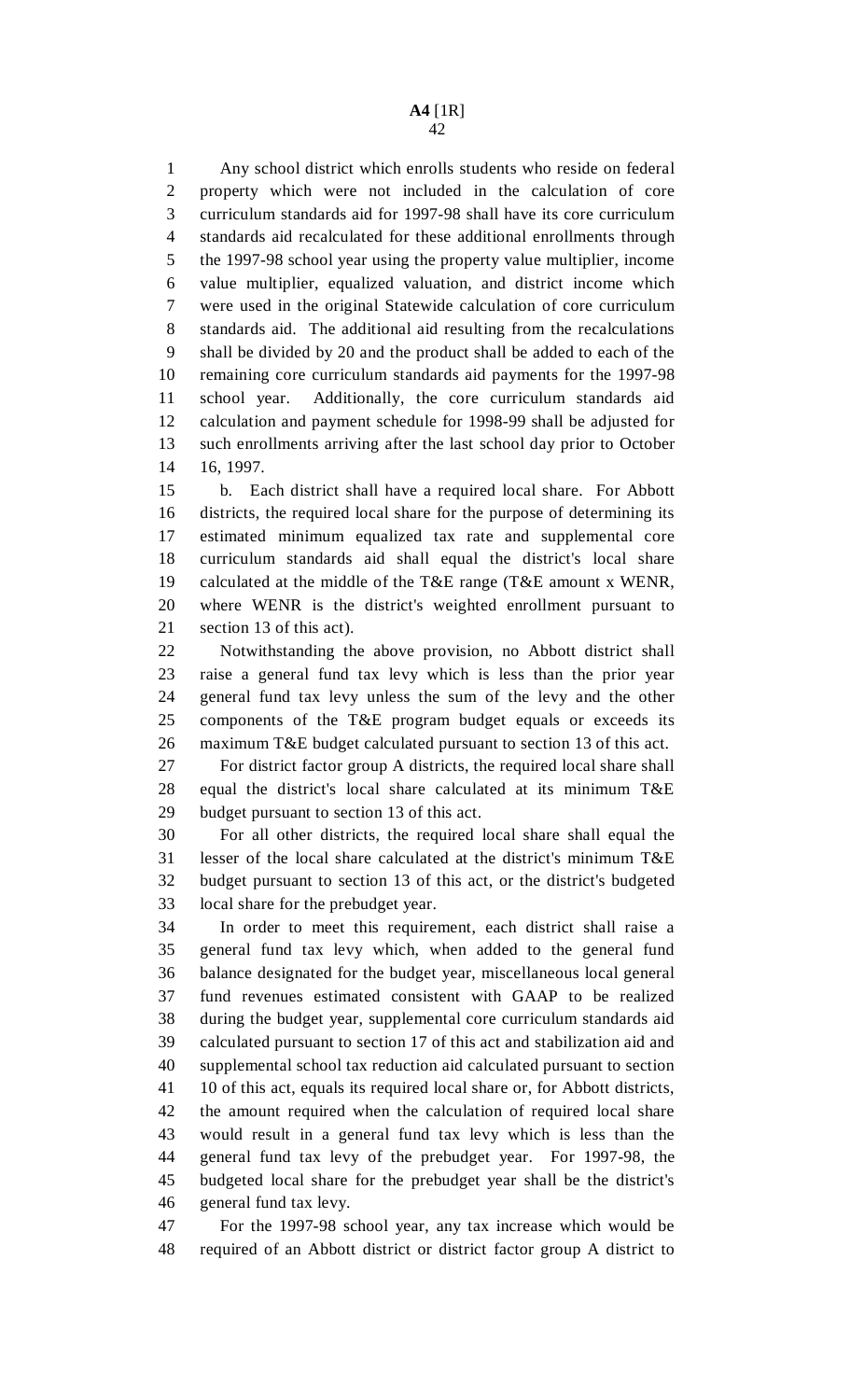Any school district which enrolls students who reside on federal property which were not included in the calculation of core curriculum standards aid for 1997-98 shall have its core curriculum standards aid recalculated for these additional enrollments through the 1997-98 school year using the property value multiplier, income value multiplier, equalized valuation, and district income which were used in the original Statewide calculation of core curriculum standards aid. The additional aid resulting from the recalculations shall be divided by 20 and the product shall be added to each of the remaining core curriculum standards aid payments for the 1997-98 school year. Additionally, the core curriculum standards aid calculation and payment schedule for 1998-99 shall be adjusted for such enrollments arriving after the last school day prior to October 16, 1997.

b. Each district shall have a required local share. For Abbott districts, the required local share for the purpose of determining its estimated minimum equalized tax rate and supplemental core curriculum standards aid shall equal the district's local share calculated at the middle of the T&E range (T&E amount x WENR, where WENR is the district's weighted enrollment pursuant to section 13 of this act).

Notwithstanding the above provision, no Abbott district shall raise a general fund tax levy which is less than the prior year general fund tax levy unless the sum of the levy and the other components of the T&E program budget equals or exceeds its maximum T&E budget calculated pursuant to section 13 of this act.

For district factor group A districts, the required local share shall equal the district's local share calculated at its minimum T&E budget pursuant to section 13 of this act.

For all other districts, the required local share shall equal the lesser of the local share calculated at the district's minimum T&E budget pursuant to section 13 of this act, or the district's budgeted local share for the prebudget year.

In order to meet this requirement, each district shall raise a general fund tax levy which, when added to the general fund balance designated for the budget year, miscellaneous local general fund revenues estimated consistent with GAAP to be realized during the budget year, supplemental core curriculum standards aid calculated pursuant to section 17 of this act and stabilization aid and supplemental school tax reduction aid calculated pursuant to section 10 of this act, equals its required local share or, for Abbott districts, the amount required when the calculation of required local share would result in a general fund tax levy which is less than the general fund tax levy of the prebudget year. For 1997-98, the budgeted local share for the prebudget year shall be the district's general fund tax levy.

For the 1997-98 school year, any tax increase which would be required of an Abbott district or district factor group A district to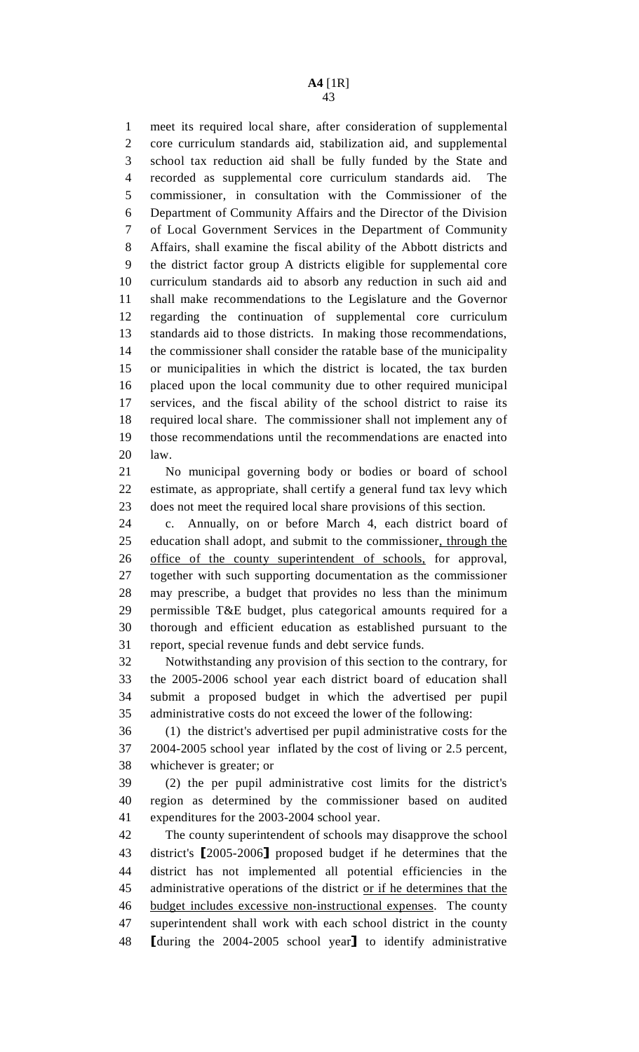meet its required local share, after consideration of supplemental core curriculum standards aid, stabilization aid, and supplemental school tax reduction aid shall be fully funded by the State and recorded as supplemental core curriculum standards aid. The commissioner, in consultation with the Commissioner of the Department of Community Affairs and the Director of the Division of Local Government Services in the Department of Community Affairs, shall examine the fiscal ability of the Abbott districts and the district factor group A districts eligible for supplemental core curriculum standards aid to absorb any reduction in such aid and shall make recommendations to the Legislature and the Governor regarding the continuation of supplemental core curriculum standards aid to those districts. In making those recommendations, the commissioner shall consider the ratable base of the municipality or municipalities in which the district is located, the tax burden placed upon the local community due to other required municipal services, and the fiscal ability of the school district to raise its required local share. The commissioner shall not implement any of those recommendations until the recommendations are enacted into law.

No municipal governing body or bodies or board of school estimate, as appropriate, shall certify a general fund tax levy which does not meet the required local share provisions of this section.

c. Annually, on or before March 4, each district board of education shall adopt, and submit to the commissioner<u>, through the office of the county superintendent of schools,</u> for approval, together with such supporting documentation as the commissioner may prescribe, a budget that provides no less than the minimum permissible T&E budget, plus categorical amounts required for a thorough and efficient education as established pursuant to the report, special revenue funds and debt service funds.

Notwithstanding any provision of this section to the contrary, for the 2005-2006 school year each district board of education shall submit a proposed budget in which the advertised per pupil administrative costs do not exceed the lower of the following:

(1) the district's advertised per pupil administrative costs for the 2004-2005 school year inflated by the cost of living or 2.5 percent, whichever is greater; or

(2) the per pupil administrative cost limits for the district's region as determined by the commissioner based on audited expenditures for the 2003-2004 school year.

The county superintendent of schools may disapprove the school district's ⟦2005-2006⟧ proposed budget if he determines that the district has not implemented all potential efficiencies in the administrative operations of the district <u>or if he determines that the budget includes excessive non-instructional expenses</u>. The county superintendent shall work with each school district in the county ⟦during the 2004-2005 school year⟧ to identify administrative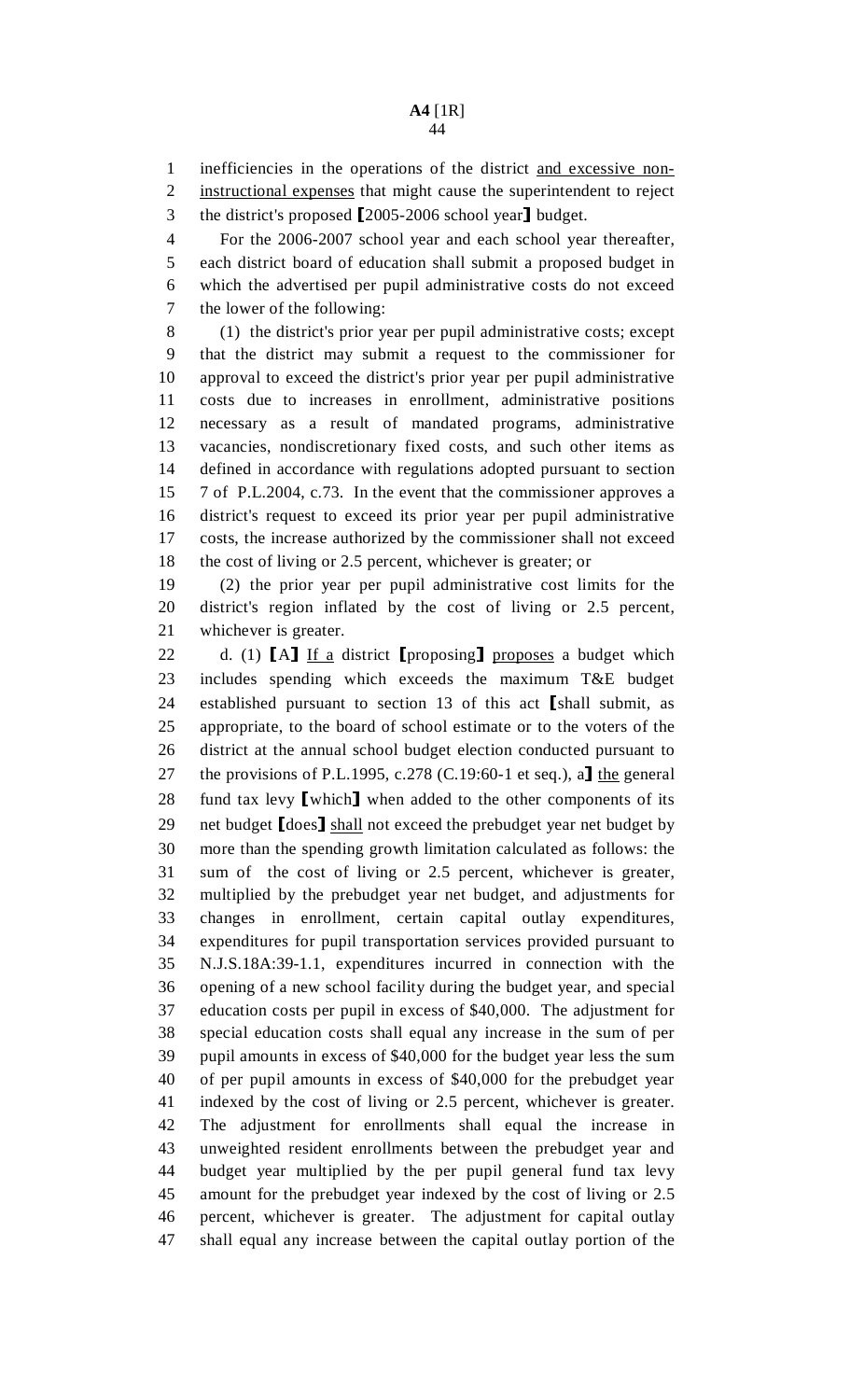inefficiencies in the operations of the district and excessive non-instructional expenses that might cause the superintendent to reject the district's proposed [2005-2006 school year] budget.

For the 2006-2007 school year and each school year thereafter, each district board of education shall submit a proposed budget in which the advertised per pupil administrative costs do not exceed the lower of the following:

(1) the district's prior year per pupil administrative costs; except that the district may submit a request to the commissioner for approval to exceed the district's prior year per pupil administrative costs due to increases in enrollment, administrative positions necessary as a result of mandated programs, administrative vacancies, nondiscretionary fixed costs, and such other items as defined in accordance with regulations adopted pursuant to section 7 of P.L.2004, c.73. In the event that the commissioner approves a district's request to exceed its prior year per pupil administrative costs, the increase authorized by the commissioner shall not exceed the cost of living or 2.5 percent, whichever is greater; or

(2) the prior year per pupil administrative cost limits for the district's region inflated by the cost of living or 2.5 percent, whichever is greater.

d. (1) [A] If a district [proposing] proposes a budget which includes spending which exceeds the maximum T&E budget established pursuant to section 13 of this act [shall submit, as appropriate, to the board of school estimate or to the voters of the district at the annual school budget election conducted pursuant to the provisions of P.L.1995, c.278 (C.19:60-1 et seq.), a] the general fund tax levy [which] when added to the other components of its net budget [does] shall not exceed the prebudget year net budget by more than the spending growth limitation calculated as follows: the sum of the cost of living or 2.5 percent, whichever is greater, multiplied by the prebudget year net budget, and adjustments for changes in enrollment, certain capital outlay expenditures, expenditures for pupil transportation services provided pursuant to N.J.S.18A:39-1.1, expenditures incurred in connection with the opening of a new school facility during the budget year, and special education costs per pupil in excess of $40,000. The adjustment for special education costs shall equal any increase in the sum of per pupil amounts in excess of $40,000 for the budget year less the sum of per pupil amounts in excess of $40,000 for the prebudget year indexed by the cost of living or 2.5 percent, whichever is greater. The adjustment for enrollments shall equal the increase in unweighted resident enrollments between the prebudget year and budget year multiplied by the per pupil general fund tax levy amount for the prebudget year indexed by the cost of living or 2.5 percent, whichever is greater. The adjustment for capital outlay shall equal any increase between the capital outlay portion of the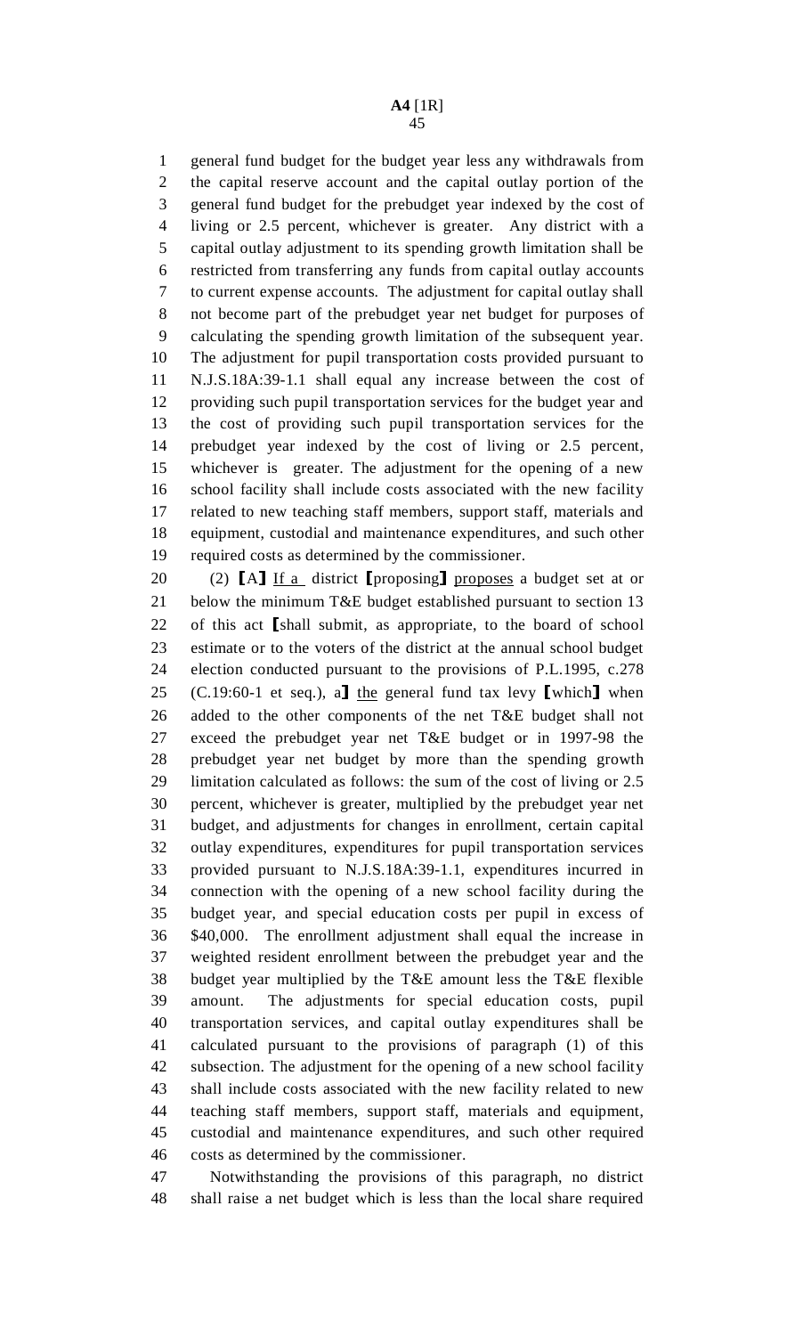general fund budget for the budget year less any withdrawals from the capital reserve account and the capital outlay portion of the general fund budget for the prebudget year indexed by the cost of living or 2.5 percent, whichever is greater. Any district with a capital outlay adjustment to its spending growth limitation shall be restricted from transferring any funds from capital outlay accounts to current expense accounts. The adjustment for capital outlay shall not become part of the prebudget year net budget for purposes of calculating the spending growth limitation of the subsequent year. The adjustment for pupil transportation costs provided pursuant to N.J.S.18A:39-1.1 shall equal any increase between the cost of providing such pupil transportation services for the budget year and the cost of providing such pupil transportation services for the prebudget year indexed by the cost of living or 2.5 percent, whichever is greater. The adjustment for the opening of a new school facility shall include costs associated with the new facility related to new teaching staff members, support staff, materials and equipment, custodial and maintenance expenditures, and such other required costs as determined by the commissioner.

(2) ⟦A⟧ If a district ⟦proposing⟧ proposes a budget set at or below the minimum T&E budget established pursuant to section 13 of this act ⟦shall submit, as appropriate, to the board of school estimate or to the voters of the district at the annual school budget election conducted pursuant to the provisions of P.L.1995, c.278 (C.19:60-1 et seq.), a⟧ the general fund tax levy ⟦which⟧ when added to the other components of the net T&E budget shall not exceed the prebudget year net T&E budget or in 1997-98 the prebudget year net budget by more than the spending growth limitation calculated as follows: the sum of the cost of living or 2.5 percent, whichever is greater, multiplied by the prebudget year net budget, and adjustments for changes in enrollment, certain capital outlay expenditures, expenditures for pupil transportation services provided pursuant to N.J.S.18A:39-1.1, expenditures incurred in connection with the opening of a new school facility during the budget year, and special education costs per pupil in excess of $40,000. The enrollment adjustment shall equal the increase in weighted resident enrollment between the prebudget year and the budget year multiplied by the T&E amount less the T&E flexible amount. The adjustments for special education costs, pupil transportation services, and capital outlay expenditures shall be calculated pursuant to the provisions of paragraph (1) of this subsection. The adjustment for the opening of a new school facility shall include costs associated with the new facility related to new teaching staff members, support staff, materials and equipment, custodial and maintenance expenditures, and such other required costs as determined by the commissioner.

Notwithstanding the provisions of this paragraph, no district shall raise a net budget which is less than the local share required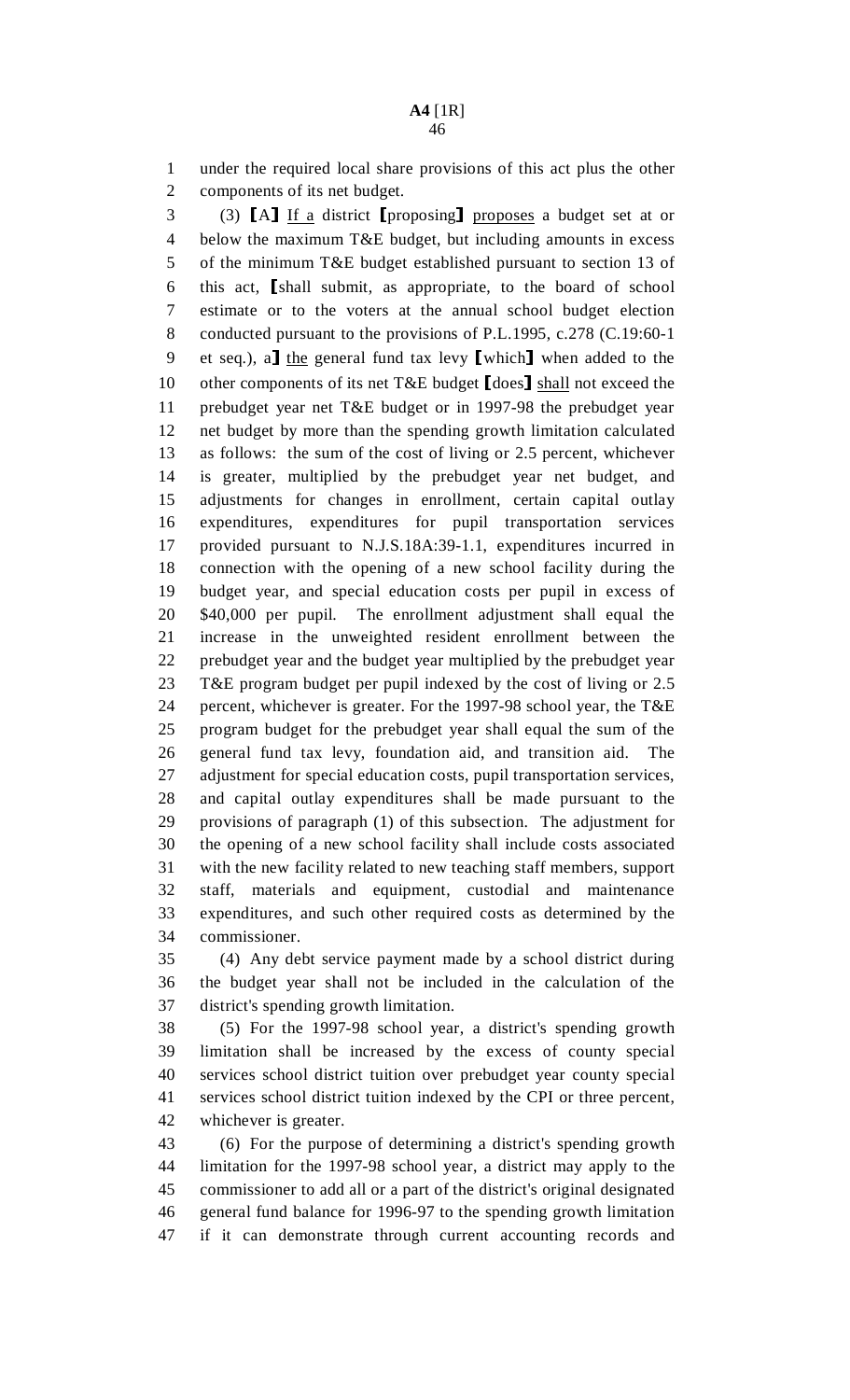under the required local share provisions of this act plus the other components of its net budget.

(3) [A] If a district [proposing] proposes a budget set at or below the maximum T&E budget, but including amounts in excess of the minimum T&E budget established pursuant to section 13 of this act, [shall submit, as appropriate, to the board of school estimate or to the voters at the annual school budget election conducted pursuant to the provisions of P.L.1995, c.278 (C.19:60-1 et seq.), a] the general fund tax levy [which] when added to the other components of its net T&E budget [does] shall not exceed the prebudget year net T&E budget or in 1997-98 the prebudget year net budget by more than the spending growth limitation calculated as follows: the sum of the cost of living or 2.5 percent, whichever is greater, multiplied by the prebudget year net budget, and adjustments for changes in enrollment, certain capital outlay expenditures, expenditures for pupil transportation services provided pursuant to N.J.S.18A:39-1.1, expenditures incurred in connection with the opening of a new school facility during the budget year, and special education costs per pupil in excess of $40,000 per pupil. The enrollment adjustment shall equal the increase in the unweighted resident enrollment between the prebudget year and the budget year multiplied by the prebudget year T&E program budget per pupil indexed by the cost of living or 2.5 percent, whichever is greater. For the 1997-98 school year, the T&E program budget for the prebudget year shall equal the sum of the general fund tax levy, foundation aid, and transition aid. The adjustment for special education costs, pupil transportation services, and capital outlay expenditures shall be made pursuant to the provisions of paragraph (1) of this subsection. The adjustment for the opening of a new school facility shall include costs associated with the new facility related to new teaching staff members, support staff, materials and equipment, custodial and maintenance expenditures, and such other required costs as determined by the commissioner.

(4) Any debt service payment made by a school district during the budget year shall not be included in the calculation of the district's spending growth limitation.

(5) For the 1997-98 school year, a district's spending growth limitation shall be increased by the excess of county special services school district tuition over prebudget year county special services school district tuition indexed by the CPI or three percent, whichever is greater.

(6) For the purpose of determining a district's spending growth limitation for the 1997-98 school year, a district may apply to the commissioner to add all or a part of the district's original designated general fund balance for 1996-97 to the spending growth limitation if it can demonstrate through current accounting records and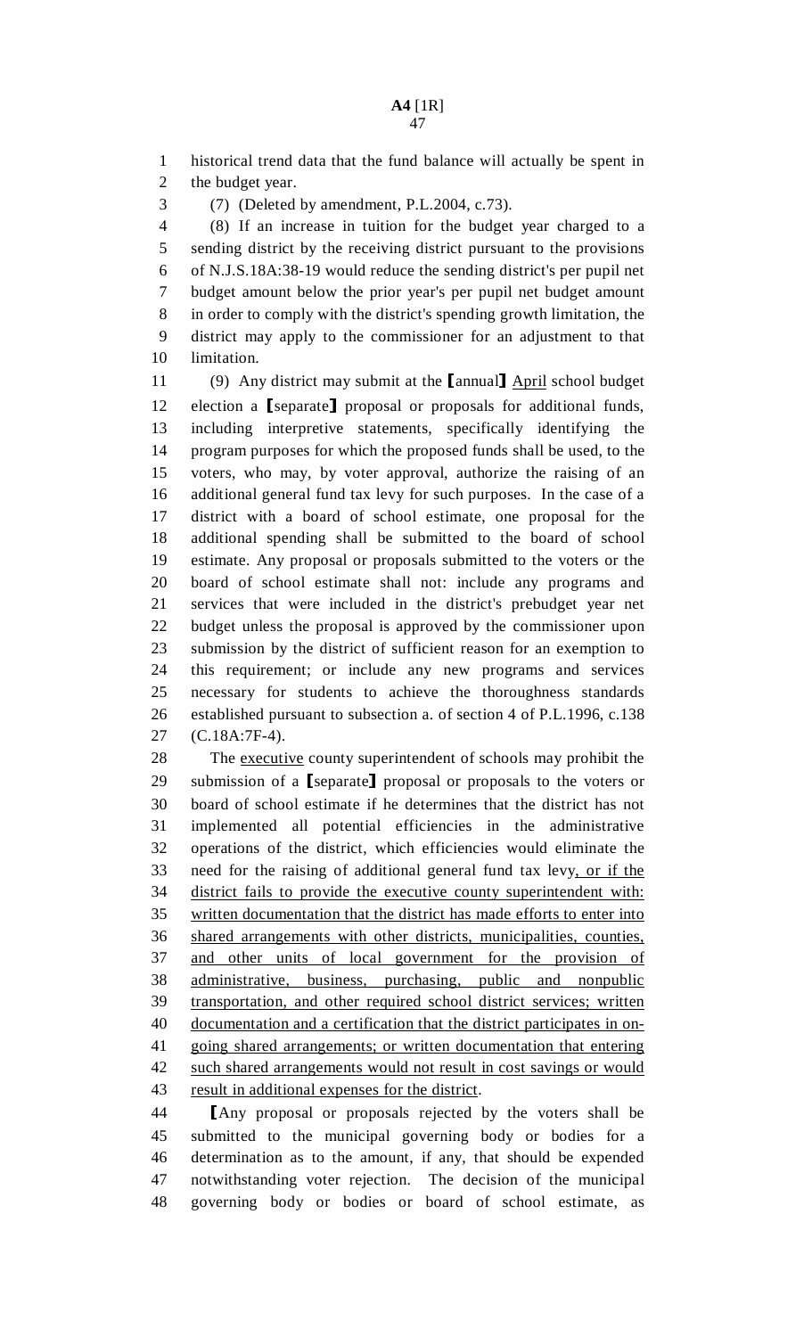historical trend data that the fund balance will actually be spent in the budget year.

(7) (Deleted by amendment, P.L.2004, c.73).

(8) If an increase in tuition for the budget year charged to a sending district by the receiving district pursuant to the provisions of N.J.S.18A:38-19 would reduce the sending district's per pupil net budget amount below the prior year's per pupil net budget amount in order to comply with the district's spending growth limitation, the district may apply to the commissioner for an adjustment to that limitation.

(9) Any district may submit at the [annual] <u>April</u> school budget election a [separate] proposal or proposals for additional funds, including interpretive statements, specifically identifying the program purposes for which the proposed funds shall be used, to the voters, who may, by voter approval, authorize the raising of an additional general fund tax levy for such purposes. In the case of a district with a board of school estimate, one proposal for the additional spending shall be submitted to the board of school estimate. Any proposal or proposals submitted to the voters or the board of school estimate shall not: include any programs and services that were included in the district's prebudget year net budget unless the proposal is approved by the commissioner upon submission by the district of sufficient reason for an exemption to this requirement; or include any new programs and services necessary for students to achieve the thoroughness standards established pursuant to subsection a. of section 4 of P.L.1996, c.138 (C.18A:7F-4).

The <u>executive</u> county superintendent of schools may prohibit the submission of a [separate] proposal or proposals to the voters or board of school estimate if he determines that the district has not implemented all potential efficiencies in the administrative operations of the district, which efficiencies would eliminate the need for the raising of additional general fund tax levy<u>, or if the district fails to provide the executive county superintendent with: written documentation that the district has made efforts to enter into shared arrangements with other districts, municipalities, counties, and other units of local government for the provision of administrative, business, purchasing, public and nonpublic transportation, and other required school district services; written documentation and a certification that the district participates in on-going shared arrangements; or written documentation that entering such shared arrangements would not result in cost savings or would result in additional expenses for the district</u>.

[Any proposal or proposals rejected by the voters shall be submitted to the municipal governing body or bodies for a determination as to the amount, if any, that should be expended notwithstanding voter rejection. The decision of the municipal governing body or bodies or board of school estimate, as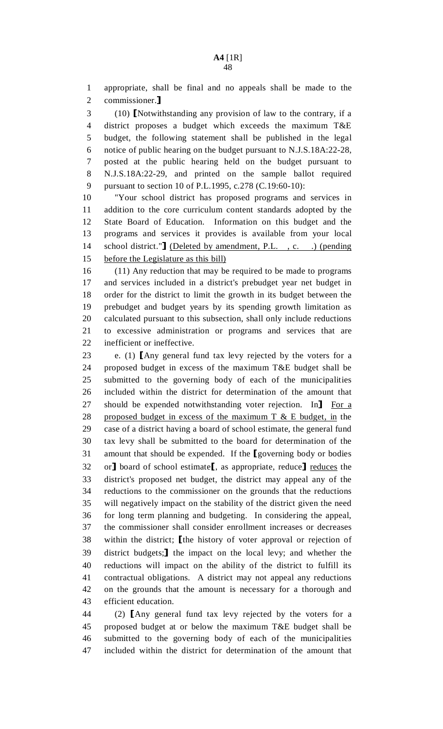appropriate, shall be final and no appeals shall be made to the commissioner.]

(10) [Notwithstanding any provision of law to the contrary, if a district proposes a budget which exceeds the maximum T&E budget, the following statement shall be published in the legal notice of public hearing on the budget pursuant to N.J.S.18A:22-28, posted at the public hearing held on the budget pursuant to N.J.S.18A:22-29, and printed on the sample ballot required pursuant to section 10 of P.L.1995, c.278 (C.19:60-10):

"Your school district has proposed programs and services in addition to the core curriculum content standards adopted by the State Board of Education. Information on this budget and the programs and services it provides is available from your local school district."] <u>(Deleted by amendment, P.L. , c. .) (pending before the Legislature as this bill)</u>

(11) Any reduction that may be required to be made to programs and services included in a district's prebudget year net budget in order for the district to limit the growth in its budget between the prebudget and budget years by its spending growth limitation as calculated pursuant to this subsection, shall only include reductions to excessive administration or programs and services that are inefficient or ineffective.

e. (1) [Any general fund tax levy rejected by the voters for a proposed budget in excess of the maximum T&E budget shall be submitted to the governing body of each of the municipalities included within the district for determination of the amount that should be expended notwithstanding voter rejection. In] <u>For a proposed budget in excess of the maximum T & E budget, in</u> the case of a district having a board of school estimate, the general fund tax levy shall be submitted to the board for determination of the amount that should be expended. If the [governing body or bodies or] board of school estimate[, as appropriate, reduce] <u>reduces</u> the district's proposed net budget, the district may appeal any of the reductions to the commissioner on the grounds that the reductions will negatively impact on the stability of the district given the need for long term planning and budgeting. In considering the appeal, the commissioner shall consider enrollment increases or decreases within the district; [the history of voter approval or rejection of district budgets;] the impact on the local levy; and whether the reductions will impact on the ability of the district to fulfill its contractual obligations. A district may not appeal any reductions on the grounds that the amount is necessary for a thorough and efficient education.

(2) [Any general fund tax levy rejected by the voters for a proposed budget at or below the maximum T&E budget shall be submitted to the governing body of each of the municipalities included within the district for determination of the amount that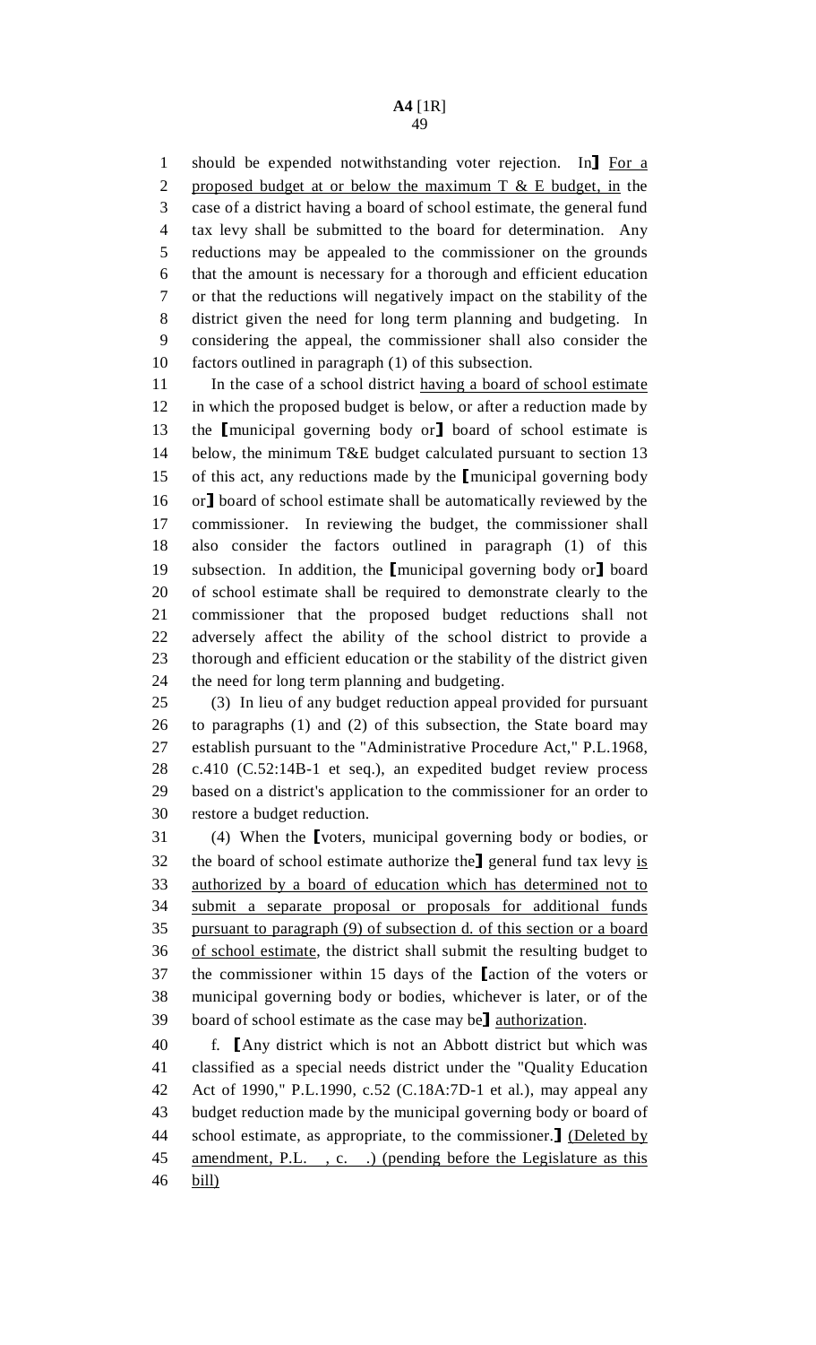should be expended notwithstanding voter rejection. In】 For a proposed budget at or below the maximum T & E budget, in the case of a district having a board of school estimate, the general fund tax levy shall be submitted to the board for determination. Any reductions may be appealed to the commissioner on the grounds that the amount is necessary for a thorough and efficient education or that the reductions will negatively impact on the stability of the district given the need for long term planning and budgeting. In considering the appeal, the commissioner shall also consider the factors outlined in paragraph (1) of this subsection.

In the case of a school district having a board of school estimate in which the proposed budget is below, or after a reduction made by the 【municipal governing body or】 board of school estimate is below, the minimum T&E budget calculated pursuant to section 13 of this act, any reductions made by the 【municipal governing body or】 board of school estimate shall be automatically reviewed by the commissioner. In reviewing the budget, the commissioner shall also consider the factors outlined in paragraph (1) of this subsection. In addition, the 【municipal governing body or】 board of school estimate shall be required to demonstrate clearly to the commissioner that the proposed budget reductions shall not adversely affect the ability of the school district to provide a thorough and efficient education or the stability of the district given the need for long term planning and budgeting.

(3) In lieu of any budget reduction appeal provided for pursuant to paragraphs (1) and (2) of this subsection, the State board may establish pursuant to the "Administrative Procedure Act," P.L.1968, c.410 (C.52:14B-1 et seq.), an expedited budget review process based on a district's application to the commissioner for an order to restore a budget reduction.

(4) When the 【voters, municipal governing body or bodies, or the board of school estimate authorize the】 general fund tax levy is authorized by a board of education which has determined not to submit a separate proposal or proposals for additional funds pursuant to paragraph (9) of subsection d. of this section or a board of school estimate, the district shall submit the resulting budget to the commissioner within 15 days of the 【action of the voters or municipal governing body or bodies, whichever is later, or of the board of school estimate as the case may be】 authorization.

f. 【Any district which is not an Abbott district but which was classified as a special needs district under the "Quality Education Act of 1990," P.L.1990, c.52 (C.18A:7D-1 et al.), may appeal any budget reduction made by the municipal governing body or board of school estimate, as appropriate, to the commissioner.】 (Deleted by amendment, P.L. , c. .) (pending before the Legislature as this bill)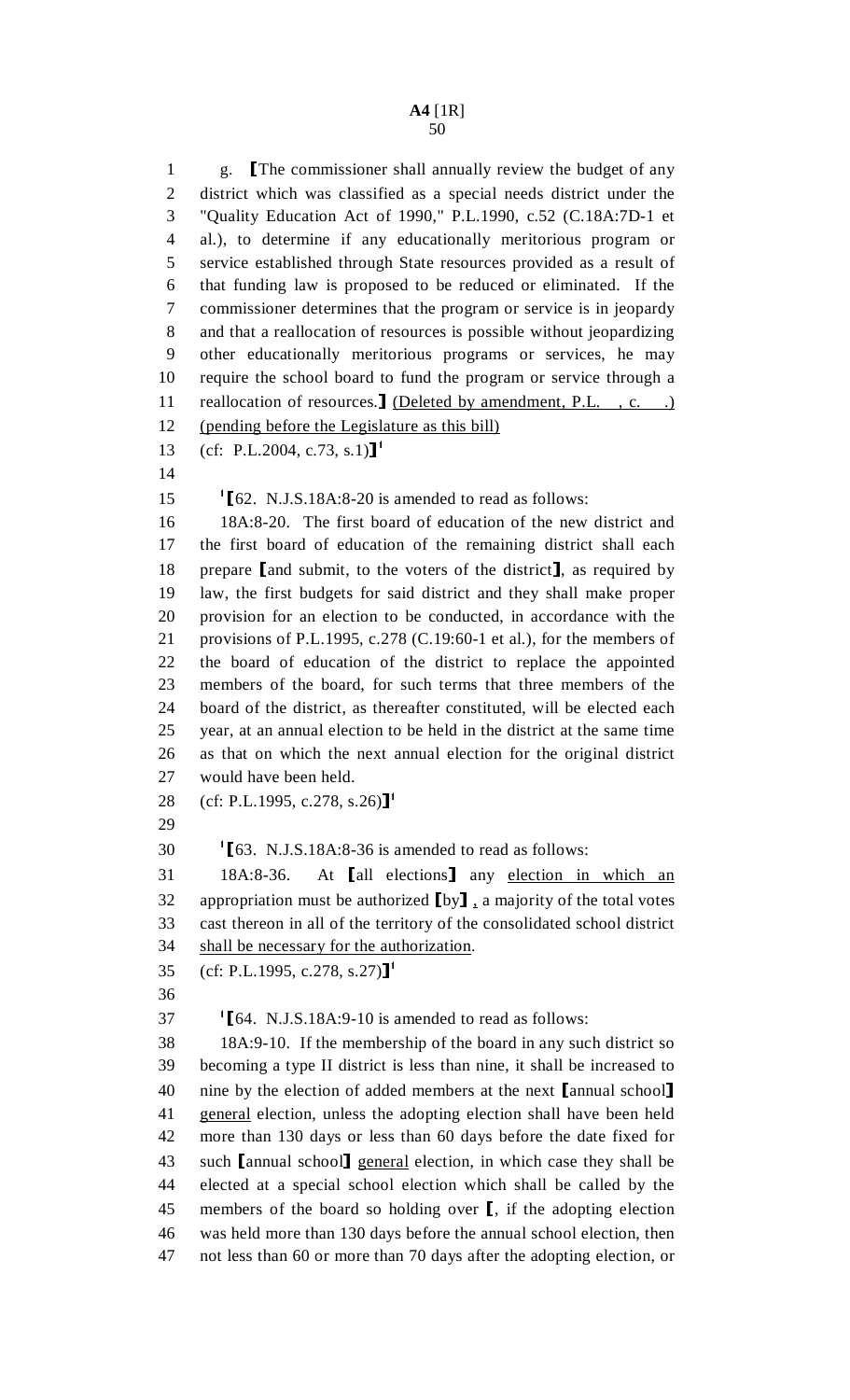g. ⟦The commissioner shall annually review the budget of any district which was classified as a special needs district under the "Quality Education Act of 1990," P.L.1990, c.52 (C.18A:7D-1 et al.), to determine if any educationally meritorious program or service established through State resources provided as a result of that funding law is proposed to be reduced or eliminated. If the commissioner determines that the program or service is in jeopardy and that a reallocation of resources is possible without jeopardizing other educationally meritorious programs or services, he may require the school board to fund the program or service through a reallocation of resources.⟧ <u>(Deleted by amendment, P.L. , c. .)</u> <u>(pending before the Legislature as this bill)</u>

(cf: P.L.2004, c.73, s.1)⟧[1]

[1]⟦62. N.J.S.18A:8-20 is amended to read as follows:

18A:8-20. The first board of education of the new district and the first board of education of the remaining district shall each prepare ⟦and submit, to the voters of the district⟧, as required by law, the first budgets for said district and they shall make proper provision for an election to be conducted, in accordance with the provisions of P.L.1995, c.278 (C.19:60-1 et al.), for the members of the board of education of the district to replace the appointed members of the board, for such terms that three members of the board of the district, as thereafter constituted, will be elected each year, at an annual election to be held in the district at the same time as that on which the next annual election for the original district would have been held.

(cf: P.L.1995, c.278, s.26)⟧[1]

[1]⟦63. N.J.S.18A:8-36 is amended to read as follows:

18A:8-36. At ⟦all elections⟧ any <u>election in which an</u> appropriation must be authorized ⟦by⟧ <u>,</u> a majority of the total votes cast thereon in all of the territory of the consolidated school district <u>shall be necessary for the authorization</u>.

(cf: P.L.1995, c.278, s.27)⟧[1]

[1]⟦64. N.J.S.18A:9-10 is amended to read as follows:

18A:9-10. If the membership of the board in any such district so becoming a type II district is less than nine, it shall be increased to nine by the election of added members at the next ⟦annual school⟧ <u>general</u> election, unless the adopting election shall have been held more than 130 days or less than 60 days before the date fixed for such ⟦annual school⟧ <u>general</u> election, in which case they shall be elected at a special school election which shall be called by the members of the board so holding over ⟦, if the adopting election was held more than 130 days before the annual school election, then not less than 60 or more than 70 days after the adopting election, or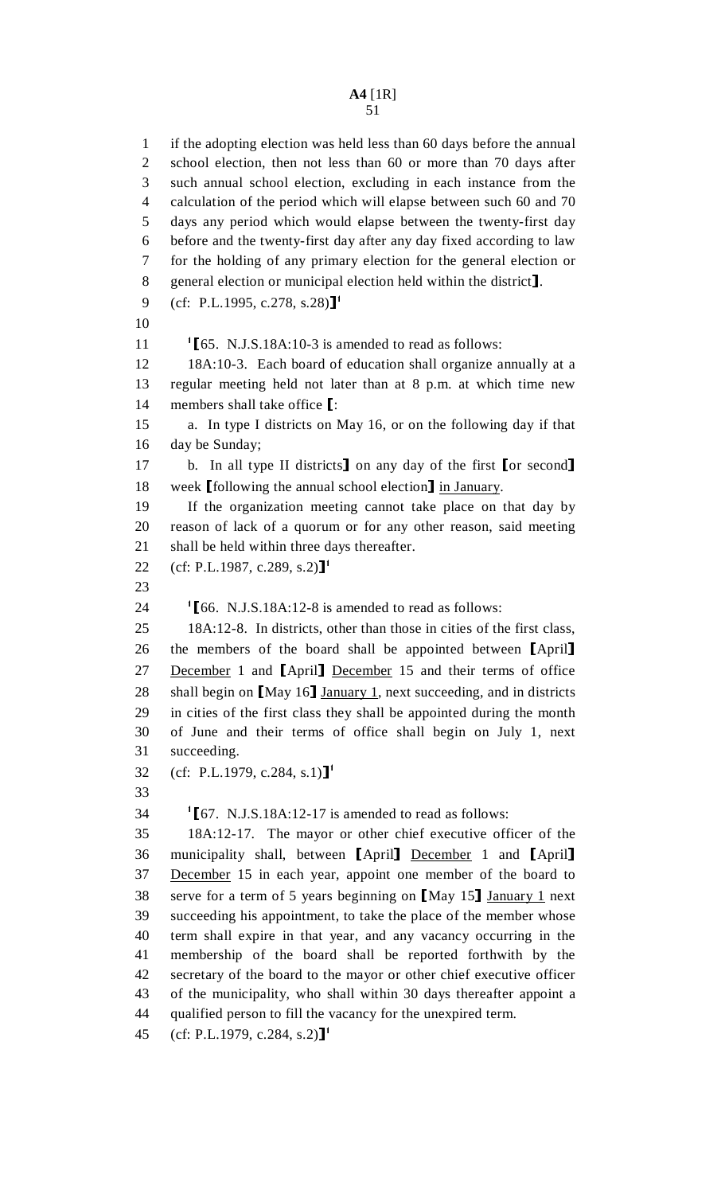if the adopting election was held less than 60 days before the annual school election, then not less than 60 or more than 70 days after such annual school election, excluding in each instance from the calculation of the period which will elapse between such 60 and 70 days any period which would elapse between the twenty-first day before and the twenty-first day after any day fixed according to law for the holding of any primary election for the general election or general election or municipal election held within the district】.

(cf: P.L.1995, c.278, s.28)】[1]

[1]【65. N.J.S.18A:10-3 is amended to read as follows:

18A:10-3. Each board of education shall organize annually at a regular meeting held not later than at 8 p.m. at which time new members shall take office【:

a. In type I districts on May 16, or on the following day if that day be Sunday;

b. In all type II districts】 on any day of the first【or second】 week【following the annual school election】 in January.

If the organization meeting cannot take place on that day by reason of lack of a quorum or for any other reason, said meeting shall be held within three days thereafter.

(cf: P.L.1987, c.289, s.2)】[1]

[1]【66. N.J.S.18A:12-8 is amended to read as follows:

18A:12-8. In districts, other than those in cities of the first class, the members of the board shall be appointed between【April】 December 1 and【April】 December 15 and their terms of office shall begin on【May 16】 January 1, next succeeding, and in districts in cities of the first class they shall be appointed during the month of June and their terms of office shall begin on July 1, next succeeding.

(cf: P.L.1979, c.284, s.1)】[1]

[1]【67. N.J.S.18A:12-17 is amended to read as follows:

18A:12-17. The mayor or other chief executive officer of the municipality shall, between【April】 December 1 and【April】 December 15 in each year, appoint one member of the board to serve for a term of 5 years beginning on【May 15】 January 1 next succeeding his appointment, to take the place of the member whose term shall expire in that year, and any vacancy occurring in the membership of the board shall be reported forthwith by the secretary of the board to the mayor or other chief executive officer of the municipality, who shall within 30 days thereafter appoint a qualified person to fill the vacancy for the unexpired term.

(cf: P.L.1979, c.284, s.2)】[1]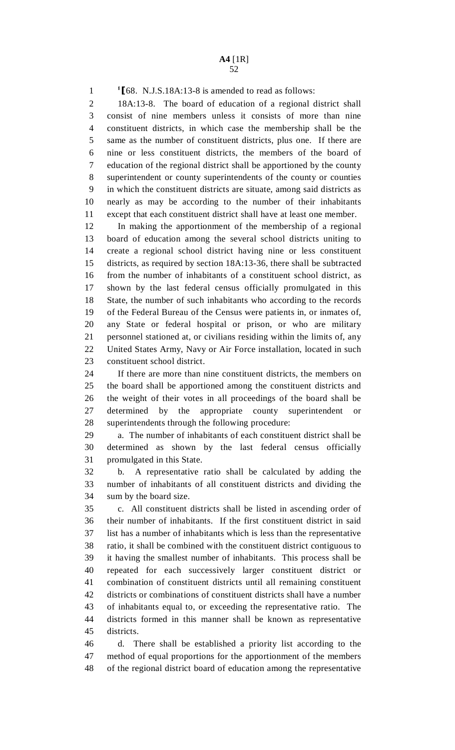[1]⟦68. N.J.S.18A:13-8 is amended to read as follows:

18A:13-8. The board of education of a regional district shall consist of nine members unless it consists of more than nine constituent districts, in which case the membership shall be the same as the number of constituent districts, plus one. If there are nine or less constituent districts, the members of the board of education of the regional district shall be apportioned by the county superintendent or county superintendents of the county or counties in which the constituent districts are situate, among said districts as nearly as may be according to the number of their inhabitants except that each constituent district shall have at least one member.

In making the apportionment of the membership of a regional board of education among the several school districts uniting to create a regional school district having nine or less constituent districts, as required by section 18A:13-36, there shall be subtracted from the number of inhabitants of a constituent school district, as shown by the last federal census officially promulgated in this State, the number of such inhabitants who according to the records of the Federal Bureau of the Census were patients in, or inmates of, any State or federal hospital or prison, or who are military personnel stationed at, or civilians residing within the limits of, any United States Army, Navy or Air Force installation, located in such constituent school district.

If there are more than nine constituent districts, the members on the board shall be apportioned among the constituent districts and the weight of their votes in all proceedings of the board shall be determined by the appropriate county superintendent or superintendents through the following procedure:

a. The number of inhabitants of each constituent district shall be determined as shown by the last federal census officially promulgated in this State.

b. A representative ratio shall be calculated by adding the number of inhabitants of all constituent districts and dividing the sum by the board size.

c. All constituent districts shall be listed in ascending order of their number of inhabitants. If the first constituent district in said list has a number of inhabitants which is less than the representative ratio, it shall be combined with the constituent district contiguous to it having the smallest number of inhabitants. This process shall be repeated for each successively larger constituent district or combination of constituent districts until all remaining constituent districts or combinations of constituent districts shall have a number of inhabitants equal to, or exceeding the representative ratio. The districts formed in this manner shall be known as representative districts.

d. There shall be established a priority list according to the method of equal proportions for the apportionment of the members of the regional district board of education among the representative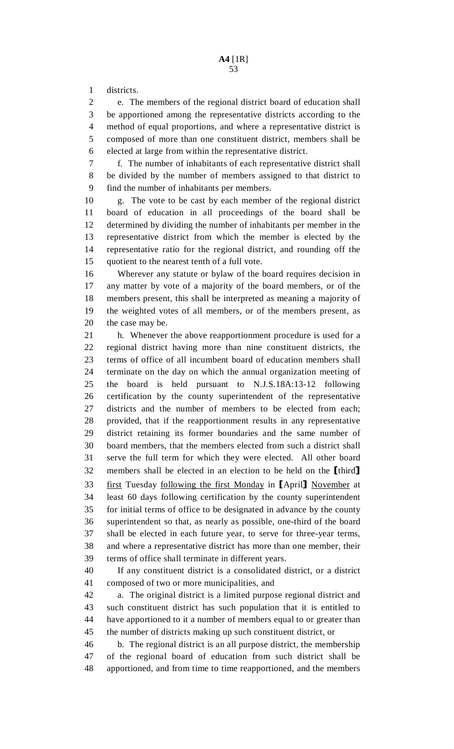districts.

e. The members of the regional district board of education shall be apportioned among the representative districts according to the method of equal proportions, and where a representative district is composed of more than one constituent district, members shall be elected at large from within the representative district.

f. The number of inhabitants of each representative district shall be divided by the number of members assigned to that district to find the number of inhabitants per members.

g. The vote to be cast by each member of the regional district board of education in all proceedings of the board shall be determined by dividing the number of inhabitants per member in the representative district from which the member is elected by the representative ratio for the regional district, and rounding off the quotient to the nearest tenth of a full vote.

Wherever any statute or bylaw of the board requires decision in any matter by vote of a majority of the board members, or of the members present, this shall be interpreted as meaning a majority of the weighted votes of all members, or of the members present, as the case may be.

h. Whenever the above reapportionment procedure is used for a regional district having more than nine constituent districts, the terms of office of all incumbent board of education members shall terminate on the day on which the annual organization meeting of the board is held pursuant to N.J.S.18A:13-12 following certification by the county superintendent of the representative districts and the number of members to be elected from each; provided, that if the reapportionment results in any representative district retaining its former boundaries and the same number of board members, that the members elected from such a district shall serve the full term for which they were elected. All other board members shall be elected in an election to be held on the ⟦third⟧ <u>first</u> Tuesday <u>following the first Monday</u> in ⟦April⟧ <u>November</u> at least 60 days following certification by the county superintendent for initial terms of office to be designated in advance by the county superintendent so that, as nearly as possible, one-third of the board shall be elected in each future year, to serve for three-year terms, and where a representative district has more than one member, their terms of office shall terminate in different years.

If any constituent district is a consolidated district, or a district composed of two or more municipalities, and

a. The original district is a limited purpose regional district and such constituent district has such population that it is entitled to have apportioned to it a number of members equal to or greater than the number of districts making up such constituent district, or

b. The regional district is an all purpose district, the membership of the regional board of education from such district shall be apportioned, and from time to time reapportioned, and the members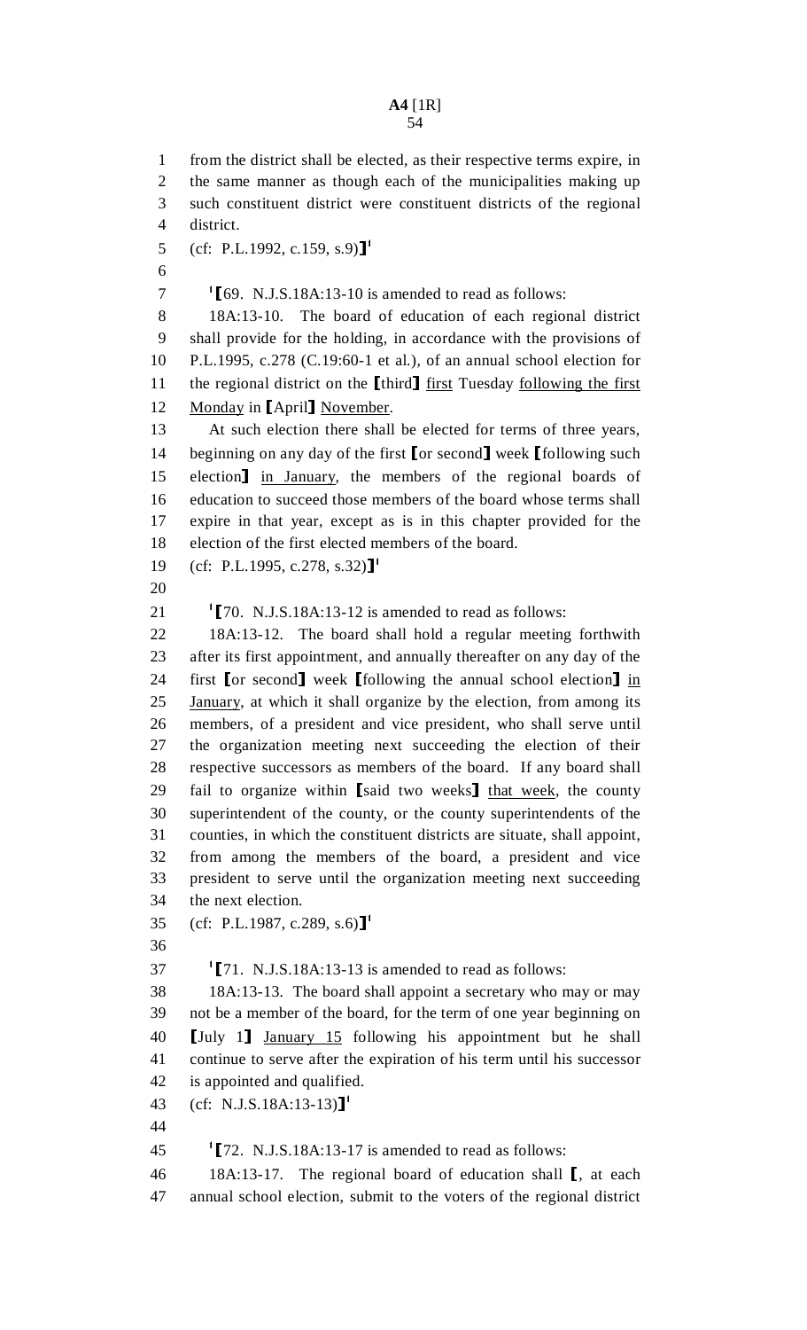from the district shall be elected, as their respective terms expire, in the same manner as though each of the municipalities making up such constituent district were constituent districts of the regional district.

(cf: P.L.1992, c.159, s.9)]1

1[69. N.J.S.18A:13-10 is amended to read as follows:

18A:13-10. The board of education of each regional district shall provide for the holding, in accordance with the provisions of P.L.1995, c.278 (C.19:60-1 et al.), of an annual school election for the regional district on the [third] first Tuesday following the first Monday in [April] November.

At such election there shall be elected for terms of three years, beginning on any day of the first [or second] week [following such election] in January, the members of the regional boards of education to succeed those members of the board whose terms shall expire in that year, except as is in this chapter provided for the election of the first elected members of the board.

(cf: P.L.1995, c.278, s.32)]1

1[70. N.J.S.18A:13-12 is amended to read as follows:

18A:13-12. The board shall hold a regular meeting forthwith after its first appointment, and annually thereafter on any day of the first [or second] week [following the annual school election] in January, at which it shall organize by the election, from among its members, of a president and vice president, who shall serve until the organization meeting next succeeding the election of their respective successors as members of the board. If any board shall fail to organize within [said two weeks] that week, the county superintendent of the county, or the county superintendents of the counties, in which the constituent districts are situate, shall appoint, from among the members of the board, a president and vice president to serve until the organization meeting next succeeding the next election.

(cf: P.L.1987, c.289, s.6)]1

1[71. N.J.S.18A:13-13 is amended to read as follows:

18A:13-13. The board shall appoint a secretary who may or may not be a member of the board, for the term of one year beginning on [July 1] January 15 following his appointment but he shall continue to serve after the expiration of his term until his successor is appointed and qualified.

(cf: N.J.S.18A:13-13)]1

1[72. N.J.S.18A:13-17 is amended to read as follows:

18A:13-17. The regional board of education shall [, at each annual school election, submit to the voters of the regional district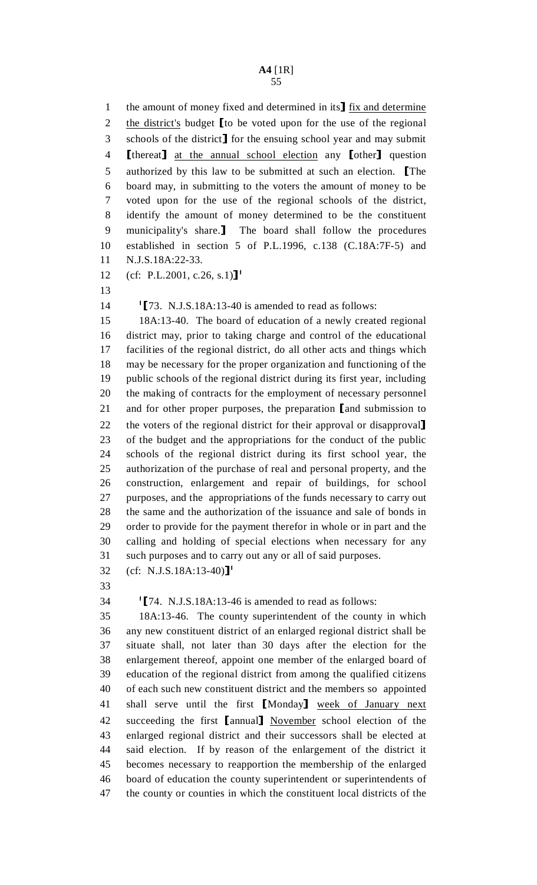the amount of money fixed and determined in its⟧ fix and determine the district's budget ⟦to be voted upon for the use of the regional schools of the district⟧ for the ensuing school year and may submit ⟦thereat⟧ at the annual school election any ⟦other⟧ question authorized by this law to be submitted at such an election. ⟦The board may, in submitting to the voters the amount of money to be voted upon for the use of the regional schools of the district, identify the amount of money determined to be the constituent municipality's share.⟧ The board shall follow the procedures established in section 5 of P.L.1996, c.138 (C.18A:7F-5) and N.J.S.18A:22-33.

(cf: P.L.2001, c.26, s.1)⟧[1]

[1]⟦73. N.J.S.18A:13-40 is amended to read as follows:

18A:13-40. The board of education of a newly created regional district may, prior to taking charge and control of the educational facilities of the regional district, do all other acts and things which may be necessary for the proper organization and functioning of the public schools of the regional district during its first year, including the making of contracts for the employment of necessary personnel and for other proper purposes, the preparation ⟦and submission to the voters of the regional district for their approval or disapproval⟧ of the budget and the appropriations for the conduct of the public schools of the regional district during its first school year, the authorization of the purchase of real and personal property, and the construction, enlargement and repair of buildings, for school purposes, and the appropriations of the funds necessary to carry out the same and the authorization of the issuance and sale of bonds in order to provide for the payment therefor in whole or in part and the calling and holding of special elections when necessary for any such purposes and to carry out any or all of said purposes.

(cf: N.J.S.18A:13-40)⟧[1]

[1]⟦74. N.J.S.18A:13-46 is amended to read as follows:

18A:13-46. The county superintendent of the county in which any new constituent district of an enlarged regional district shall be situate shall, not later than 30 days after the election for the enlargement thereof, appoint one member of the enlarged board of education of the regional district from among the qualified citizens of each such new constituent district and the members so appointed shall serve until the first ⟦Monday⟧ week of January next succeeding the first ⟦annual⟧ November school election of the enlarged regional district and their successors shall be elected at said election. If by reason of the enlargement of the district it becomes necessary to reapportion the membership of the enlarged board of education the county superintendent or superintendents of the county or counties in which the constituent local districts of the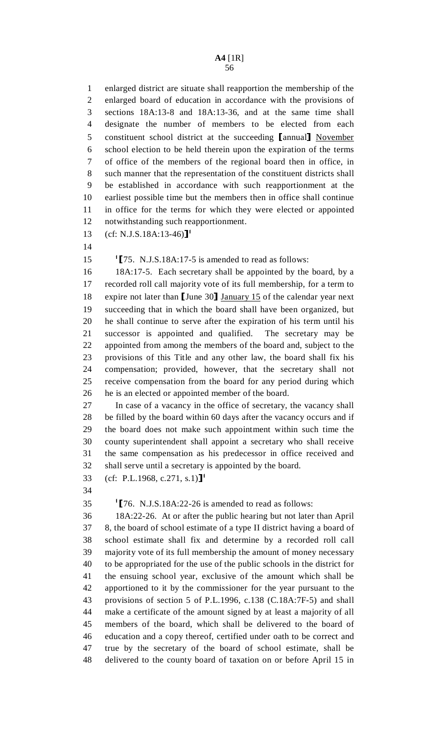enlarged district are situate shall reapportion the membership of the enlarged board of education in accordance with the provisions of sections 18A:13-8 and 18A:13-36, and at the same time shall designate the number of members to be elected from each constituent school district at the succeeding [annual] November school election to be held therein upon the expiration of the terms of office of the members of the regional board then in office, in such manner that the representation of the constituent districts shall be established in accordance with such reapportionment at the earliest possible time but the members then in office shall continue in office for the terms for which they were elected or appointed notwithstanding such reapportionment.

(cf: N.J.S.18A:13-46)][1]

[1][75. N.J.S.18A:17-5 is amended to read as follows:

18A:17-5. Each secretary shall be appointed by the board, by a recorded roll call majority vote of its full membership, for a term to expire not later than [June 30] January 15 of the calendar year next succeeding that in which the board shall have been organized, but he shall continue to serve after the expiration of his term until his successor is appointed and qualified. The secretary may be appointed from among the members of the board and, subject to the provisions of this Title and any other law, the board shall fix his compensation; provided, however, that the secretary shall not receive compensation from the board for any period during which he is an elected or appointed member of the board.

In case of a vacancy in the office of secretary, the vacancy shall be filled by the board within 60 days after the vacancy occurs and if the board does not make such appointment within such time the county superintendent shall appoint a secretary who shall receive the same compensation as his predecessor in office received and shall serve until a secretary is appointed by the board.

(cf: P.L.1968, c.271, s.1)][1]

[1][76. N.J.S.18A:22-26 is amended to read as follows:

18A:22-26. At or after the public hearing but not later than April 8, the board of school estimate of a type II district having a board of school estimate shall fix and determine by a recorded roll call majority vote of its full membership the amount of money necessary to be appropriated for the use of the public schools in the district for the ensuing school year, exclusive of the amount which shall be apportioned to it by the commissioner for the year pursuant to the provisions of section 5 of P.L.1996, c.138 (C.18A:7F-5) and shall make a certificate of the amount signed by at least a majority of all members of the board, which shall be delivered to the board of education and a copy thereof, certified under oath to be correct and true by the secretary of the board of school estimate, shall be delivered to the county board of taxation on or before April 15 in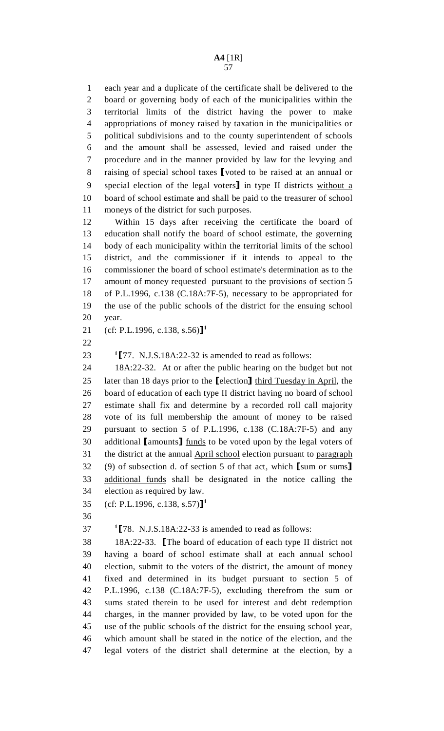each year and a duplicate of the certificate shall be delivered to the board or governing body of each of the municipalities within the territorial limits of the district having the power to make appropriations of money raised by taxation in the municipalities or political subdivisions and to the county superintendent of schools and the amount shall be assessed, levied and raised under the procedure and in the manner provided by law for the levying and raising of special school taxes ⟦voted to be raised at an annual or special election of the legal voters⟧ in type II districts without a board of school estimate and shall be paid to the treasurer of school moneys of the district for such purposes.

Within 15 days after receiving the certificate the board of education shall notify the board of school estimate, the governing body of each municipality within the territorial limits of the school district, and the commissioner if it intends to appeal to the commissioner the board of school estimate's determination as to the amount of money requested pursuant to the provisions of section 5 of P.L.1996, c.138 (C.18A:7F-5), necessary to be appropriated for the use of the public schools of the district for the ensuing school year.

(cf: P.L.1996, c.138, s.56)⟧[1]

[1]⟦77. N.J.S.18A:22-32 is amended to read as follows:

18A:22-32. At or after the public hearing on the budget but not later than 18 days prior to the ⟦election⟧ third Tuesday in April, the board of education of each type II district having no board of school estimate shall fix and determine by a recorded roll call majority vote of its full membership the amount of money to be raised pursuant to section 5 of P.L.1996, c.138 (C.18A:7F-5) and any additional ⟦amounts⟧ funds to be voted upon by the legal voters of the district at the annual April school election pursuant to paragraph (9) of subsection d. of section 5 of that act, which ⟦sum or sums⟧ additional funds shall be designated in the notice calling the election as required by law.

(cf: P.L.1996, c.138, s.57)⟧[1]

[1]⟦78. N.J.S.18A:22-33 is amended to read as follows:

18A:22-33. ⟦The board of education of each type II district not having a board of school estimate shall at each annual school election, submit to the voters of the district, the amount of money fixed and determined in its budget pursuant to section 5 of P.L.1996, c.138 (C.18A:7F-5), excluding therefrom the sum or sums stated therein to be used for interest and debt redemption charges, in the manner provided by law, to be voted upon for the use of the public schools of the district for the ensuing school year, which amount shall be stated in the notice of the election, and the legal voters of the district shall determine at the election, by a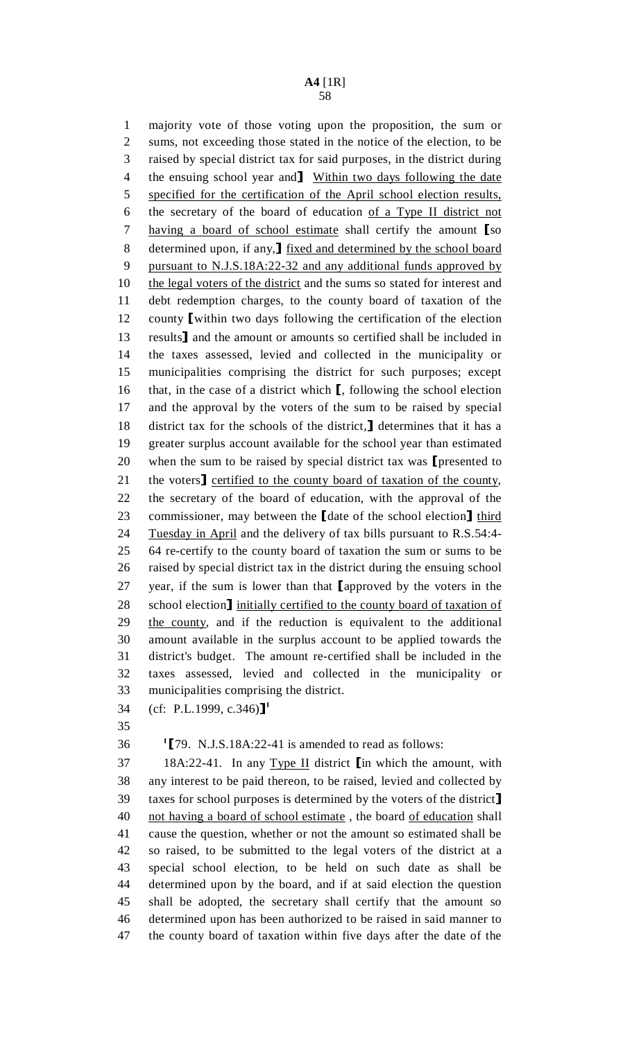majority vote of those voting upon the proposition, the sum or sums, not exceeding those stated in the notice of the election, to be raised by special district tax for said purposes, in the district during the ensuing school year and] Within two days following the date specified for the certification of the April school election results, the secretary of the board of education of a Type II district not having a board of school estimate shall certify the amount [so determined upon, if any,] fixed and determined by the school board pursuant to N.J.S.18A:22-32 and any additional funds approved by the legal voters of the district and the sums so stated for interest and debt redemption charges, to the county board of taxation of the county [within two days following the certification of the election results] and the amount or amounts so certified shall be included in the taxes assessed, levied and collected in the municipality or municipalities comprising the district for such purposes; except that, in the case of a district which [, following the school election and the approval by the voters of the sum to be raised by special district tax for the schools of the district,] determines that it has a greater surplus account available for the school year than estimated when the sum to be raised by special district tax was [presented to the voters] certified to the county board of taxation of the county, the secretary of the board of education, with the approval of the commissioner, may between the [date of the school election] third Tuesday in April and the delivery of tax bills pursuant to R.S.54:4-64 re-certify to the county board of taxation the sum or sums to be raised by special district tax in the district during the ensuing school year, if the sum is lower than that [approved by the voters in the school election] initially certified to the county board of taxation of the county, and if the reduction is equivalent to the additional amount available in the surplus account to be applied towards the district's budget. The amount re-certified shall be included in the taxes assessed, levied and collected in the municipality or municipalities comprising the district.

(cf: P.L.1999, c.346)][1]

[1][79. N.J.S.18A:22-41 is amended to read as follows:

18A:22-41. In any Type II district [in which the amount, with any interest to be paid thereon, to be raised, levied and collected by taxes for school purposes is determined by the voters of the district] not having a board of school estimate , the board of education shall cause the question, whether or not the amount so estimated shall be so raised, to be submitted to the legal voters of the district at a special school election, to be held on such date as shall be determined upon by the board, and if at said election the question shall be adopted, the secretary shall certify that the amount so determined upon has been authorized to be raised in said manner to the county board of taxation within five days after the date of the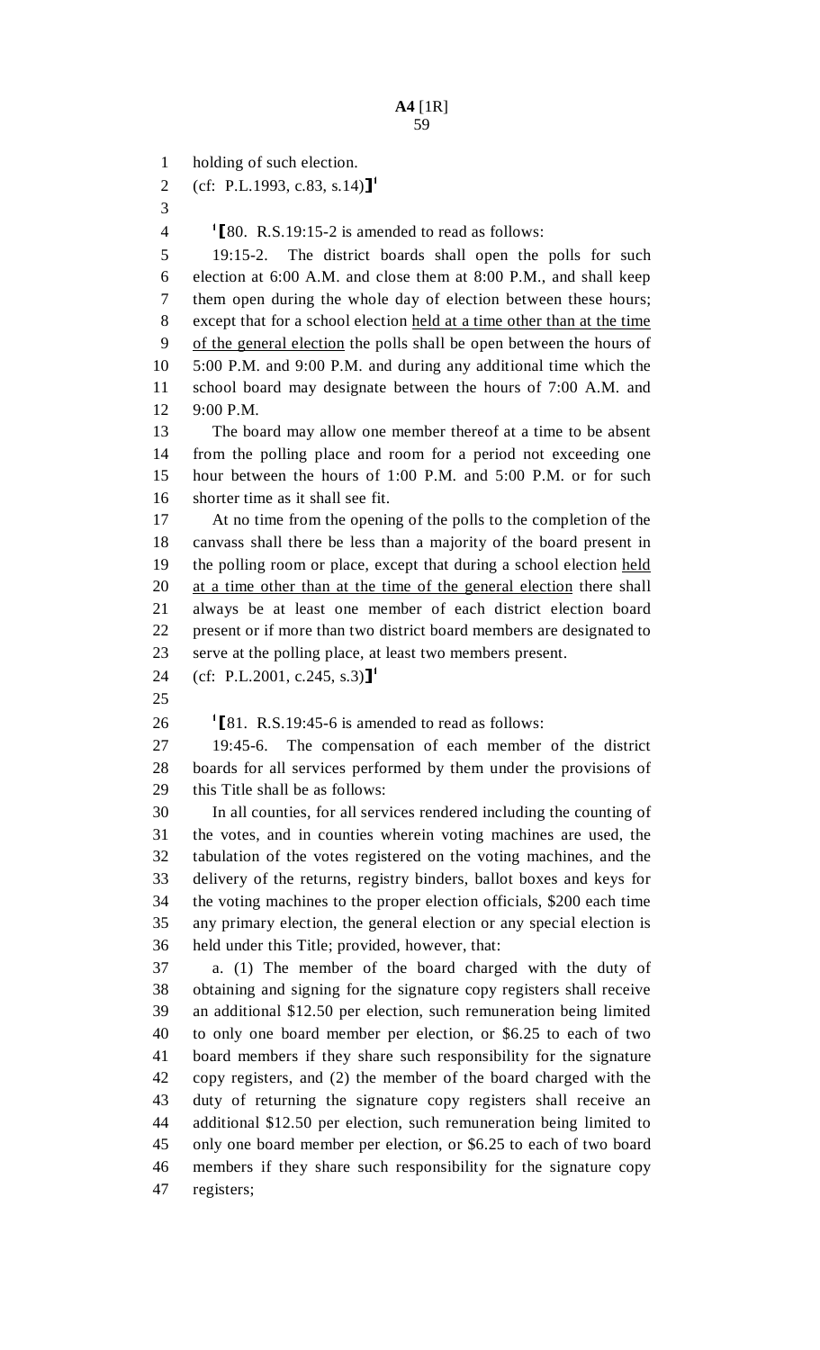holding of such election.

(cf: P.L.1993, c.83, s.14)]¹

¹[80. R.S.19:15-2 is amended to read as follows:

19:15-2. The district boards shall open the polls for such election at 6:00 A.M. and close them at 8:00 P.M., and shall keep them open during the whole day of election between these hours; except that for a school election <u>held at a time other than at the time of the general election</u> the polls shall be open between the hours of 5:00 P.M. and 9:00 P.M. and during any additional time which the school board may designate between the hours of 7:00 A.M. and 9:00 P.M.

The board may allow one member thereof at a time to be absent from the polling place and room for a period not exceeding one hour between the hours of 1:00 P.M. and 5:00 P.M. or for such shorter time as it shall see fit.

At no time from the opening of the polls to the completion of the canvass shall there be less than a majority of the board present in the polling room or place, except that during a school election <u>held at a time other than at the time of the general election</u> there shall always be at least one member of each district election board present or if more than two district board members are designated to serve at the polling place, at least two members present.

(cf: P.L.2001, c.245, s.3)]¹

¹[81. R.S.19:45-6 is amended to read as follows:

19:45-6. The compensation of each member of the district boards for all services performed by them under the provisions of this Title shall be as follows:

In all counties, for all services rendered including the counting of the votes, and in counties wherein voting machines are used, the tabulation of the votes registered on the voting machines, and the delivery of the returns, registry binders, ballot boxes and keys for the voting machines to the proper election officials, $200 each time any primary election, the general election or any special election is held under this Title; provided, however, that:

a. (1) The member of the board charged with the duty of obtaining and signing for the signature copy registers shall receive an additional $12.50 per election, such remuneration being limited to only one board member per election, or $6.25 to each of two board members if they share such responsibility for the signature copy registers, and (2) the member of the board charged with the duty of returning the signature copy registers shall receive an additional $12.50 per election, such remuneration being limited to only one board member per election, or $6.25 to each of two board members if they share such responsibility for the signature copy registers;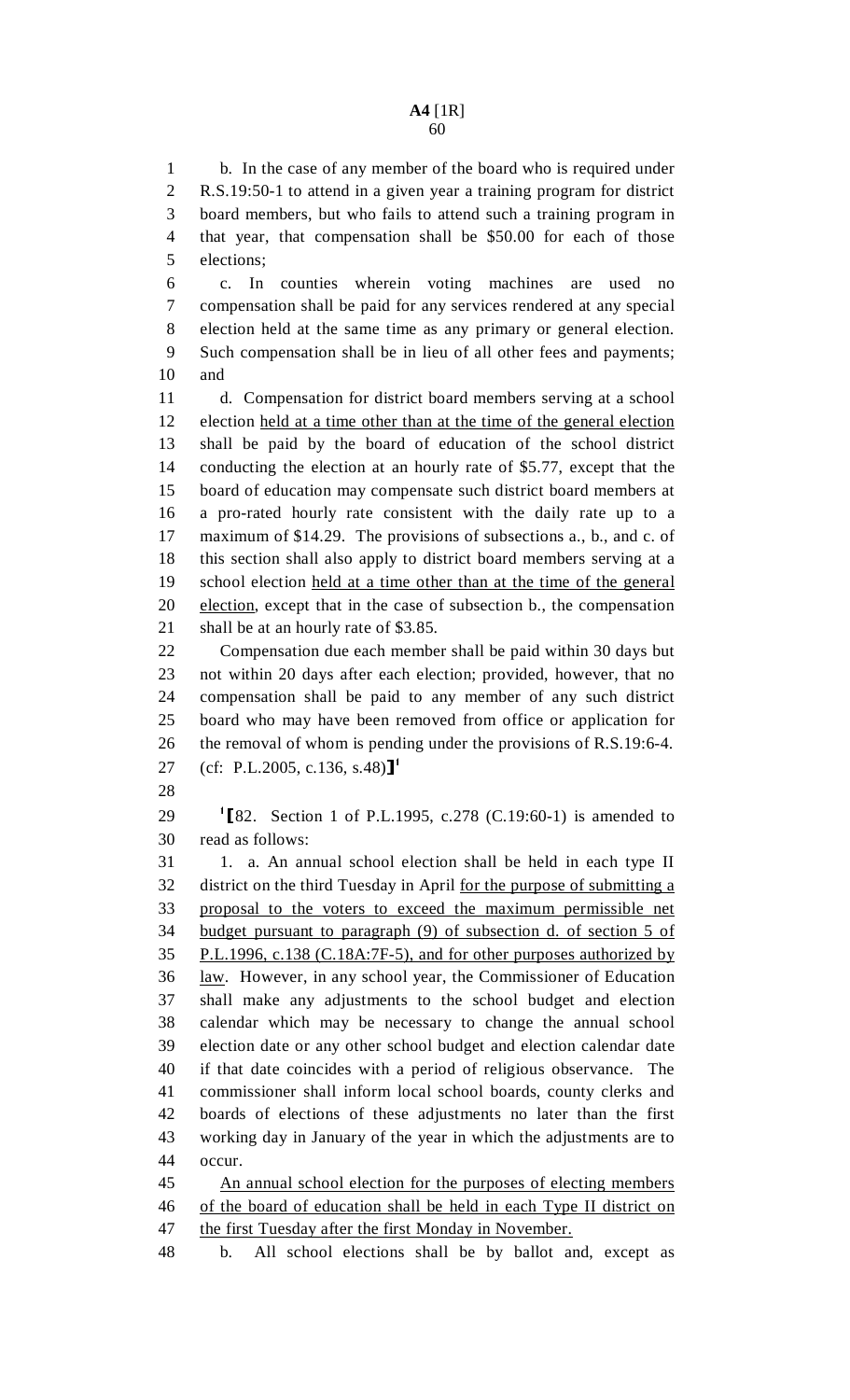b. In the case of any member of the board who is required under R.S.19:50-1 to attend in a given year a training program for district board members, but who fails to attend such a training program in that year, that compensation shall be $50.00 for each of those elections;

c. In counties wherein voting machines are used no compensation shall be paid for any services rendered at any special election held at the same time as any primary or general election. Such compensation shall be in lieu of all other fees and payments; and

d. Compensation for district board members serving at a school election <u>held at a time other than at the time of the general election</u> shall be paid by the board of education of the school district conducting the election at an hourly rate of $5.77, except that the board of education may compensate such district board members at a pro-rated hourly rate consistent with the daily rate up to a maximum of $14.29. The provisions of subsections a., b., and c. of this section shall also apply to district board members serving at a school election <u>held at a time other than at the time of the general election</u>, except that in the case of subsection b., the compensation shall be at an hourly rate of $3.85.

Compensation due each member shall be paid within 30 days but not within 20 days after each election; provided, however, that no compensation shall be paid to any member of any such district board who may have been removed from office or application for the removal of whom is pending under the provisions of R.S.19:6-4.

(cf: P.L.2005, c.136, s.48)⟧[1]

[1]⟦82. Section 1 of P.L.1995, c.278 (C.19:60-1) is amended to read as follows:

1. a. An annual school election shall be held in each type II district on the third Tuesday in April <u>for the purpose of submitting a proposal to the voters to exceed the maximum permissible net budget pursuant to paragraph (9) of subsection d. of section 5 of P.L.1996, c.138 (C.18A:7F-5), and for other purposes authorized by law</u>. However, in any school year, the Commissioner of Education shall make any adjustments to the school budget and election calendar which may be necessary to change the annual school election date or any other school budget and election calendar date if that date coincides with a period of religious observance. The commissioner shall inform local school boards, county clerks and boards of elections of these adjustments no later than the first working day in January of the year in which the adjustments are to occur.

<u>An annual school election for the purposes of electing members of the board of education shall be held in each Type II district on the first Tuesday after the first Monday in November.</u>

b. All school elections shall be by ballot and, except as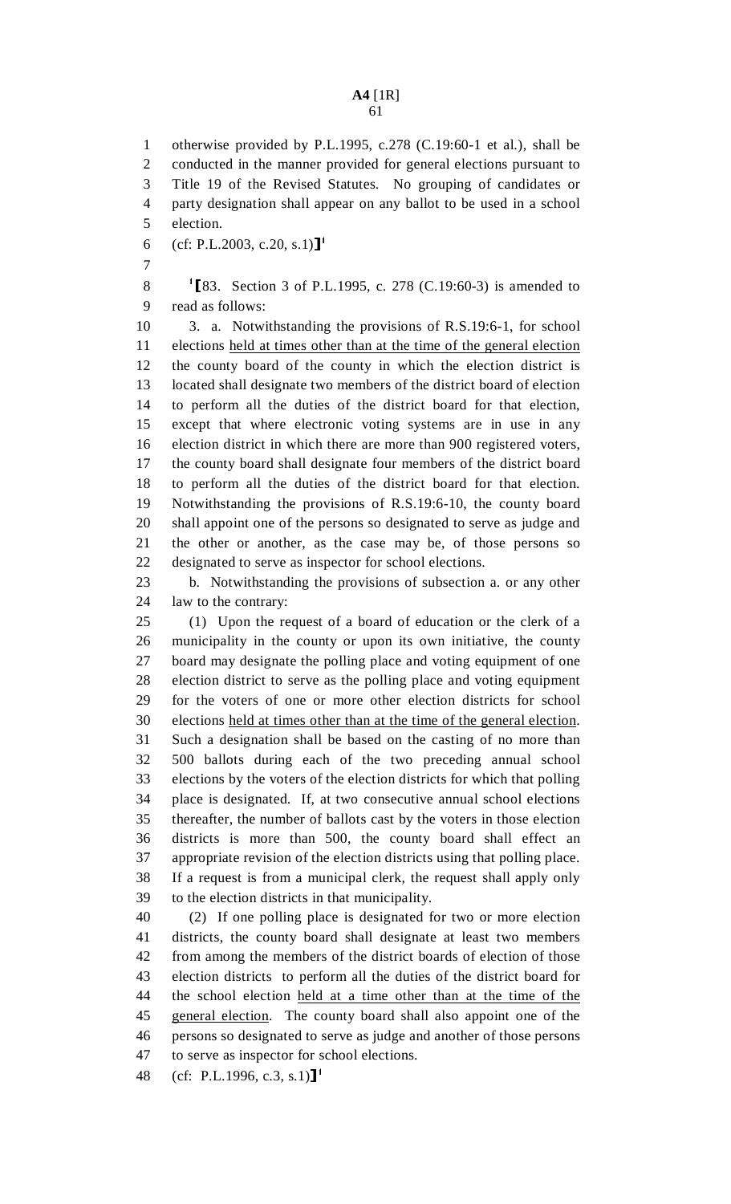otherwise provided by P.L.1995, c.278 (C.19:60-1 et al.), shall be conducted in the manner provided for general elections pursuant to Title 19 of the Revised Statutes. No grouping of candidates or party designation shall appear on any ballot to be used in a school election.

(cf: P.L.2003, c.20, s.1)]¹

¹[83. Section 3 of P.L.1995, c. 278 (C.19:60-3) is amended to read as follows:

3. a. Notwithstanding the provisions of R.S.19:6-1, for school elections held at times other than at the time of the general election the county board of the county in which the election district is located shall designate two members of the district board of election to perform all the duties of the district board for that election, except that where electronic voting systems are in use in any election district in which there are more than 900 registered voters, the county board shall designate four members of the district board to perform all the duties of the district board for that election. Notwithstanding the provisions of R.S.19:6-10, the county board shall appoint one of the persons so designated to serve as judge and the other or another, as the case may be, of those persons so designated to serve as inspector for school elections.

b. Notwithstanding the provisions of subsection a. or any other law to the contrary:

(1) Upon the request of a board of education or the clerk of a municipality in the county or upon its own initiative, the county board may designate the polling place and voting equipment of one election district to serve as the polling place and voting equipment for the voters of one or more other election districts for school elections held at times other than at the time of the general election. Such a designation shall be based on the casting of no more than 500 ballots during each of the two preceding annual school elections by the voters of the election districts for which that polling place is designated. If, at two consecutive annual school elections thereafter, the number of ballots cast by the voters in those election districts is more than 500, the county board shall effect an appropriate revision of the election districts using that polling place. If a request is from a municipal clerk, the request shall apply only to the election districts in that municipality.

(2) If one polling place is designated for two or more election districts, the county board shall designate at least two members from among the members of the district boards of election of those election districts to perform all the duties of the district board for the school election held at a time other than at the time of the general election. The county board shall also appoint one of the persons so designated to serve as judge and another of those persons to serve as inspector for school elections.

(cf: P.L.1996, c.3, s.1)]¹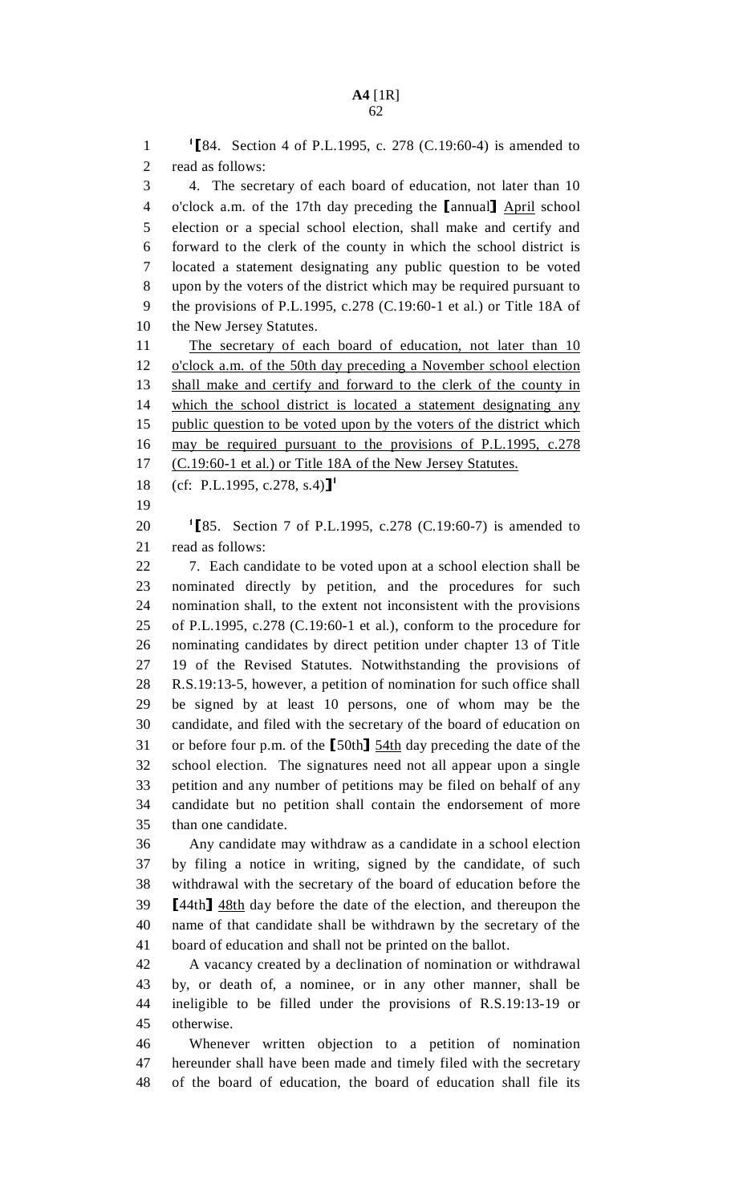[1]【84. Section 4 of P.L.1995, c. 278 (C.19:60-4) is amended to read as follows:

4. The secretary of each board of education, not later than 10 o'clock a.m. of the 17th day preceding the 【annual】 April school election or a special school election, shall make and certify and forward to the clerk of the county in which the school district is located a statement designating any public question to be voted upon by the voters of the district which may be required pursuant to the provisions of P.L.1995, c.278 (C.19:60-1 et al.) or Title 18A of the New Jersey Statutes.

The secretary of each board of education, not later than 10 o'clock a.m. of the 50th day preceding a November school election shall make and certify and forward to the clerk of the county in which the school district is located a statement designating any public question to be voted upon by the voters of the district which may be required pursuant to the provisions of P.L.1995, c.278 (C.19:60-1 et al.) or Title 18A of the New Jersey Statutes.

(cf: P.L.1995, c.278, s.4)】[1]

[1]【85. Section 7 of P.L.1995, c.278 (C.19:60-7) is amended to read as follows:

7. Each candidate to be voted upon at a school election shall be nominated directly by petition, and the procedures for such nomination shall, to the extent not inconsistent with the provisions of P.L.1995, c.278 (C.19:60-1 et al.), conform to the procedure for nominating candidates by direct petition under chapter 13 of Title 19 of the Revised Statutes. Notwithstanding the provisions of R.S.19:13-5, however, a petition of nomination for such office shall be signed by at least 10 persons, one of whom may be the candidate, and filed with the secretary of the board of education on or before four p.m. of the 【50th】 54th day preceding the date of the school election. The signatures need not all appear upon a single petition and any number of petitions may be filed on behalf of any candidate but no petition shall contain the endorsement of more than one candidate.

Any candidate may withdraw as a candidate in a school election by filing a notice in writing, signed by the candidate, of such withdrawal with the secretary of the board of education before the 【44th】 48th day before the date of the election, and thereupon the name of that candidate shall be withdrawn by the secretary of the board of education and shall not be printed on the ballot.

A vacancy created by a declination of nomination or withdrawal by, or death of, a nominee, or in any other manner, shall be ineligible to be filled under the provisions of R.S.19:13-19 or otherwise.

Whenever written objection to a petition of nomination hereunder shall have been made and timely filed with the secretary of the board of education, the board of education shall file its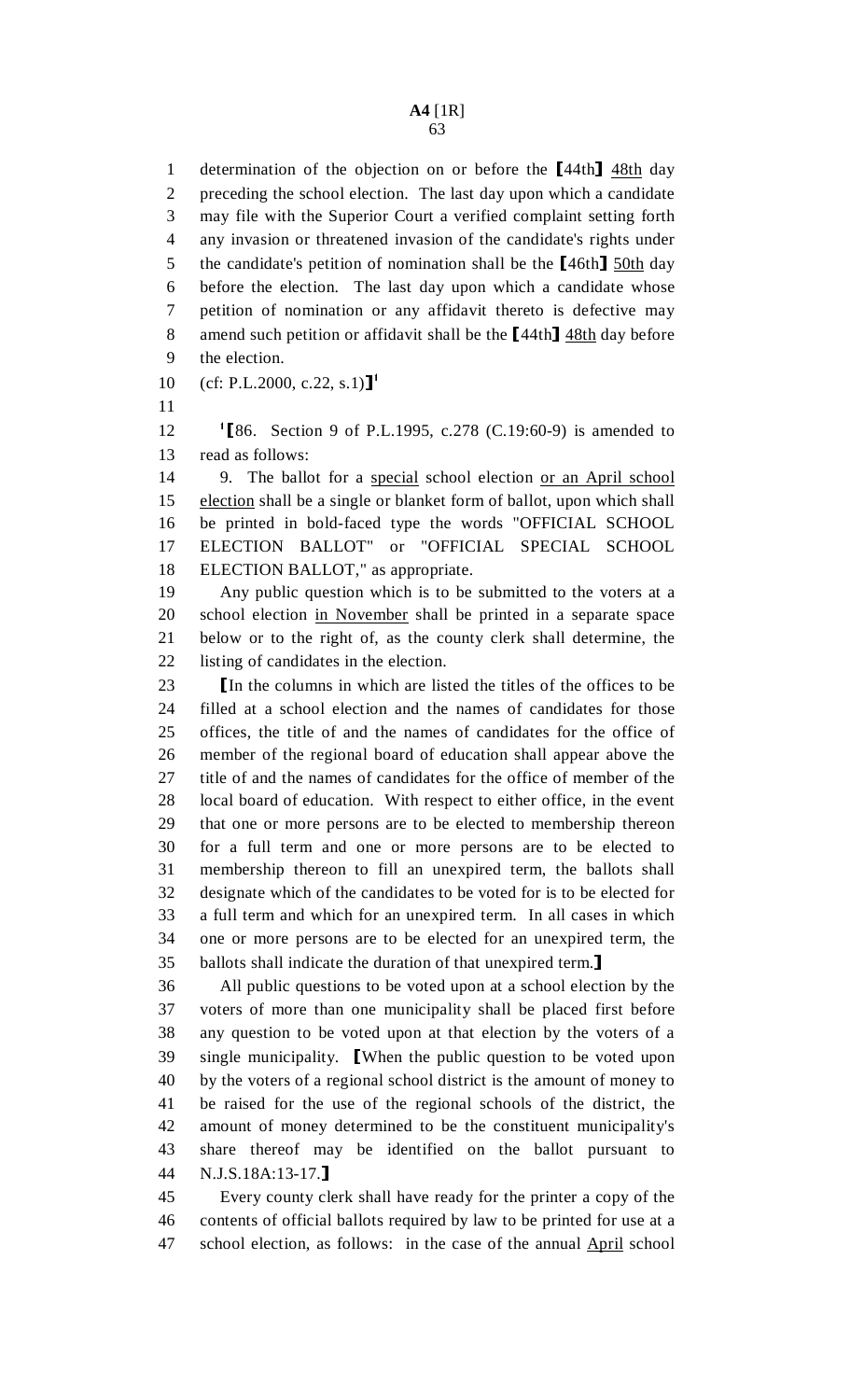determination of the objection on or before the ⟦44th⟧ 48th day preceding the school election. The last day upon which a candidate may file with the Superior Court a verified complaint setting forth any invasion or threatened invasion of the candidate's rights under the candidate's petition of nomination shall be the ⟦46th⟧ 50th day before the election. The last day upon which a candidate whose petition of nomination or any affidavit thereto is defective may amend such petition or affidavit shall be the ⟦44th⟧ 48th day before the election.

(cf: P.L.2000, c.22, s.1)⟧[1]

[1]⟦86. Section 9 of P.L.1995, c.278 (C.19:60-9) is amended to read as follows:

9. The ballot for a special school election or an April school election shall be a single or blanket form of ballot, upon which shall be printed in bold-faced type the words "OFFICIAL SCHOOL ELECTION BALLOT" or "OFFICIAL SPECIAL SCHOOL ELECTION BALLOT," as appropriate.

Any public question which is to be submitted to the voters at a school election in November shall be printed in a separate space below or to the right of, as the county clerk shall determine, the listing of candidates in the election.

⟦In the columns in which are listed the titles of the offices to be filled at a school election and the names of candidates for those offices, the title of and the names of candidates for the office of member of the regional board of education shall appear above the title of and the names of candidates for the office of member of the local board of education. With respect to either office, in the event that one or more persons are to be elected to membership thereon for a full term and one or more persons are to be elected to membership thereon to fill an unexpired term, the ballots shall designate which of the candidates to be voted for is to be elected for a full term and which for an unexpired term. In all cases in which one or more persons are to be elected for an unexpired term, the ballots shall indicate the duration of that unexpired term.⟧

All public questions to be voted upon at a school election by the voters of more than one municipality shall be placed first before any question to be voted upon at that election by the voters of a single municipality. ⟦When the public question to be voted upon by the voters of a regional school district is the amount of money to be raised for the use of the regional schools of the district, the amount of money determined to be the constituent municipality's share thereof may be identified on the ballot pursuant to N.J.S.18A:13-17.⟧

Every county clerk shall have ready for the printer a copy of the contents of official ballots required by law to be printed for use at a school election, as follows: in the case of the annual April school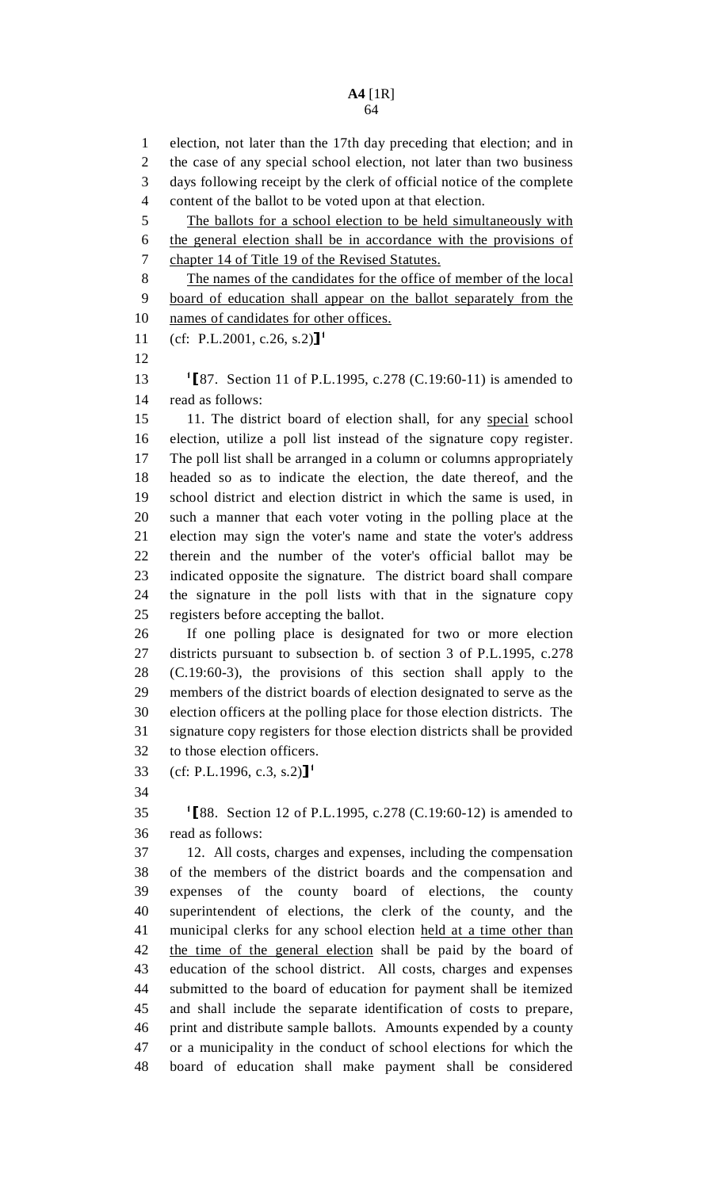election, not later than the 17th day preceding that election; and in the case of any special school election, not later than two business days following receipt by the clerk of official notice of the complete content of the ballot to be voted upon at that election.

<u>The ballots for a school election to be held simultaneously with the general election shall be in accordance with the provisions of chapter 14 of Title 19 of the Revised Statutes.</u>

<u>The names of the candidates for the office of member of the local board of education shall appear on the ballot separately from the names of candidates for other offices.</u>

(cf: P.L.2001, c.26, s.2)]¹

¹[87. Section 11 of P.L.1995, c.278 (C.19:60-11) is amended to read as follows:

11. The district board of election shall, for any <u>special</u> school election, utilize a poll list instead of the signature copy register. The poll list shall be arranged in a column or columns appropriately headed so as to indicate the election, the date thereof, and the school district and election district in which the same is used, in such a manner that each voter voting in the polling place at the election may sign the voter's name and state the voter's address therein and the number of the voter's official ballot may be indicated opposite the signature. The district board shall compare the signature in the poll lists with that in the signature copy registers before accepting the ballot.

If one polling place is designated for two or more election districts pursuant to subsection b. of section 3 of P.L.1995, c.278 (C.19:60-3), the provisions of this section shall apply to the members of the district boards of election designated to serve as the election officers at the polling place for those election districts. The signature copy registers for those election districts shall be provided to those election officers.

(cf: P.L.1996, c.3, s.2)]¹

¹[88. Section 12 of P.L.1995, c.278 (C.19:60-12) is amended to read as follows:

12. All costs, charges and expenses, including the compensation of the members of the district boards and the compensation and expenses of the county board of elections, the county superintendent of elections, the clerk of the county, and the municipal clerks for any school election <u>held at a time other than the time of the general election</u> shall be paid by the board of education of the school district. All costs, charges and expenses submitted to the board of education for payment shall be itemized and shall include the separate identification of costs to prepare, print and distribute sample ballots. Amounts expended by a county or a municipality in the conduct of school elections for which the board of education shall make payment shall be considered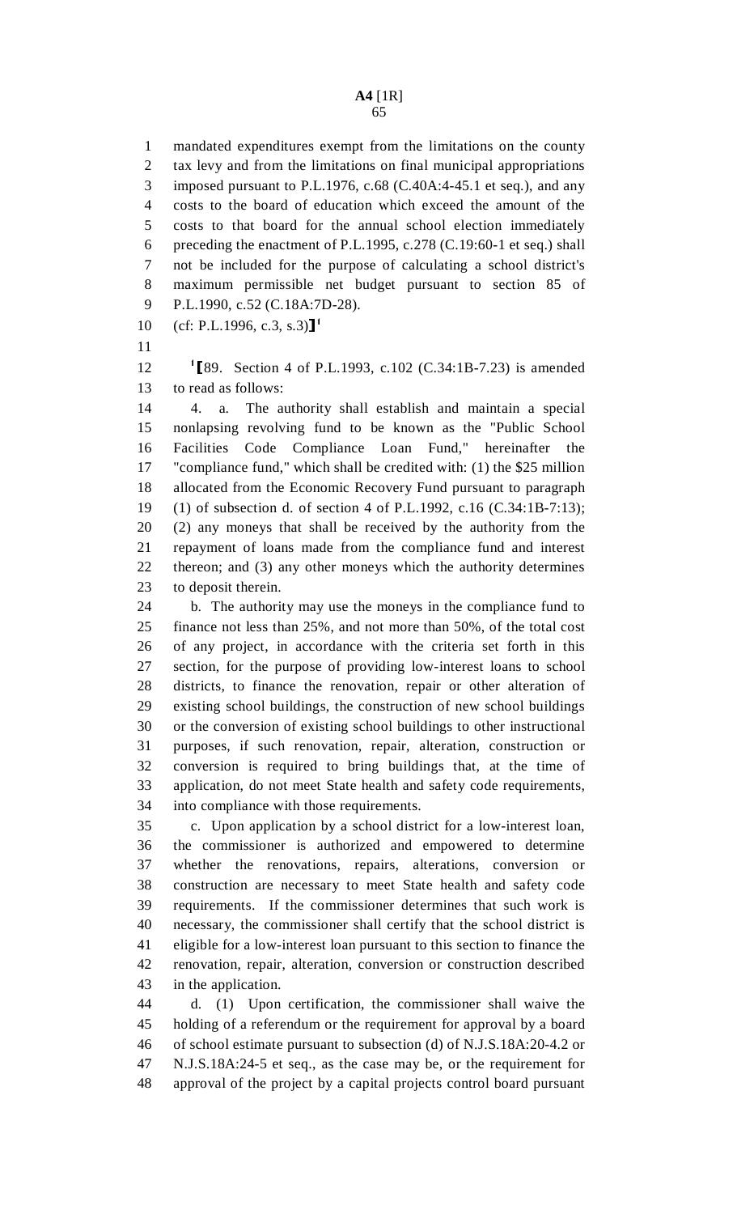mandated expenditures exempt from the limitations on the county tax levy and from the limitations on final municipal appropriations imposed pursuant to P.L.1976, c.68 (C.40A:4-45.1 et seq.), and any costs to the board of education which exceed the amount of the costs to that board for the annual school election immediately preceding the enactment of P.L.1995, c.278 (C.19:60-1 et seq.) shall not be included for the purpose of calculating a school district's maximum permissible net budget pursuant to section 85 of P.L.1990, c.52 (C.18A:7D-28).

(cf: P.L.1996, c.3, s.3)]<sup>1</sup>

[1][89. Section 4 of P.L.1993, c.102 (C.34:1B-7.23) is amended to read as follows:

4. a. The authority shall establish and maintain a special nonlapsing revolving fund to be known as the "Public School Facilities Code Compliance Loan Fund," hereinafter the "compliance fund," which shall be credited with: (1) the $25 million allocated from the Economic Recovery Fund pursuant to paragraph (1) of subsection d. of section 4 of P.L.1992, c.16 (C.34:1B-7:13); (2) any moneys that shall be received by the authority from the repayment of loans made from the compliance fund and interest thereon; and (3) any other moneys which the authority determines to deposit therein.

b. The authority may use the moneys in the compliance fund to finance not less than 25%, and not more than 50%, of the total cost of any project, in accordance with the criteria set forth in this section, for the purpose of providing low-interest loans to school districts, to finance the renovation, repair or other alteration of existing school buildings, the construction of new school buildings or the conversion of existing school buildings to other instructional purposes, if such renovation, repair, alteration, construction or conversion is required to bring buildings that, at the time of application, do not meet State health and safety code requirements, into compliance with those requirements.

c. Upon application by a school district for a low-interest loan, the commissioner is authorized and empowered to determine whether the renovations, repairs, alterations, conversion or construction are necessary to meet State health and safety code requirements. If the commissioner determines that such work is necessary, the commissioner shall certify that the school district is eligible for a low-interest loan pursuant to this section to finance the renovation, repair, alteration, conversion or construction described in the application.

d. (1) Upon certification, the commissioner shall waive the holding of a referendum or the requirement for approval by a board of school estimate pursuant to subsection (d) of N.J.S.18A:20-4.2 or N.J.S.18A:24-5 et seq., as the case may be, or the requirement for approval of the project by a capital projects control board pursuant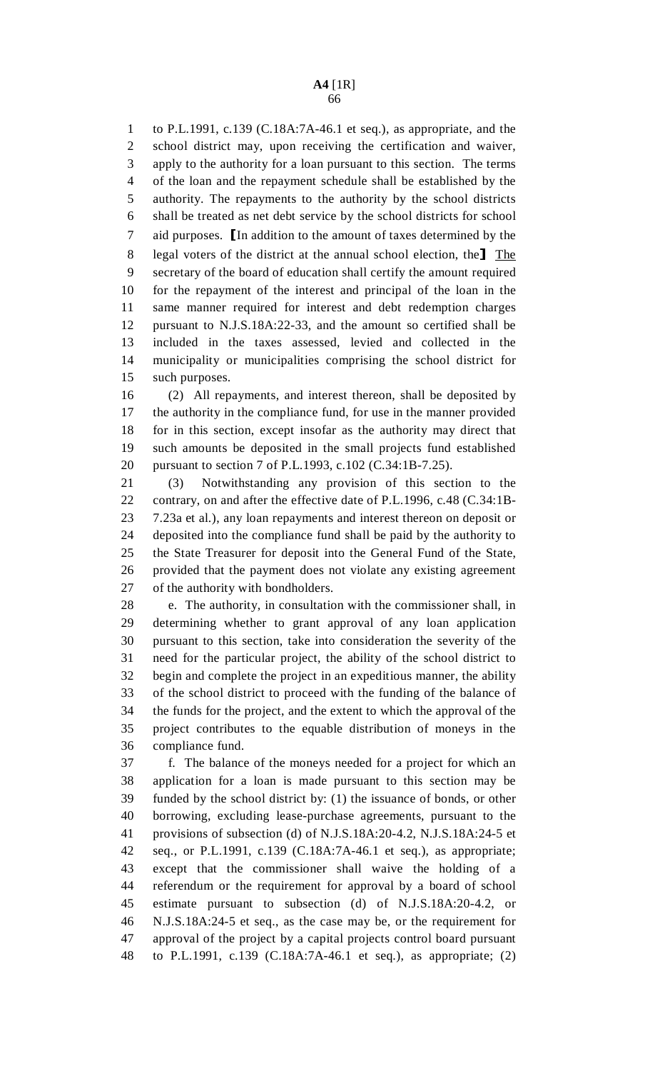to P.L.1991, c.139 (C.18A:7A-46.1 et seq.), as appropriate, and the school district may, upon receiving the certification and waiver, apply to the authority for a loan pursuant to this section. The terms of the loan and the repayment schedule shall be established by the authority. The repayments to the authority by the school districts shall be treated as net debt service by the school districts for school aid purposes. ⟦In addition to the amount of taxes determined by the legal voters of the district at the annual school election, the⟧ The secretary of the board of education shall certify the amount required for the repayment of the interest and principal of the loan in the same manner required for interest and debt redemption charges pursuant to N.J.S.18A:22-33, and the amount so certified shall be included in the taxes assessed, levied and collected in the municipality or municipalities comprising the school district for such purposes.

(2) All repayments, and interest thereon, shall be deposited by the authority in the compliance fund, for use in the manner provided for in this section, except insofar as the authority may direct that such amounts be deposited in the small projects fund established pursuant to section 7 of P.L.1993, c.102 (C.34:1B-7.25).

(3) Notwithstanding any provision of this section to the contrary, on and after the effective date of P.L.1996, c.48 (C.34:1B-7.23a et al.), any loan repayments and interest thereon on deposit or deposited into the compliance fund shall be paid by the authority to the State Treasurer for deposit into the General Fund of the State, provided that the payment does not violate any existing agreement of the authority with bondholders.

e. The authority, in consultation with the commissioner shall, in determining whether to grant approval of any loan application pursuant to this section, take into consideration the severity of the need for the particular project, the ability of the school district to begin and complete the project in an expeditious manner, the ability of the school district to proceed with the funding of the balance of the funds for the project, and the extent to which the approval of the project contributes to the equable distribution of moneys in the compliance fund.

f. The balance of the moneys needed for a project for which an application for a loan is made pursuant to this section may be funded by the school district by: (1) the issuance of bonds, or other borrowing, excluding lease-purchase agreements, pursuant to the provisions of subsection (d) of N.J.S.18A:20-4.2, N.J.S.18A:24-5 et seq., or P.L.1991, c.139 (C.18A:7A-46.1 et seq.), as appropriate; except that the commissioner shall waive the holding of a referendum or the requirement for approval by a board of school estimate pursuant to subsection (d) of N.J.S.18A:20-4.2, or N.J.S.18A:24-5 et seq., as the case may be, or the requirement for approval of the project by a capital projects control board pursuant to P.L.1991, c.139 (C.18A:7A-46.1 et seq.), as appropriate; (2)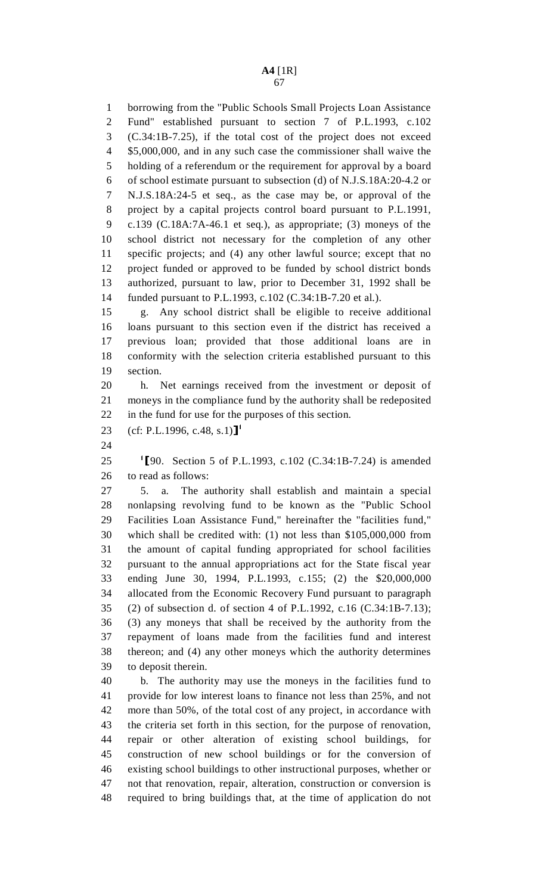borrowing from the "Public Schools Small Projects Loan Assistance Fund" established pursuant to section 7 of P.L.1993, c.102 (C.34:1B-7.25), if the total cost of the project does not exceed $5,000,000, and in any such case the commissioner shall waive the holding of a referendum or the requirement for approval by a board of school estimate pursuant to subsection (d) of N.J.S.18A:20-4.2 or N.J.S.18A:24-5 et seq., as the case may be, or approval of the project by a capital projects control board pursuant to P.L.1991, c.139 (C.18A:7A-46.1 et seq.), as appropriate; (3) moneys of the school district not necessary for the completion of any other specific projects; and (4) any other lawful source; except that no project funded or approved to be funded by school district bonds authorized, pursuant to law, prior to December 31, 1992 shall be funded pursuant to P.L.1993, c.102 (C.34:1B-7.20 et al.).

g. Any school district shall be eligible to receive additional loans pursuant to this section even if the district has received a previous loan; provided that those additional loans are in conformity with the selection criteria established pursuant to this section.

h. Net earnings received from the investment or deposit of moneys in the compliance fund by the authority shall be redeposited in the fund for use for the purposes of this section.

(cf: P.L.1996, c.48, s.1)]1

1[90. Section 5 of P.L.1993, c.102 (C.34:1B-7.24) is amended to read as follows:

5. a. The authority shall establish and maintain a special nonlapsing revolving fund to be known as the "Public School Facilities Loan Assistance Fund," hereinafter the "facilities fund," which shall be credited with: (1) not less than $105,000,000 from the amount of capital funding appropriated for school facilities pursuant to the annual appropriations act for the State fiscal year ending June 30, 1994, P.L.1993, c.155; (2) the $20,000,000 allocated from the Economic Recovery Fund pursuant to paragraph (2) of subsection d. of section 4 of P.L.1992, c.16 (C.34:1B-7.13); (3) any moneys that shall be received by the authority from the repayment of loans made from the facilities fund and interest thereon; and (4) any other moneys which the authority determines to deposit therein.

b. The authority may use the moneys in the facilities fund to provide for low interest loans to finance not less than 25%, and not more than 50%, of the total cost of any project, in accordance with the criteria set forth in this section, for the purpose of renovation, repair or other alteration of existing school buildings, for construction of new school buildings or for the conversion of existing school buildings to other instructional purposes, whether or not that renovation, repair, alteration, construction or conversion is required to bring buildings that, at the time of application do not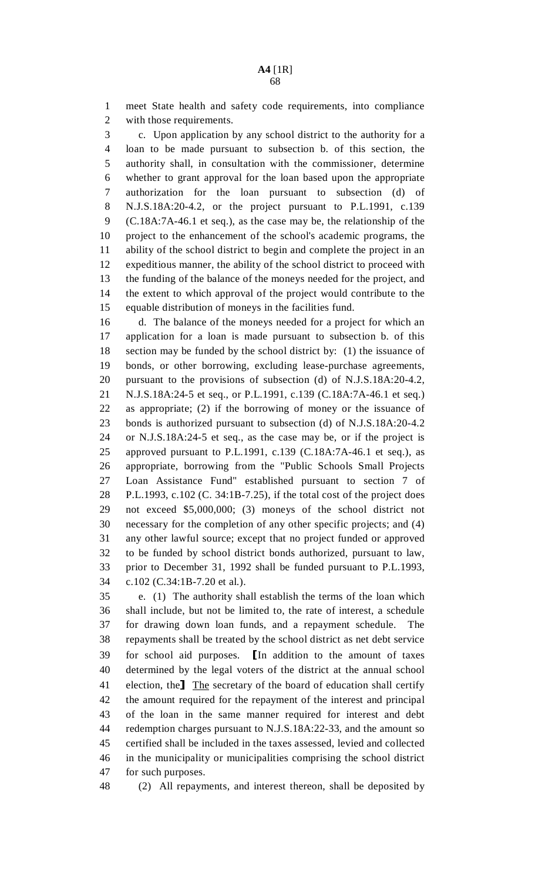meet State health and safety code requirements, into compliance with those requirements.

c. Upon application by any school district to the authority for a loan to be made pursuant to subsection b. of this section, the authority shall, in consultation with the commissioner, determine whether to grant approval for the loan based upon the appropriate authorization for the loan pursuant to subsection (d) of N.J.S.18A:20-4.2, or the project pursuant to P.L.1991, c.139 (C.18A:7A-46.1 et seq.), as the case may be, the relationship of the project to the enhancement of the school's academic programs, the ability of the school district to begin and complete the project in an expeditious manner, the ability of the school district to proceed with the funding of the balance of the moneys needed for the project, and the extent to which approval of the project would contribute to the equable distribution of moneys in the facilities fund.

d. The balance of the moneys needed for a project for which an application for a loan is made pursuant to subsection b. of this section may be funded by the school district by: (1) the issuance of bonds, or other borrowing, excluding lease-purchase agreements, pursuant to the provisions of subsection (d) of N.J.S.18A:20-4.2, N.J.S.18A:24-5 et seq., or P.L.1991, c.139 (C.18A:7A-46.1 et seq.) as appropriate; (2) if the borrowing of money or the issuance of bonds is authorized pursuant to subsection (d) of N.J.S.18A:20-4.2 or N.J.S.18A:24-5 et seq., as the case may be, or if the project is approved pursuant to P.L.1991, c.139 (C.18A:7A-46.1 et seq.), as appropriate, borrowing from the "Public Schools Small Projects Loan Assistance Fund" established pursuant to section 7 of P.L.1993, c.102 (C. 34:1B-7.25), if the total cost of the project does not exceed $5,000,000; (3) moneys of the school district not necessary for the completion of any other specific projects; and (4) any other lawful source; except that no project funded or approved to be funded by school district bonds authorized, pursuant to law, prior to December 31, 1992 shall be funded pursuant to P.L.1993, c.102 (C.34:1B-7.20 et al.).

e. (1) The authority shall establish the terms of the loan which shall include, but not be limited to, the rate of interest, a schedule for drawing down loan funds, and a repayment schedule. The repayments shall be treated by the school district as net debt service for school aid purposes. ⟦In addition to the amount of taxes determined by the legal voters of the district at the annual school election, the⟧ <u>The</u> secretary of the board of education shall certify the amount required for the repayment of the interest and principal of the loan in the same manner required for interest and debt redemption charges pursuant to N.J.S.18A:22-33, and the amount so certified shall be included in the taxes assessed, levied and collected in the municipality or municipalities comprising the school district for such purposes.

(2) All repayments, and interest thereon, shall be deposited by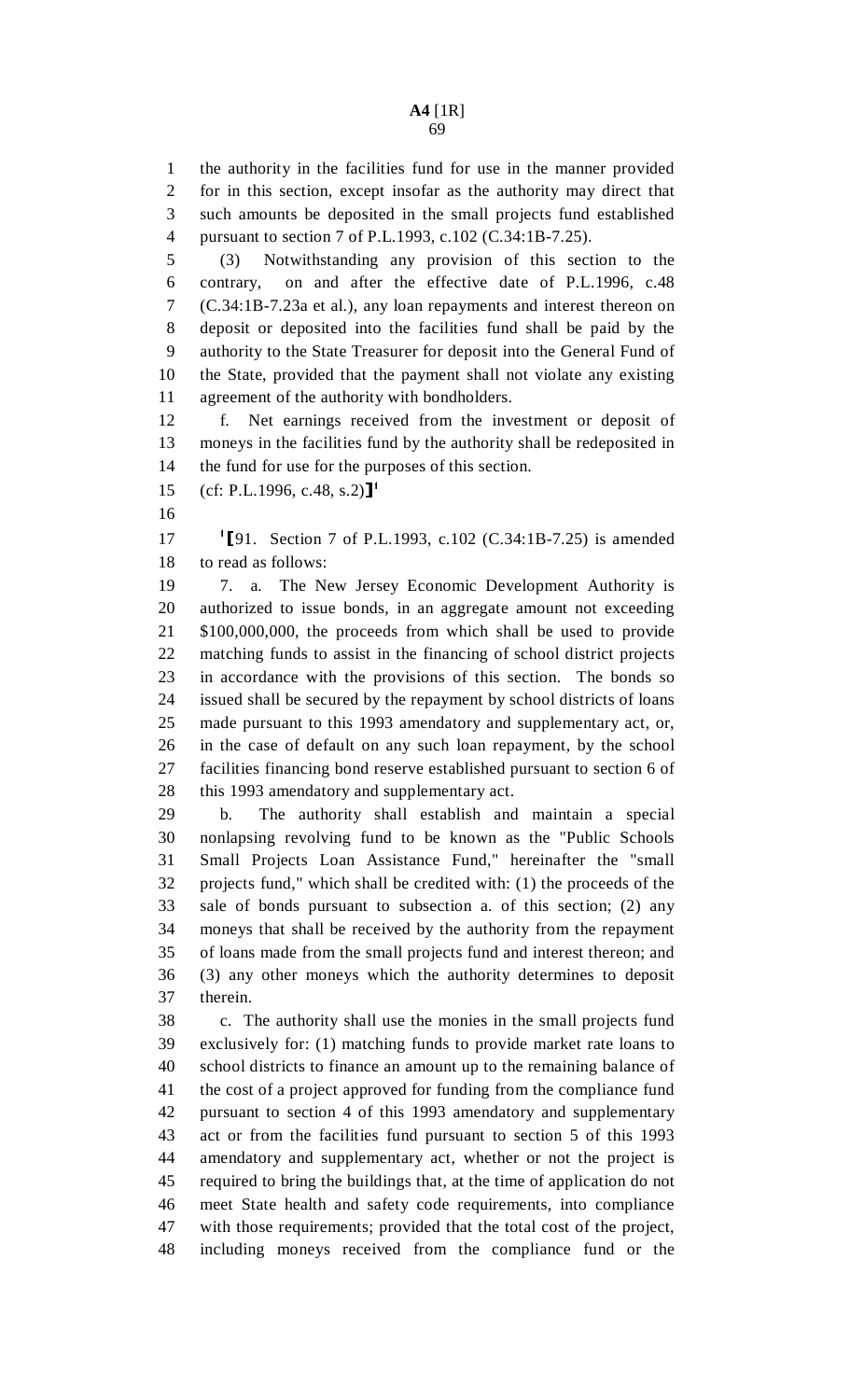the authority in the facilities fund for use in the manner provided for in this section, except insofar as the authority may direct that such amounts be deposited in the small projects fund established pursuant to section 7 of P.L.1993, c.102 (C.34:1B-7.25).

(3) Notwithstanding any provision of this section to the contrary, on and after the effective date of P.L.1996, c.48 (C.34:1B-7.23a et al.), any loan repayments and interest thereon on deposit or deposited into the facilities fund shall be paid by the authority to the State Treasurer for deposit into the General Fund of the State, provided that the payment shall not violate any existing agreement of the authority with bondholders.

f. Net earnings received from the investment or deposit of moneys in the facilities fund by the authority shall be redeposited in the fund for use for the purposes of this section.

(cf: P.L.1996, c.48, s.2)]1

1[91. Section 7 of P.L.1993, c.102 (C.34:1B-7.25) is amended to read as follows:

7. a. The New Jersey Economic Development Authority is authorized to issue bonds, in an aggregate amount not exceeding $100,000,000, the proceeds from which shall be used to provide matching funds to assist in the financing of school district projects in accordance with the provisions of this section. The bonds so issued shall be secured by the repayment by school districts of loans made pursuant to this 1993 amendatory and supplementary act, or, in the case of default on any such loan repayment, by the school facilities financing bond reserve established pursuant to section 6 of this 1993 amendatory and supplementary act.

b. The authority shall establish and maintain a special nonlapsing revolving fund to be known as the "Public Schools Small Projects Loan Assistance Fund," hereinafter the "small projects fund," which shall be credited with: (1) the proceeds of the sale of bonds pursuant to subsection a. of this section; (2) any moneys that shall be received by the authority from the repayment of loans made from the small projects fund and interest thereon; and (3) any other moneys which the authority determines to deposit therein.

c. The authority shall use the monies in the small projects fund exclusively for: (1) matching funds to provide market rate loans to school districts to finance an amount up to the remaining balance of the cost of a project approved for funding from the compliance fund pursuant to section 4 of this 1993 amendatory and supplementary act or from the facilities fund pursuant to section 5 of this 1993 amendatory and supplementary act, whether or not the project is required to bring the buildings that, at the time of application do not meet State health and safety code requirements, into compliance with those requirements; provided that the total cost of the project, including moneys received from the compliance fund or the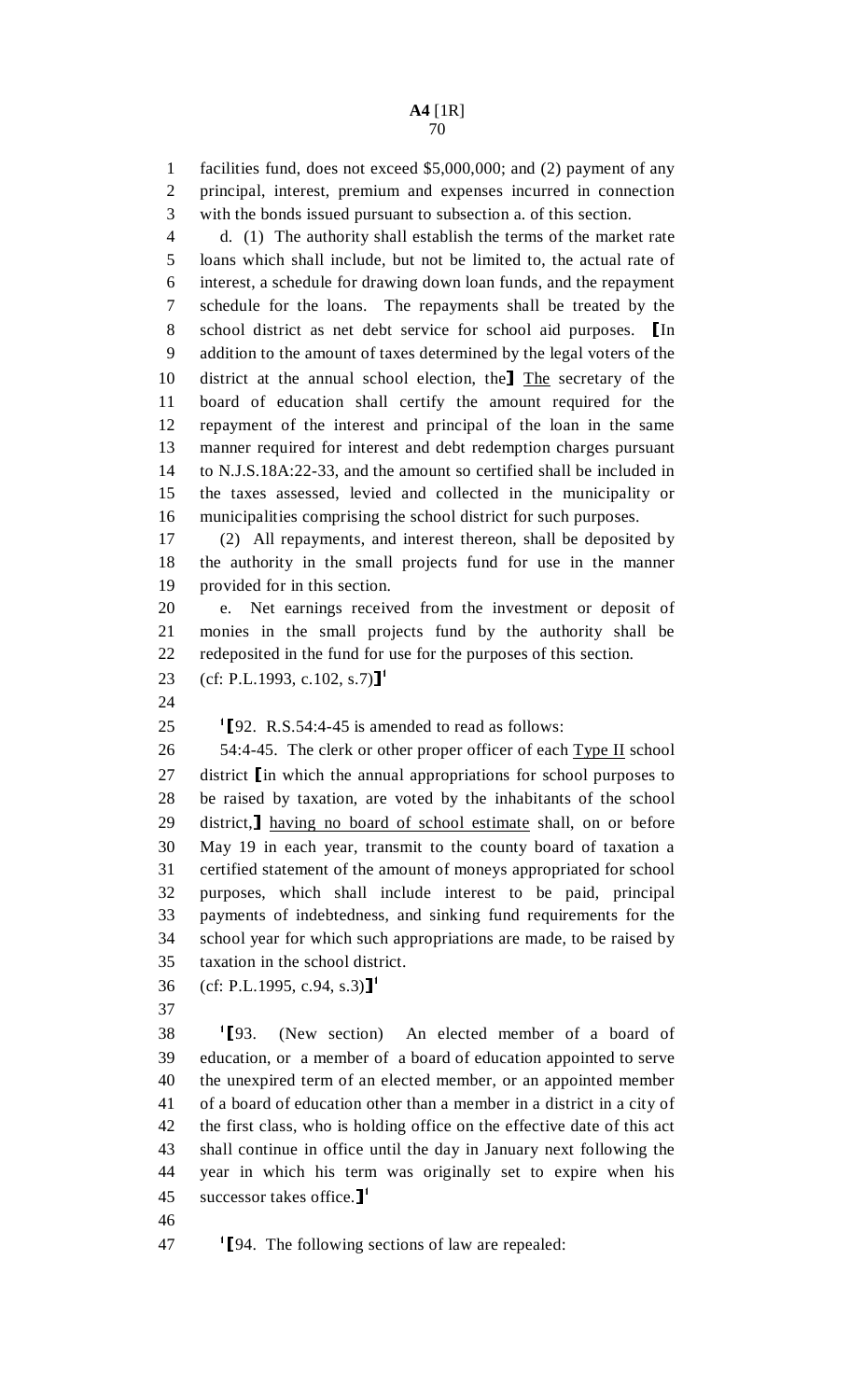facilities fund, does not exceed $5,000,000; and (2) payment of any principal, interest, premium and expenses incurred in connection with the bonds issued pursuant to subsection a. of this section.

d. (1) The authority shall establish the terms of the market rate loans which shall include, but not be limited to, the actual rate of interest, a schedule for drawing down loan funds, and the repayment schedule for the loans. The repayments shall be treated by the school district as net debt service for school aid purposes. ⟦In addition to the amount of taxes determined by the legal voters of the district at the annual school election, the⟧ The secretary of the board of education shall certify the amount required for the repayment of the interest and principal of the loan in the same manner required for interest and debt redemption charges pursuant to N.J.S.18A:22-33, and the amount so certified shall be included in the taxes assessed, levied and collected in the municipality or municipalities comprising the school district for such purposes.

(2) All repayments, and interest thereon, shall be deposited by the authority in the small projects fund for use in the manner provided for in this section.

e. Net earnings received from the investment or deposit of monies in the small projects fund by the authority shall be redeposited in the fund for use for the purposes of this section.

(cf: P.L.1993, c.102, s.7)⟧[1]

[1]⟦92. R.S.54:4-45 is amended to read as follows:

54:4-45. The clerk or other proper officer of each Type II school district ⟦in which the annual appropriations for school purposes to be raised by taxation, are voted by the inhabitants of the school district,⟧ having no board of school estimate shall, on or before May 19 in each year, transmit to the county board of taxation a certified statement of the amount of moneys appropriated for school purposes, which shall include interest to be paid, principal payments of indebtedness, and sinking fund requirements for the school year for which such appropriations are made, to be raised by taxation in the school district.

(cf: P.L.1995, c.94, s.3)⟧[1]

[1]⟦93. (New section) An elected member of a board of education, or a member of a board of education appointed to serve the unexpired term of an elected member, or an appointed member of a board of education other than a member in a district in a city of the first class, who is holding office on the effective date of this act shall continue in office until the day in January next following the year in which his term was originally set to expire when his successor takes office.⟧[1]

[1]⟦94. The following sections of law are repealed: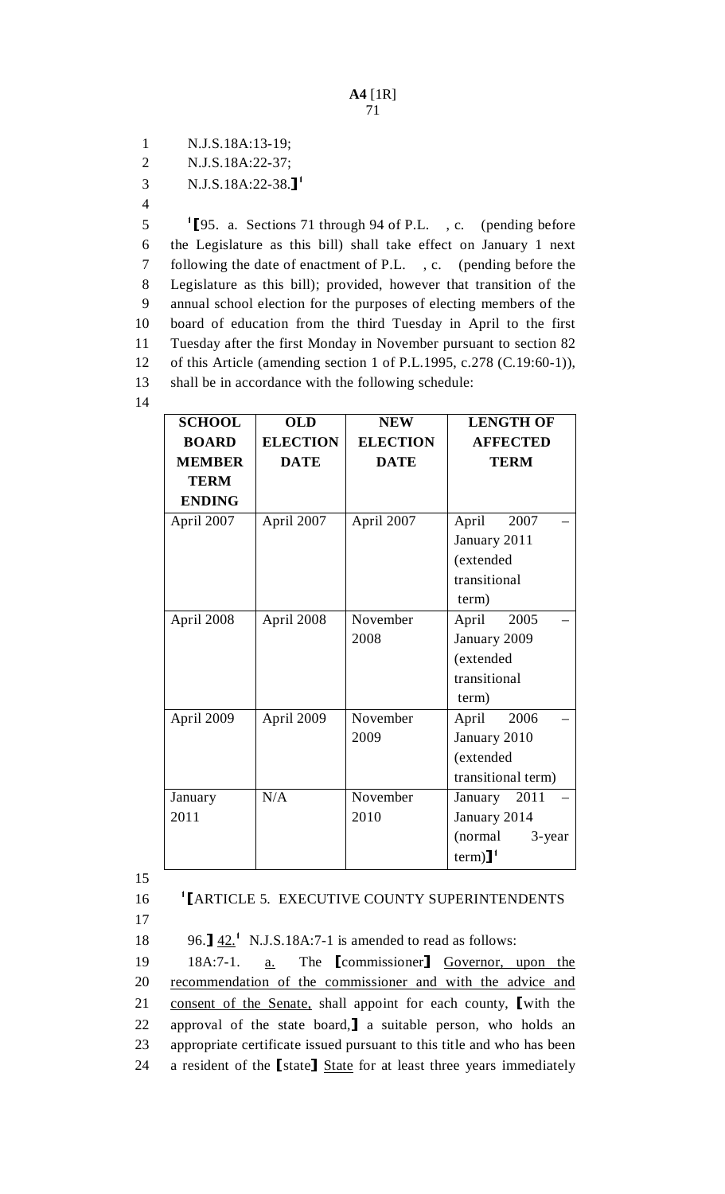N.J.S.18A:13-19;
N.J.S.18A:22-37;
N.J.S.18A:22-38.]¹

¹[95. a. Sections 71 through 94 of P.L. , c. (pending before the Legislature as this bill) shall take effect on January 1 next following the date of enactment of P.L. , c. (pending before the Legislature as this bill); provided, however that transition of the annual school election for the purposes of electing members of the board of education from the third Tuesday in April to the first Tuesday after the first Monday in November pursuant to section 82 of this Article (amending section 1 of P.L.1995, c.278 (C.19:60-1)), shall be in accordance with the following schedule:

| SCHOOL BOARD MEMBER TERM ENDING | OLD ELECTION DATE | NEW ELECTION DATE | LENGTH OF AFFECTED TERM |
|---|---|---|---|
| April 2007 | April 2007 | April 2007 | April 2007 – January 2011 (extended transitional term) |
| April 2008 | April 2008 | November 2008 | April 2005 – January 2009 (extended transitional term) |
| April 2009 | April 2009 | November 2009 | April 2006 – January 2010 (extended transitional term) |
| January 2011 | N/A | November 2010 | January 2011 – January 2014 (normal 3-year term)]¹ |

¹[ARTICLE 5. EXECUTIVE COUNTY SUPERINTENDENTS

96.] 42.¹ N.J.S.18A:7-1 is amended to read as follows:

18A:7-1. a. The [commissioner] Governor, upon the recommendation of the commissioner and with the advice and consent of the Senate, shall appoint for each county, [with the approval of the state board,] a suitable person, who holds an appropriate certificate issued pursuant to this title and who has been a resident of the [state] State for at least three years immediately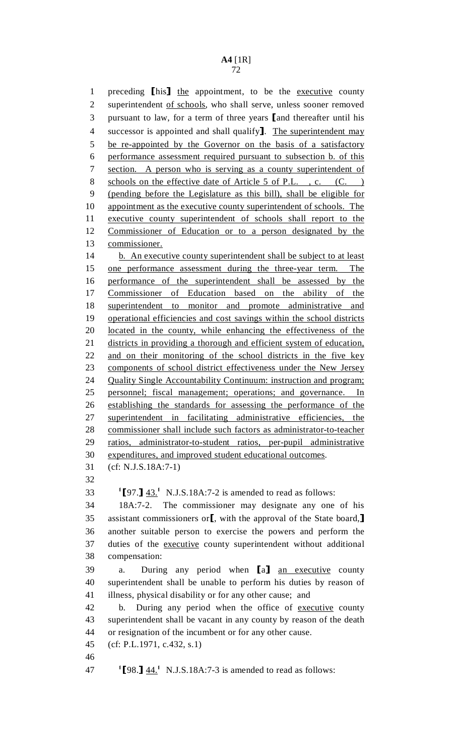preceding ⟦his⟧ the appointment, to be the executive county superintendent of schools, who shall serve, unless sooner removed pursuant to law, for a term of three years ⟦and thereafter until his successor is appointed and shall qualify⟧. The superintendent may be re-appointed by the Governor on the basis of a satisfactory performance assessment required pursuant to subsection b. of this section. A person who is serving as a county superintendent of schools on the effective date of Article 5 of P.L. , c. (C. ) (pending before the Legislature as this bill), shall be eligible for appointment as the executive county superintendent of schools. The executive county superintendent of schools shall report to the Commissioner of Education or to a person designated by the commissioner.

b. An executive county superintendent shall be subject to at least one performance assessment during the three-year term. The performance of the superintendent shall be assessed by the Commissioner of Education based on the ability of the superintendent to monitor and promote administrative and operational efficiencies and cost savings within the school districts located in the county, while enhancing the effectiveness of the districts in providing a thorough and efficient system of education, and on their monitoring of the school districts in the five key components of school district effectiveness under the New Jersey Quality Single Accountability Continuum: instruction and program; personnel; fiscal management; operations; and governance. In establishing the standards for assessing the performance of the superintendent in facilitating administrative efficiencies, the commissioner shall include such factors as administrator-to-teacher ratios, administrator-to-student ratios, per-pupil administrative expenditures, and improved student educational outcomes.

(cf: N.J.S.18A:7-1)

[1]⟦97.⟧ 43.[1] N.J.S.18A:7-2 is amended to read as follows:

18A:7-2. The commissioner may designate any one of his assistant commissioners or⟦, with the approval of the State board,⟧ another suitable person to exercise the powers and perform the duties of the executive county superintendent without additional compensation:

a. During any period when ⟦a⟧ an executive county superintendent shall be unable to perform his duties by reason of illness, physical disability or for any other cause; and

b. During any period when the office of executive county superintendent shall be vacant in any county by reason of the death or resignation of the incumbent or for any other cause.

(cf: P.L.1971, c.432, s.1)

[1]⟦98.⟧ 44.[1] N.J.S.18A:7-3 is amended to read as follows: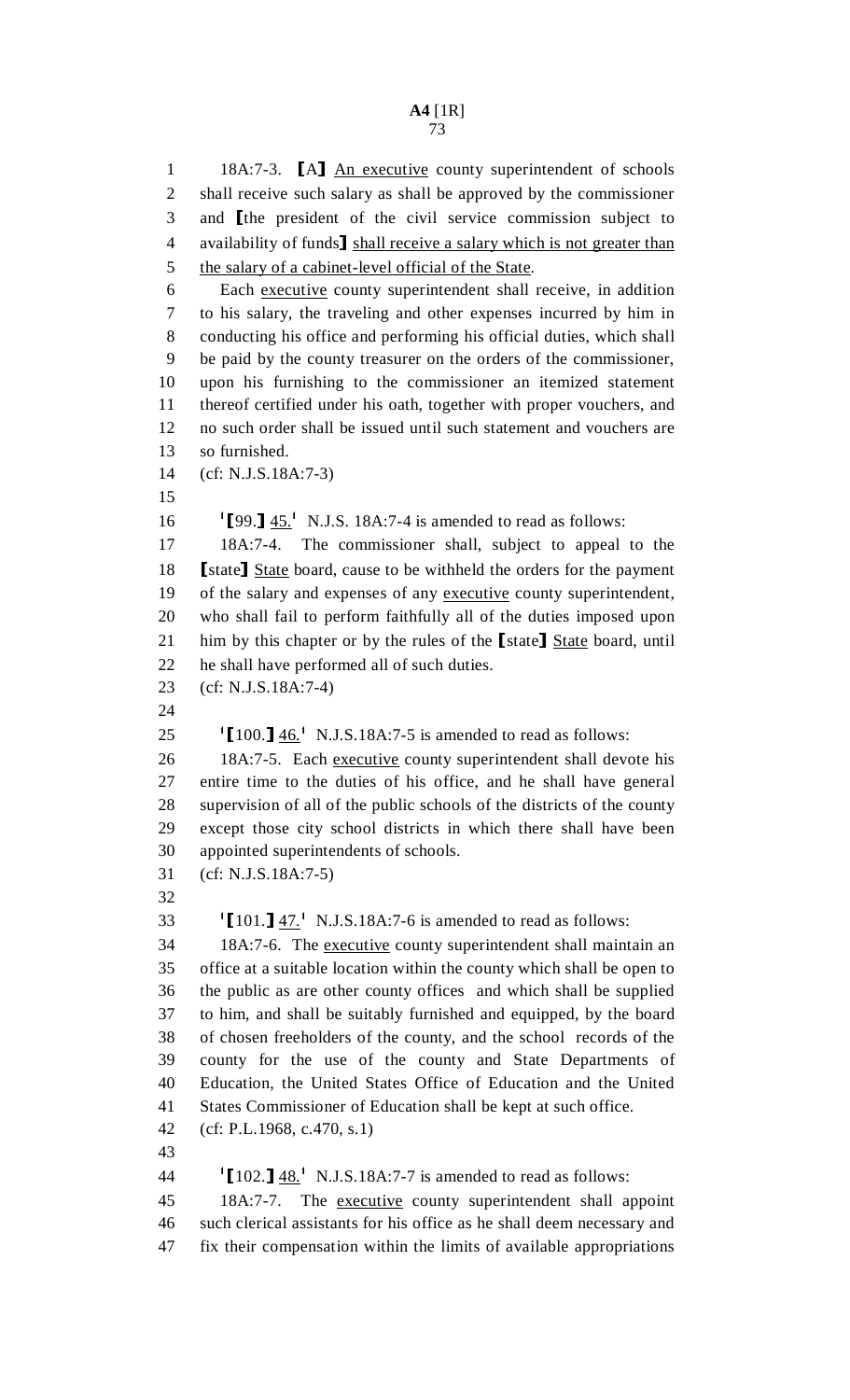18A:7-3. ⟦A⟧ An executive county superintendent of schools shall receive such salary as shall be approved by the commissioner and ⟦the president of the civil service commission subject to availability of funds⟧ shall receive a salary which is not greater than the salary of a cabinet-level official of the State.

Each executive county superintendent shall receive, in addition to his salary, the traveling and other expenses incurred by him in conducting his office and performing his official duties, which shall be paid by the county treasurer on the orders of the commissioner, upon his furnishing to the commissioner an itemized statement thereof certified under his oath, together with proper vouchers, and no such order shall be issued until such statement and vouchers are so furnished.

(cf: N.J.S.18A:7-3)

[1]⟦99.⟧ 45.[1] N.J.S. 18A:7-4 is amended to read as follows:

18A:7-4. The commissioner shall, subject to appeal to the ⟦state⟧ State board, cause to be withheld the orders for the payment of the salary and expenses of any executive county superintendent, who shall fail to perform faithfully all of the duties imposed upon him by this chapter or by the rules of the ⟦state⟧ State board, until he shall have performed all of such duties.

(cf: N.J.S.18A:7-4)

[1]⟦100.⟧ 46.[1] N.J.S.18A:7-5 is amended to read as follows:

18A:7-5. Each executive county superintendent shall devote his entire time to the duties of his office, and he shall have general supervision of all of the public schools of the districts of the county except those city school districts in which there shall have been appointed superintendents of schools.

(cf: N.J.S.18A:7-5)

[1]⟦101.⟧ 47.[1] N.J.S.18A:7-6 is amended to read as follows:

18A:7-6. The executive county superintendent shall maintain an office at a suitable location within the county which shall be open to the public as are other county offices and which shall be supplied to him, and shall be suitably furnished and equipped, by the board of chosen freeholders of the county, and the school records of the county for the use of the county and State Departments of Education, the United States Office of Education and the United States Commissioner of Education shall be kept at such office.

(cf: P.L.1968, c.470, s.1)

[1]⟦102.⟧ 48.[1] N.J.S.18A:7-7 is amended to read as follows:

18A:7-7. The executive county superintendent shall appoint such clerical assistants for his office as he shall deem necessary and fix their compensation within the limits of available appropriations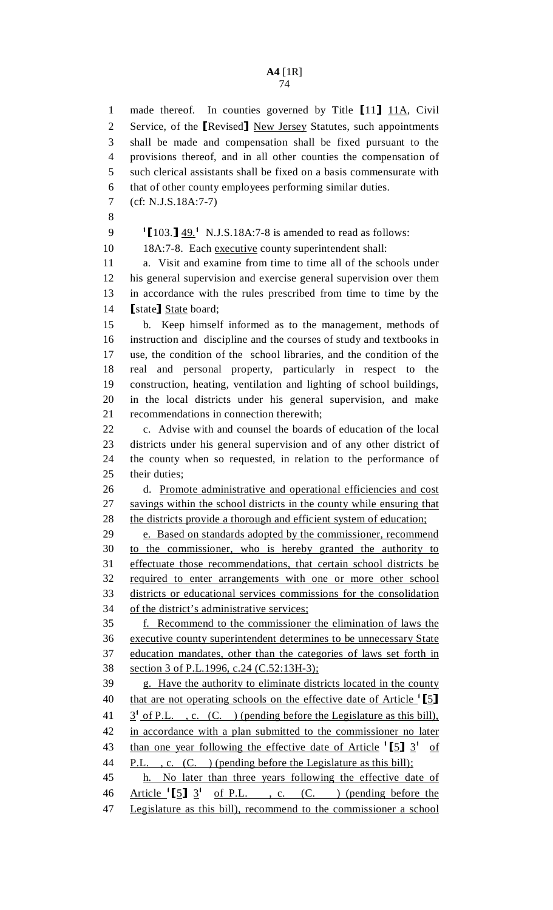made thereof. In counties governed by Title ⟦11⟧ 11A, Civil Service, of the ⟦Revised⟧ New Jersey Statutes, such appointments shall be made and compensation shall be fixed pursuant to the provisions thereof, and in all other counties the compensation of such clerical assistants shall be fixed on a basis commensurate with that of other county employees performing similar duties.

(cf: N.J.S.18A:7-7)

[1]⟦103.⟧ 49.[1] N.J.S.18A:7-8 is amended to read as follows:

18A:7-8. Each executive county superintendent shall:

a. Visit and examine from time to time all of the schools under his general supervision and exercise general supervision over them in accordance with the rules prescribed from time to time by the ⟦state⟧ State board;

b. Keep himself informed as to the management, methods of instruction and discipline and the courses of study and textbooks in use, the condition of the school libraries, and the condition of the real and personal property, particularly in respect to the construction, heating, ventilation and lighting of school buildings, in the local districts under his general supervision, and make recommendations in connection therewith;

c. Advise with and counsel the boards of education of the local districts under his general supervision and of any other district of the county when so requested, in relation to the performance of their duties;

d. Promote administrative and operational efficiencies and cost savings within the school districts in the county while ensuring that the districts provide a thorough and efficient system of education;

e. Based on standards adopted by the commissioner, recommend to the commissioner, who is hereby granted the authority to effectuate those recommendations, that certain school districts be required to enter arrangements with one or more other school districts or educational services commissions for the consolidation of the district's administrative services;

f. Recommend to the commissioner the elimination of laws the executive county superintendent determines to be unnecessary State education mandates, other than the categories of laws set forth in section 3 of P.L.1996, c.24 (C.52:13H-3);

g. Have the authority to eliminate districts located in the county that are not operating schools on the effective date of Article [1]⟦5⟧ 3[1] of P.L. , c. (C. ) (pending before the Legislature as this bill), in accordance with a plan submitted to the commissioner no later than one year following the effective date of Article [1]⟦5⟧ 3[1] of P.L. , c. (C. ) (pending before the Legislature as this bill);

h. No later than three years following the effective date of Article [1]⟦5⟧ 3[1] of P.L. , c. (C. ) (pending before the Legislature as this bill), recommend to the commissioner a school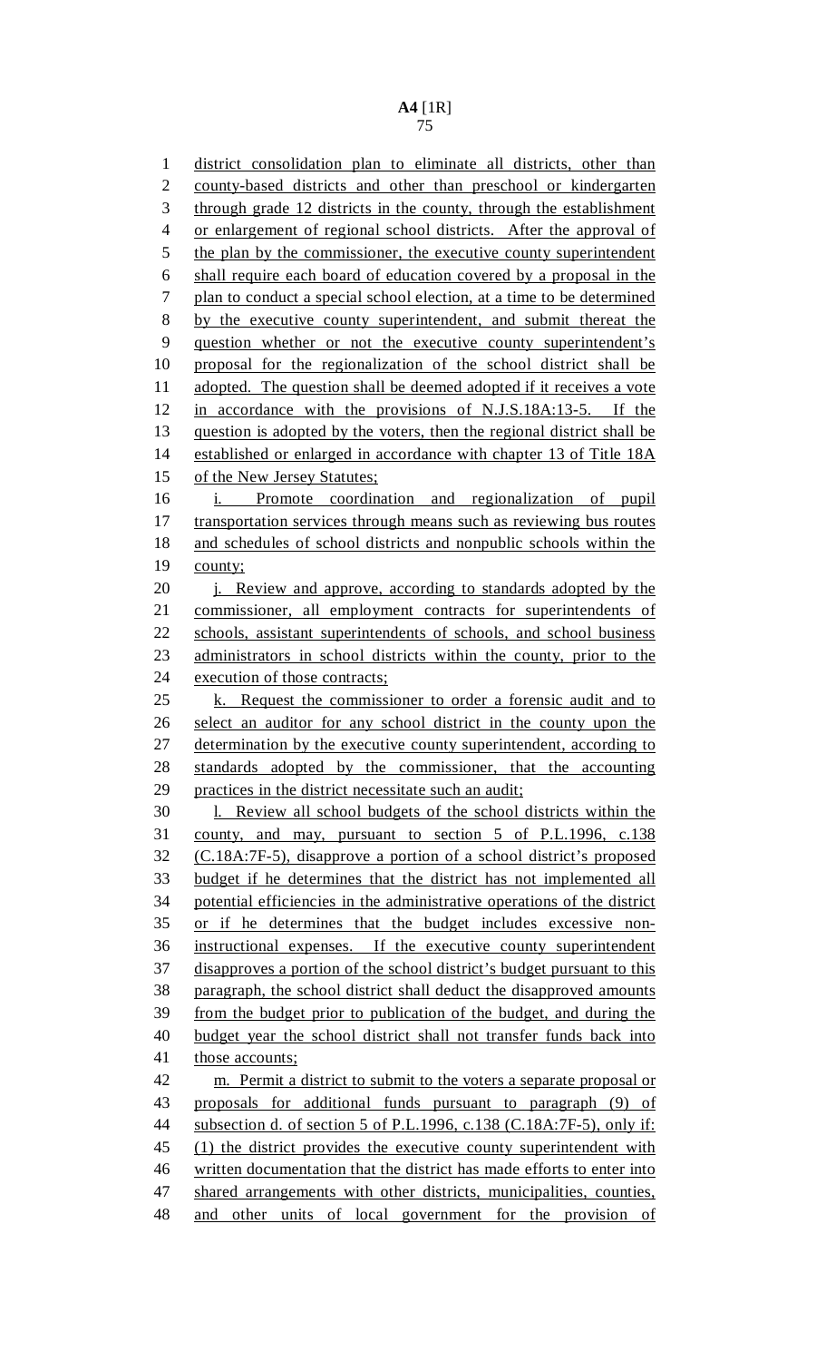district consolidation plan to eliminate all districts, other than county-based districts and other than preschool or kindergarten through grade 12 districts in the county, through the establishment or enlargement of regional school districts. After the approval of the plan by the commissioner, the executive county superintendent shall require each board of education covered by a proposal in the plan to conduct a special school election, at a time to be determined by the executive county superintendent, and submit thereat the question whether or not the executive county superintendent's proposal for the regionalization of the school district shall be adopted. The question shall be deemed adopted if it receives a vote in accordance with the provisions of N.J.S.18A:13-5. If the question is adopted by the voters, then the regional district shall be established or enlarged in accordance with chapter 13 of Title 18A of the New Jersey Statutes;

i. Promote coordination and regionalization of pupil transportation services through means such as reviewing bus routes and schedules of school districts and nonpublic schools within the county;

j. Review and approve, according to standards adopted by the commissioner, all employment contracts for superintendents of schools, assistant superintendents of schools, and school business administrators in school districts within the county, prior to the execution of those contracts;

k. Request the commissioner to order a forensic audit and to select an auditor for any school district in the county upon the determination by the executive county superintendent, according to standards adopted by the commissioner, that the accounting practices in the district necessitate such an audit;

l. Review all school budgets of the school districts within the county, and may, pursuant to section 5 of P.L.1996, c.138 (C.18A:7F-5), disapprove a portion of a school district's proposed budget if he determines that the district has not implemented all potential efficiencies in the administrative operations of the district or if he determines that the budget includes excessive non-instructional expenses. If the executive county superintendent disapproves a portion of the school district's budget pursuant to this paragraph, the school district shall deduct the disapproved amounts from the budget prior to publication of the budget, and during the budget year the school district shall not transfer funds back into those accounts;

m. Permit a district to submit to the voters a separate proposal or proposals for additional funds pursuant to paragraph (9) of subsection d. of section 5 of P.L.1996, c.138 (C.18A:7F-5), only if: (1) the district provides the executive county superintendent with written documentation that the district has made efforts to enter into shared arrangements with other districts, municipalities, counties, and other units of local government for the provision of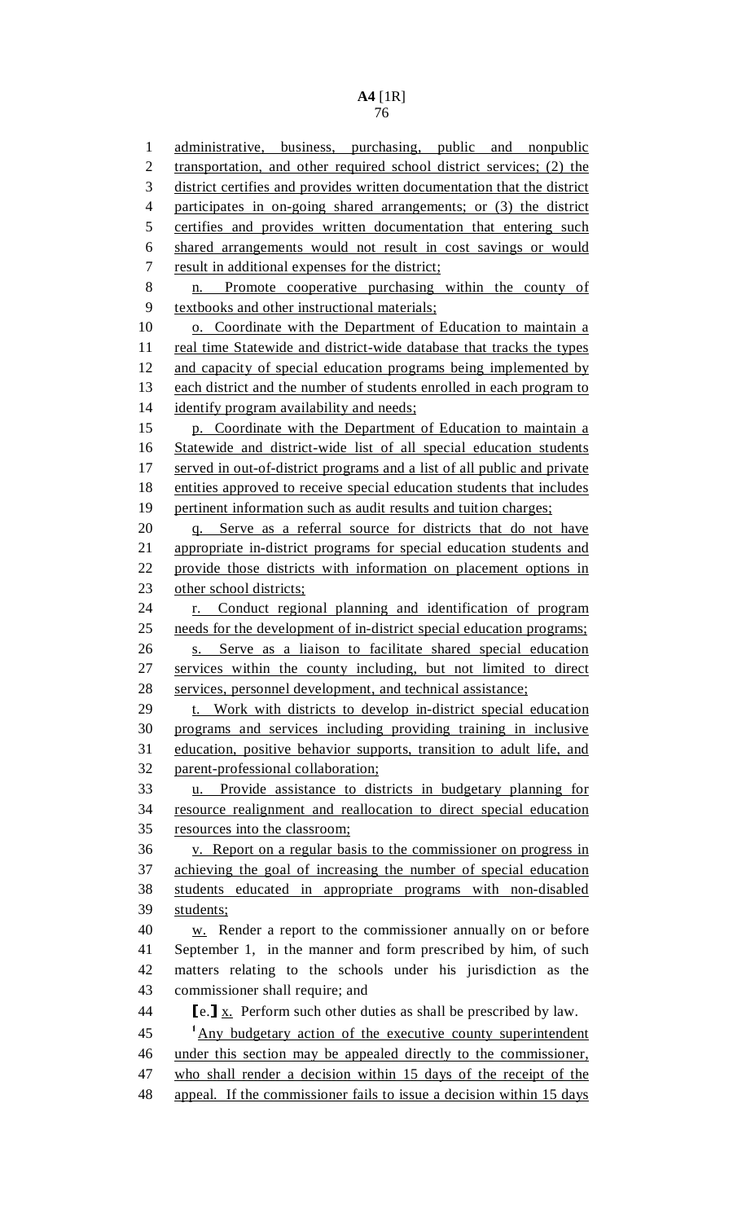administrative, business, purchasing, public and nonpublic transportation, and other required school district services; (2) the district certifies and provides written documentation that the district participates in on-going shared arrangements; or (3) the district certifies and provides written documentation that entering such shared arrangements would not result in cost savings or would result in additional expenses for the district;

n. Promote cooperative purchasing within the county of textbooks and other instructional materials;

o. Coordinate with the Department of Education to maintain a real time Statewide and district-wide database that tracks the types and capacity of special education programs being implemented by each district and the number of students enrolled in each program to identify program availability and needs;

p. Coordinate with the Department of Education to maintain a Statewide and district-wide list of all special education students served in out-of-district programs and a list of all public and private entities approved to receive special education students that includes pertinent information such as audit results and tuition charges;

q. Serve as a referral source for districts that do not have appropriate in-district programs for special education students and provide those districts with information on placement options in other school districts;

r. Conduct regional planning and identification of program needs for the development of in-district special education programs;

s. Serve as a liaison to facilitate shared special education services within the county including, but not limited to direct services, personnel development, and technical assistance;

t. Work with districts to develop in-district special education programs and services including providing training in inclusive education, positive behavior supports, transition to adult life, and parent-professional collaboration;

u. Provide assistance to districts in budgetary planning for resource realignment and reallocation to direct special education resources into the classroom;

v. Report on a regular basis to the commissioner on progress in achieving the goal of increasing the number of special education students educated in appropriate programs with non-disabled students;

w. Render a report to the commissioner annually on or before September 1, in the manner and form prescribed by him, of such matters relating to the schools under his jurisdiction as the commissioner shall require; and

[e.] x. Perform such other duties as shall be prescribed by law.

[1]Any budgetary action of the executive county superintendent under this section may be appealed directly to the commissioner, who shall render a decision within 15 days of the receipt of the appeal. If the commissioner fails to issue a decision within 15 days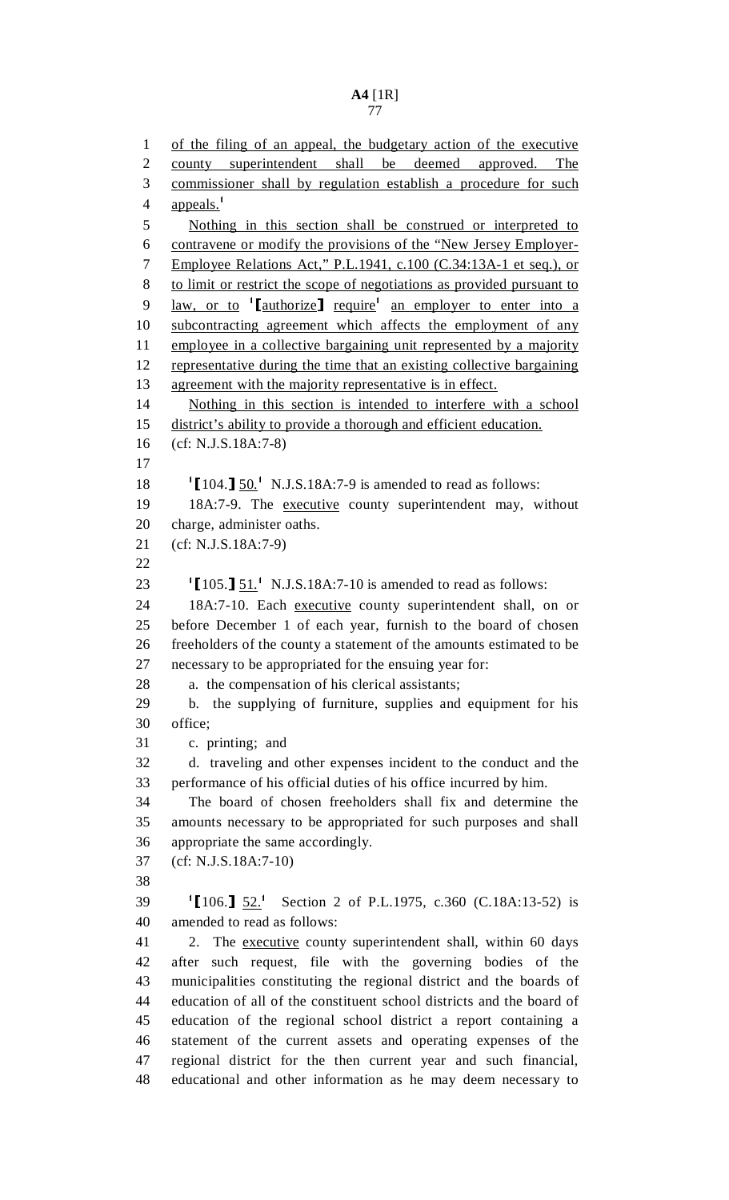of the filing of an appeal, the budgetary action of the executive county superintendent shall be deemed approved. The commissioner shall by regulation establish a procedure for such appeals.[1]

Nothing in this section shall be construed or interpreted to contravene or modify the provisions of the "New Jersey Employer-Employee Relations Act," P.L.1941, c.100 (C.34:13A-1 et seq.), or to limit or restrict the scope of negotiations as provided pursuant to law, or to [1][authorize] require[1] an employer to enter into a subcontracting agreement which affects the employment of any employee in a collective bargaining unit represented by a majority representative during the time that an existing collective bargaining agreement with the majority representative is in effect.

Nothing in this section is intended to interfere with a school district's ability to provide a thorough and efficient education.

(cf: N.J.S.18A:7-8)

[1][104.] 50.[1] N.J.S.18A:7-9 is amended to read as follows:

18A:7-9. The executive county superintendent may, without charge, administer oaths.

(cf: N.J.S.18A:7-9)

[1][105.] 51.[1] N.J.S.18A:7-10 is amended to read as follows:

18A:7-10. Each executive county superintendent shall, on or before December 1 of each year, furnish to the board of chosen freeholders of the county a statement of the amounts estimated to be necessary to be appropriated for the ensuing year for:

a. the compensation of his clerical assistants;

b. the supplying of furniture, supplies and equipment for his office;

c. printing; and

d. traveling and other expenses incident to the conduct and the performance of his official duties of his office incurred by him.

The board of chosen freeholders shall fix and determine the amounts necessary to be appropriated for such purposes and shall appropriate the same accordingly.

(cf: N.J.S.18A:7-10)

[1][106.] 52.[1] Section 2 of P.L.1975, c.360 (C.18A:13-52) is amended to read as follows:

2. The executive county superintendent shall, within 60 days after such request, file with the governing bodies of the municipalities constituting the regional district and the boards of education of all of the constituent school districts and the board of education of the regional school district a report containing a statement of the current assets and operating expenses of the regional district for the then current year and such financial, educational and other information as he may deem necessary to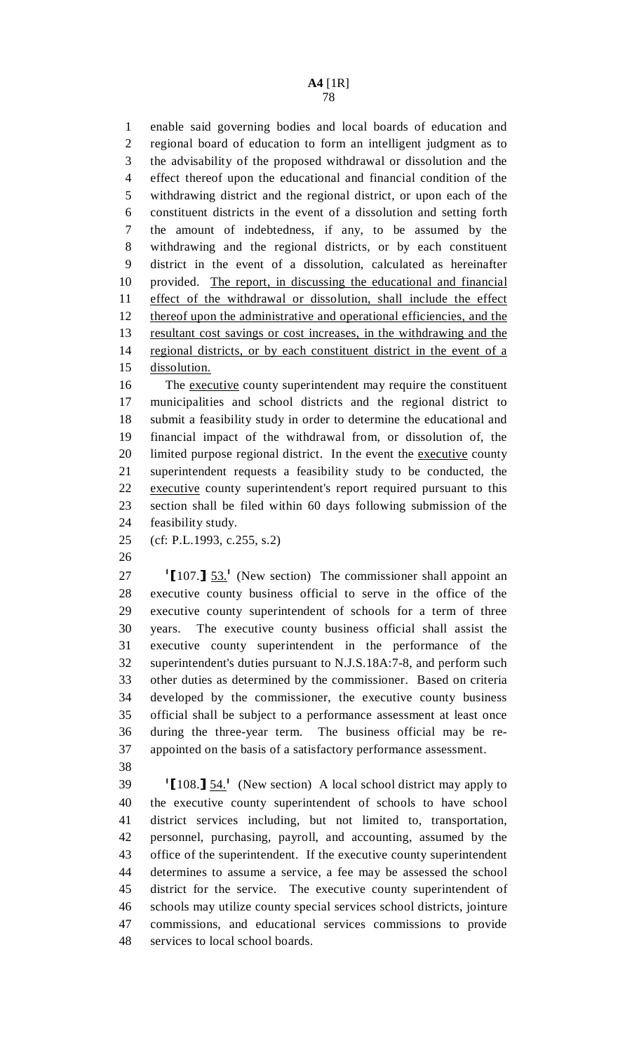enable said governing bodies and local boards of education and regional board of education to form an intelligent judgment as to the advisability of the proposed withdrawal or dissolution and the effect thereof upon the educational and financial condition of the withdrawing district and the regional district, or upon each of the constituent districts in the event of a dissolution and setting forth the amount of indebtedness, if any, to be assumed by the withdrawing and the regional districts, or by each constituent district in the event of a dissolution, calculated as hereinafter provided. <u>The report, in discussing the educational and financial effect of the withdrawal or dissolution, shall include the effect thereof upon the administrative and operational efficiencies, and the resultant cost savings or cost increases, in the withdrawing and the regional districts, or by each constituent district in the event of a dissolution.</u>

The <u>executive</u> county superintendent may require the constituent municipalities and school districts and the regional district to submit a feasibility study in order to determine the educational and financial impact of the withdrawal from, or dissolution of, the limited purpose regional district. In the event the <u>executive</u> county superintendent requests a feasibility study to be conducted, the <u>executive</u> county superintendent's report required pursuant to this section shall be filed within 60 days following submission of the feasibility study.

(cf: P.L.1993, c.255, s.2)

[1]⟦107.⟧ <u>53.</u>[1] (New section) The commissioner shall appoint an executive county business official to serve in the office of the executive county superintendent of schools for a term of three years. The executive county business official shall assist the executive county superintendent in the performance of the superintendent's duties pursuant to N.J.S.18A:7-8, and perform such other duties as determined by the commissioner. Based on criteria developed by the commissioner, the executive county business official shall be subject to a performance assessment at least once during the three-year term. The business official may be re-appointed on the basis of a satisfactory performance assessment.

[1]⟦108.⟧ <u>54.</u>[1] (New section) A local school district may apply to the executive county superintendent of schools to have school district services including, but not limited to, transportation, personnel, purchasing, payroll, and accounting, assumed by the office of the superintendent. If the executive county superintendent determines to assume a service, a fee may be assessed the school district for the service. The executive county superintendent of schools may utilize county special services school districts, jointure commissions, and educational services commissions to provide services to local school boards.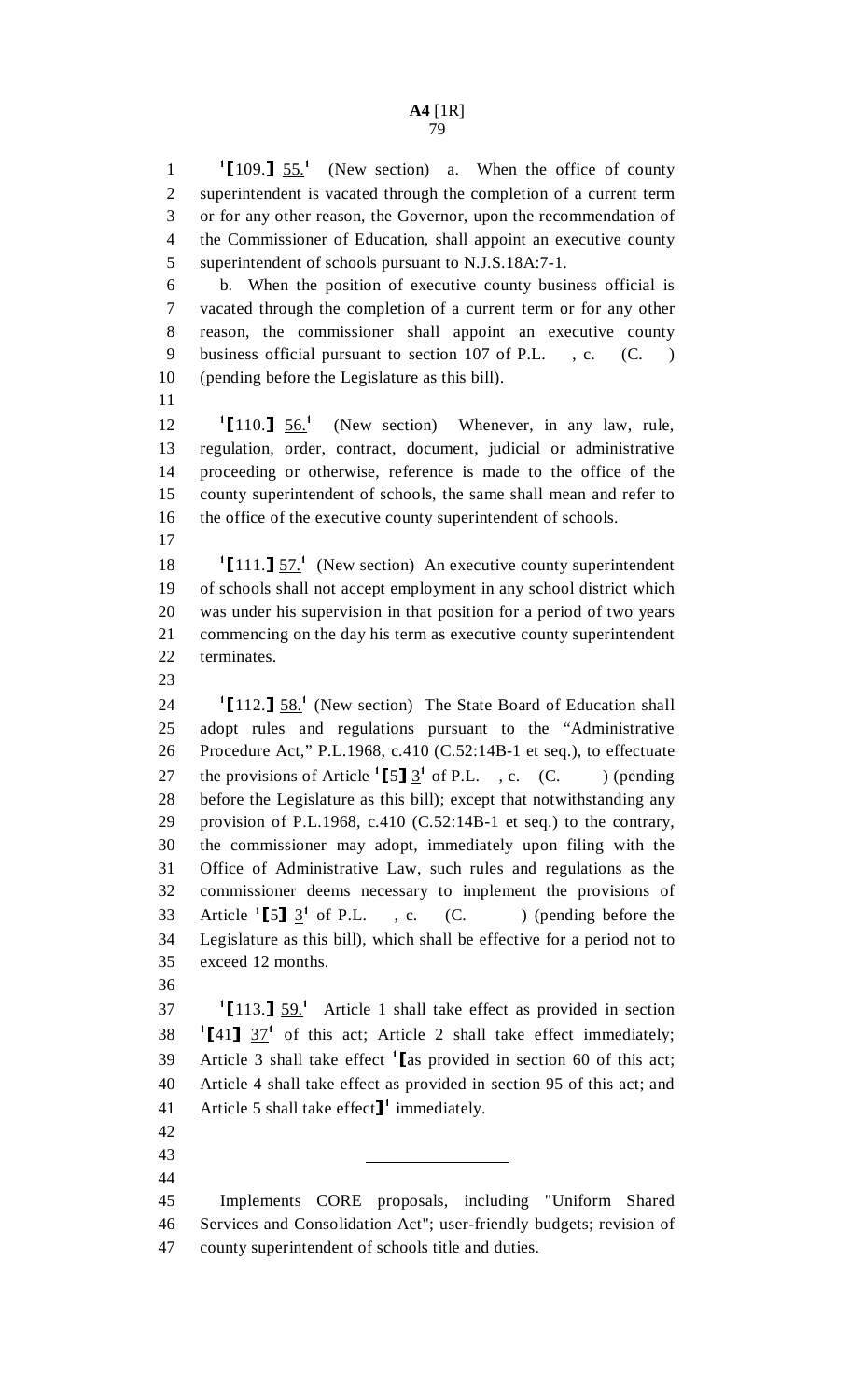[1][109.] 55.[1] (New section) a. When the office of county superintendent is vacated through the completion of a current term or for any other reason, the Governor, upon the recommendation of the Commissioner of Education, shall appoint an executive county superintendent of schools pursuant to N.J.S.18A:7-1.

b. When the position of executive county business official is vacated through the completion of a current term or for any other reason, the commissioner shall appoint an executive county business official pursuant to section 107 of P.L. , c. (C. ) (pending before the Legislature as this bill).

[1][110.] 56.[1] (New section) Whenever, in any law, rule, regulation, order, contract, document, judicial or administrative proceeding or otherwise, reference is made to the office of the county superintendent of schools, the same shall mean and refer to the office of the executive county superintendent of schools.

[1][111.] 57.[1] (New section) An executive county superintendent of schools shall not accept employment in any school district which was under his supervision in that position for a period of two years commencing on the day his term as executive county superintendent terminates.

[1][112.] 58.[1] (New section) The State Board of Education shall adopt rules and regulations pursuant to the "Administrative Procedure Act," P.L.1968, c.410 (C.52:14B-1 et seq.), to effectuate the provisions of Article [1][5] 3[1] of P.L. , c. (C. ) (pending before the Legislature as this bill); except that notwithstanding any provision of P.L.1968, c.410 (C.52:14B-1 et seq.) to the contrary, the commissioner may adopt, immediately upon filing with the Office of Administrative Law, such rules and regulations as the commissioner deems necessary to implement the provisions of Article [1][5] 3[1] of P.L. , c. (C. ) (pending before the Legislature as this bill), which shall be effective for a period not to exceed 12 months.

[1][113.] 59.[1] Article 1 shall take effect as provided in section [1][41] 37[1] of this act; Article 2 shall take effect immediately; Article 3 shall take effect [1][as provided in section 60 of this act; Article 4 shall take effect as provided in section 95 of this act; and Article 5 shall take effect][1] immediately.

---

Implements CORE proposals, including "Uniform Shared Services and Consolidation Act"; user-friendly budgets; revision of county superintendent of schools title and duties.